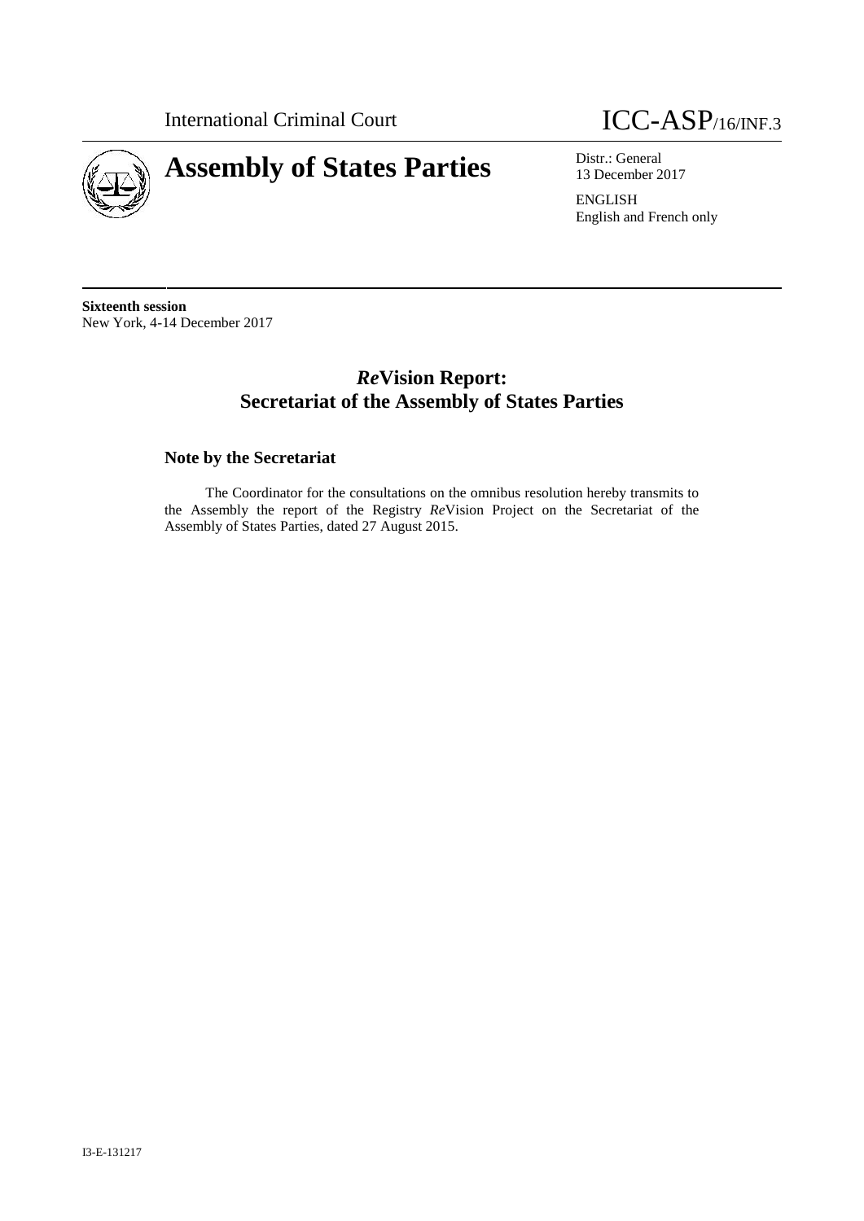International Criminal Court

# Assembly of States Parties

ICC-ASP/16/INF.3

Distr.: General
13 December 2017

ENGLISH
English and French only

**Sixteenth session**
New York, 4-14 December 2017

## ***Re*Vision Report: Secretariat of the Assembly of States Parties**

### **Note by the Secretariat**

The Coordinator for the consultations on the omnibus resolution hereby transmits to the Assembly the report of the Registry *Re*Vision Project on the Secretariat of the Assembly of States Parties, dated 27 August 2015.

I3-E-131217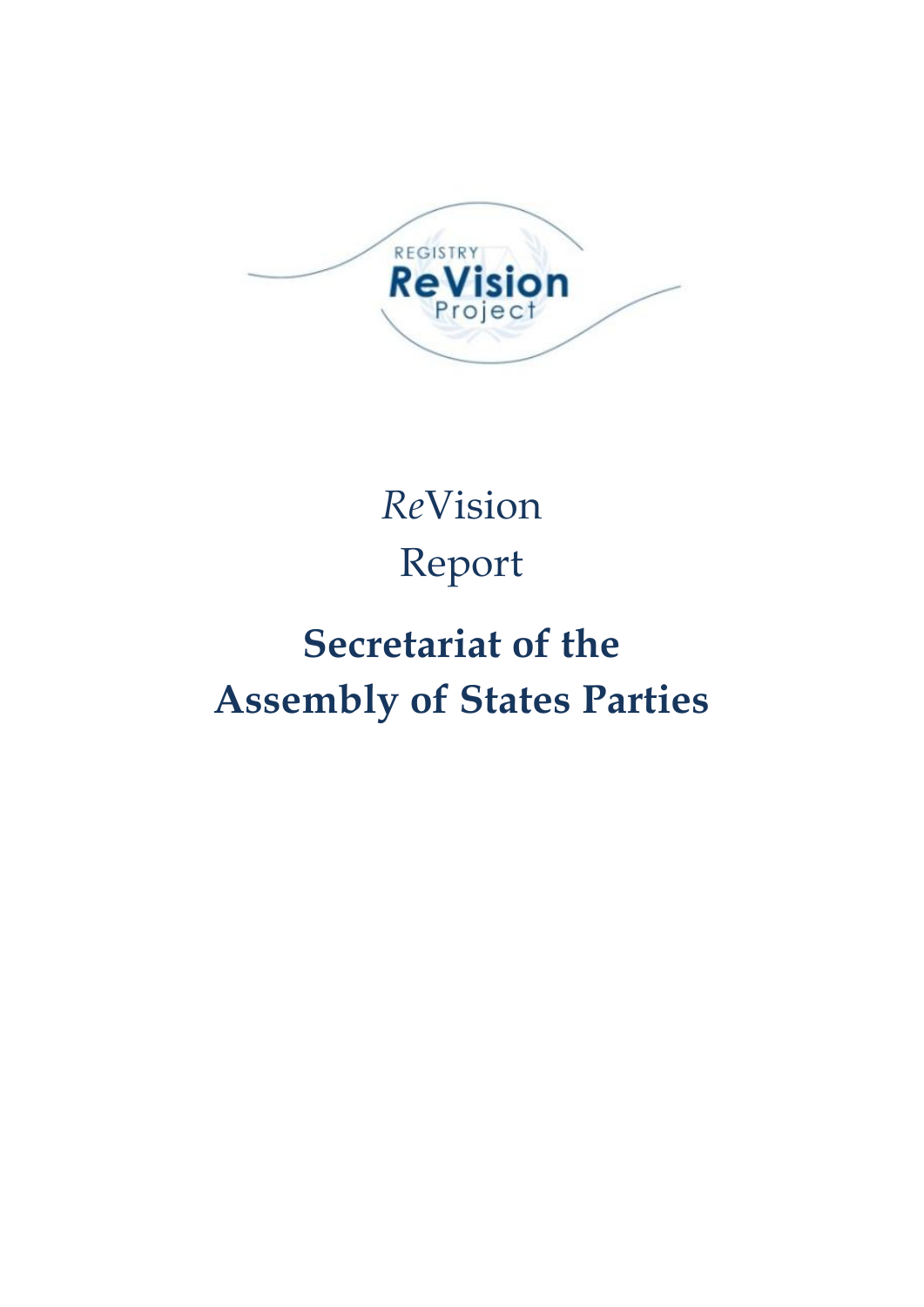REGISTRY
ReVision
Project

*Re*Vision
Report

# Secretariat of the Assembly of States Parties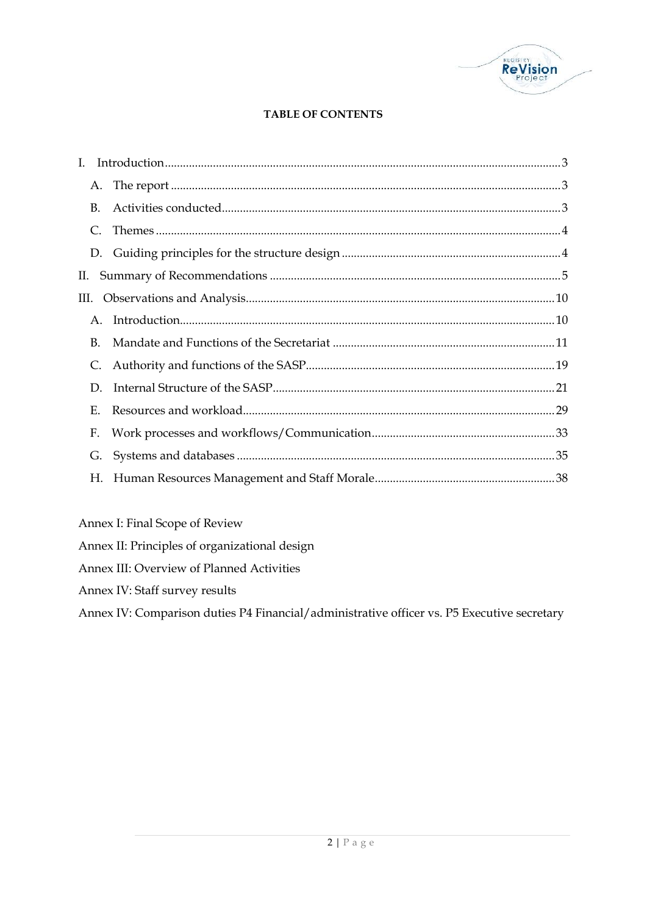**TABLE OF CONTENTS**

I. Introduction .......... 3
- A. The report .......... 3
- B. Activities conducted .......... 3
- C. Themes .......... 4
- D. Guiding principles for the structure design .......... 4

II. Summary of Recommendations .......... 5

III. Observations and Analysis .......... 10
- A. Introduction .......... 10
- B. Mandate and Functions of the Secretariat .......... 11
- C. Authority and functions of the SASP .......... 19
- D. Internal Structure of the SASP .......... 21
- E. Resources and workload .......... 29
- F. Work processes and workflows/Communication .......... 33
- G. Systems and databases .......... 35
- H. Human Resources Management and Staff Morale .......... 38

Annex I: Final Scope of Review

Annex II: Principles of organizational design

Annex III: Overview of Planned Activities

Annex IV: Staff survey results

Annex IV: Comparison duties P4 Financial/administrative officer vs. P5 Executive secretary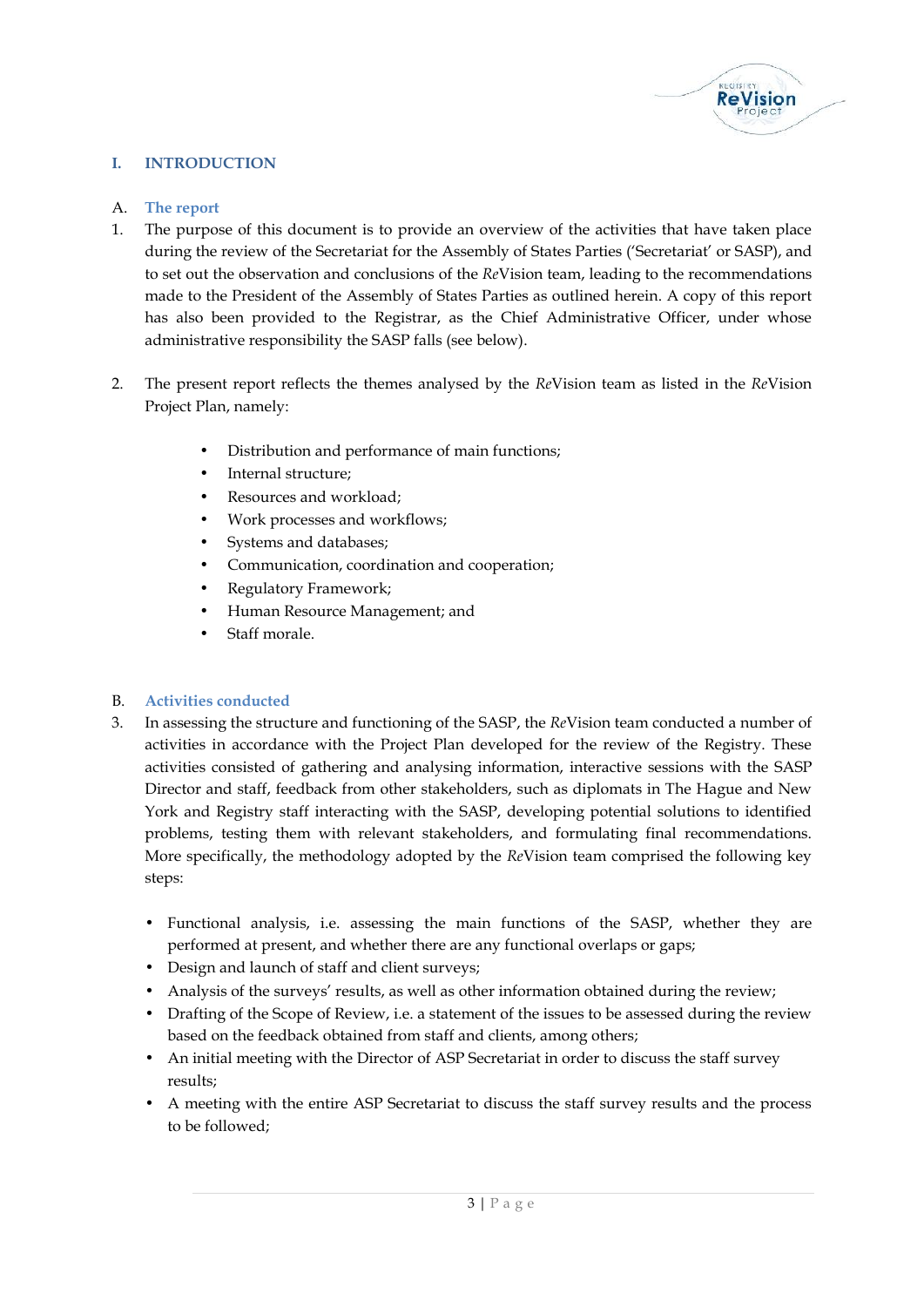# I. INTRODUCTION

## A. The report

1. The purpose of this document is to provide an overview of the activities that have taken place during the review of the Secretariat for the Assembly of States Parties ('Secretariat' or SASP), and to set out the observation and conclusions of the *Re*Vision team, leading to the recommendations made to the President of the Assembly of States Parties as outlined herein. A copy of this report has also been provided to the Registrar, as the Chief Administrative Officer, under whose administrative responsibility the SASP falls (see below).

2. The present report reflects the themes analysed by the *Re*Vision team as listed in the *Re*Vision Project Plan, namely:

   - Distribution and performance of main functions;
   - Internal structure;
   - Resources and workload;
   - Work processes and workflows;
   - Systems and databases;
   - Communication, coordination and cooperation;
   - Regulatory Framework;
   - Human Resource Management; and
   - Staff morale.

## B. Activities conducted

3. In assessing the structure and functioning of the SASP, the *Re*Vision team conducted a number of activities in accordance with the Project Plan developed for the review of the Registry. These activities consisted of gathering and analysing information, interactive sessions with the SASP Director and staff, feedback from other stakeholders, such as diplomats in The Hague and New York and Registry staff interacting with the SASP, developing potential solutions to identified problems, testing them with relevant stakeholders, and formulating final recommendations. More specifically, the methodology adopted by the *Re*Vision team comprised the following key steps:

   - Functional analysis, i.e. assessing the main functions of the SASP, whether they are performed at present, and whether there are any functional overlaps or gaps;
   - Design and launch of staff and client surveys;
   - Analysis of the surveys' results, as well as other information obtained during the review;
   - Drafting of the Scope of Review, i.e. a statement of the issues to be assessed during the review based on the feedback obtained from staff and clients, among others;
   - An initial meeting with the Director of ASP Secretariat in order to discuss the staff survey results;
   - A meeting with the entire ASP Secretariat to discuss the staff survey results and the process to be followed;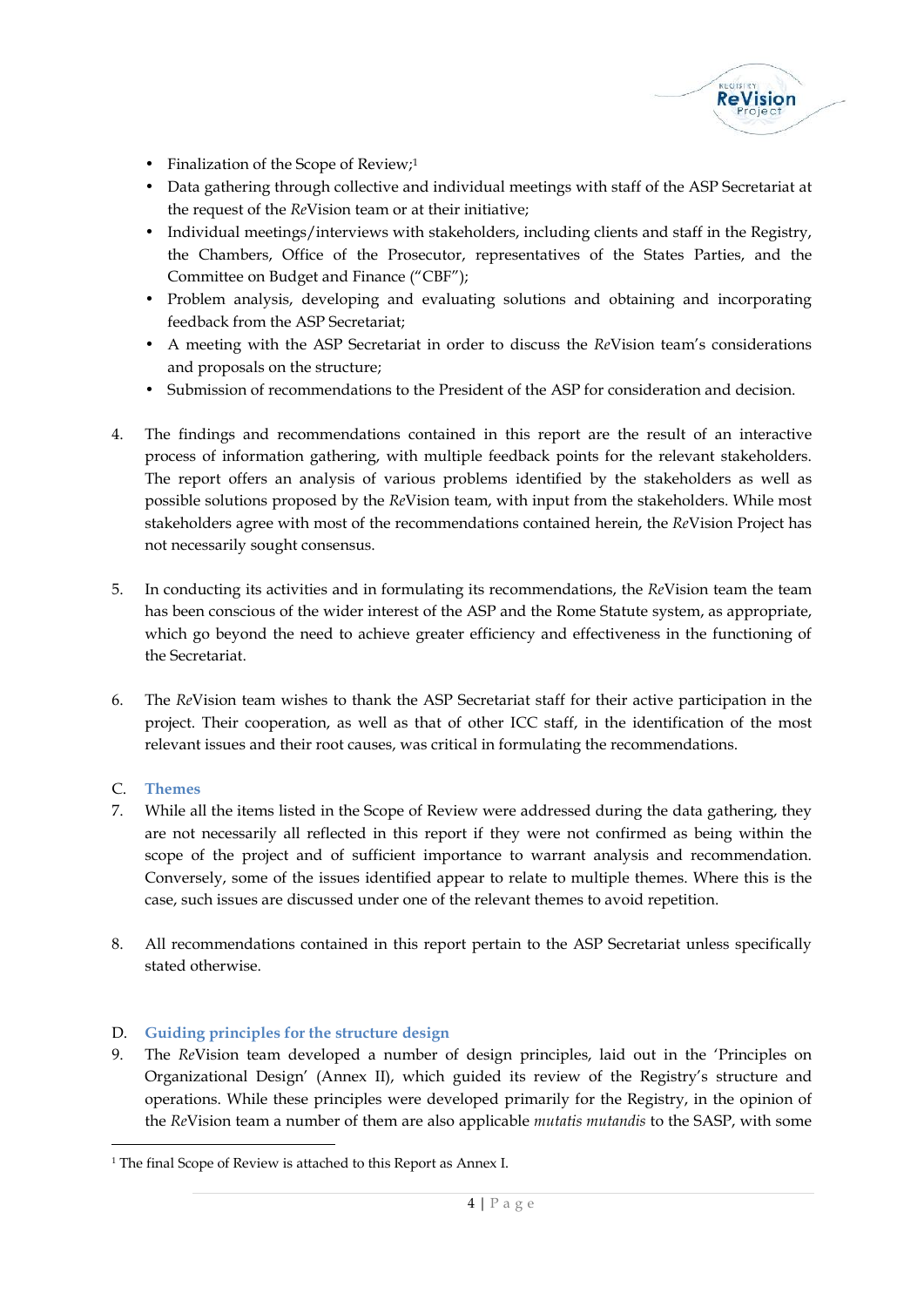- Finalization of the Scope of Review;[1]
- Data gathering through collective and individual meetings with staff of the ASP Secretariat at the request of the *Re*Vision team or at their initiative;
- Individual meetings/interviews with stakeholders, including clients and staff in the Registry, the Chambers, Office of the Prosecutor, representatives of the States Parties, and the Committee on Budget and Finance ("CBF");
- Problem analysis, developing and evaluating solutions and obtaining and incorporating feedback from the ASP Secretariat;
- A meeting with the ASP Secretariat in order to discuss the *Re*Vision team's considerations and proposals on the structure;
- Submission of recommendations to the President of the ASP for consideration and decision.

4. The findings and recommendations contained in this report are the result of an interactive process of information gathering, with multiple feedback points for the relevant stakeholders. The report offers an analysis of various problems identified by the stakeholders as well as possible solutions proposed by the *Re*Vision team, with input from the stakeholders. While most stakeholders agree with most of the recommendations contained herein, the *Re*Vision Project has not necessarily sought consensus.

5. In conducting its activities and in formulating its recommendations, the *Re*Vision team the team has been conscious of the wider interest of the ASP and the Rome Statute system, as appropriate, which go beyond the need to achieve greater efficiency and effectiveness in the functioning of the Secretariat.

6. The *Re*Vision team wishes to thank the ASP Secretariat staff for their active participation in the project. Their cooperation, as well as that of other ICC staff, in the identification of the most relevant issues and their root causes, was critical in formulating the recommendations.

## C. Themes

7. While all the items listed in the Scope of Review were addressed during the data gathering, they are not necessarily all reflected in this report if they were not confirmed as being within the scope of the project and of sufficient importance to warrant analysis and recommendation. Conversely, some of the issues identified appear to relate to multiple themes. Where this is the case, such issues are discussed under one of the relevant themes to avoid repetition.

8. All recommendations contained in this report pertain to the ASP Secretariat unless specifically stated otherwise.

## D. Guiding principles for the structure design

9. The *Re*Vision team developed a number of design principles, laid out in the 'Principles on Organizational Design' (Annex II), which guided its review of the Registry's structure and operations. While these principles were developed primarily for the Registry, in the opinion of the *Re*Vision team a number of them are also applicable *mutatis mutandis* to the SASP, with some

[1] The final Scope of Review is attached to this Report as Annex I.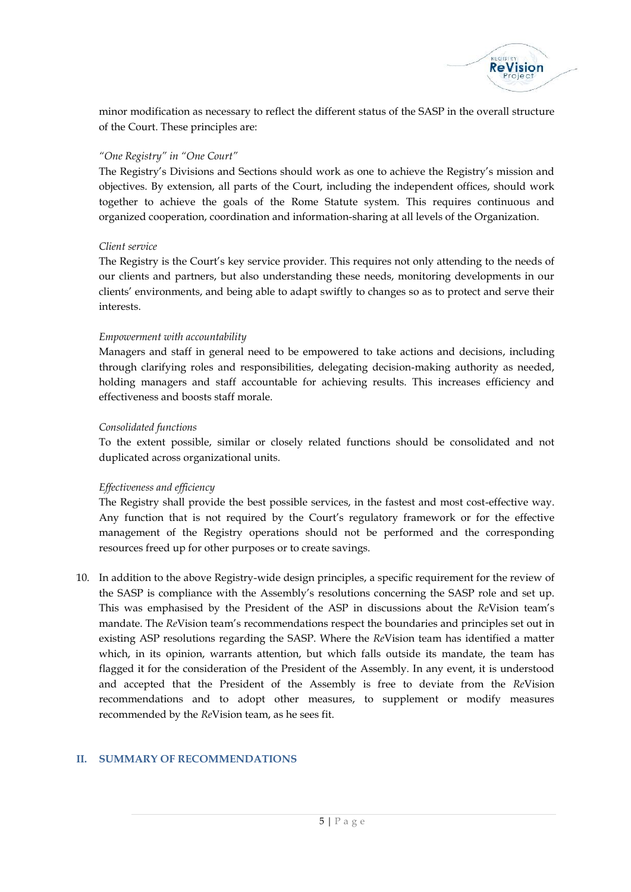minor modification as necessary to reflect the different status of the SASP in the overall structure of the Court. These principles are:

*"One Registry" in "One Court"*
The Registry's Divisions and Sections should work as one to achieve the Registry's mission and objectives. By extension, all parts of the Court, including the independent offices, should work together to achieve the goals of the Rome Statute system. This requires continuous and organized cooperation, coordination and information-sharing at all levels of the Organization.

*Client service*
The Registry is the Court's key service provider. This requires not only attending to the needs of our clients and partners, but also understanding these needs, monitoring developments in our clients' environments, and being able to adapt swiftly to changes so as to protect and serve their interests.

*Empowerment with accountability*
Managers and staff in general need to be empowered to take actions and decisions, including through clarifying roles and responsibilities, delegating decision-making authority as needed, holding managers and staff accountable for achieving results. This increases efficiency and effectiveness and boosts staff morale.

*Consolidated functions*
To the extent possible, similar or closely related functions should be consolidated and not duplicated across organizational units.

*Effectiveness and efficiency*
The Registry shall provide the best possible services, in the fastest and most cost-effective way. Any function that is not required by the Court's regulatory framework or for the effective management of the Registry operations should not be performed and the corresponding resources freed up for other purposes or to create savings.

10. In addition to the above Registry-wide design principles, a specific requirement for the review of the SASP is compliance with the Assembly's resolutions concerning the SASP role and set up. This was emphasised by the President of the ASP in discussions about the *Re*Vision team's mandate. The *Re*Vision team's recommendations respect the boundaries and principles set out in existing ASP resolutions regarding the SASP. Where the *Re*Vision team has identified a matter which, in its opinion, warrants attention, but which falls outside its mandate, the team has flagged it for the consideration of the President of the Assembly. In any event, it is understood and accepted that the President of the Assembly is free to deviate from the *Re*Vision recommendations and to adopt other measures, to supplement or modify measures recommended by the *Re*Vision team, as he sees fit.

## II. SUMMARY OF RECOMMENDATIONS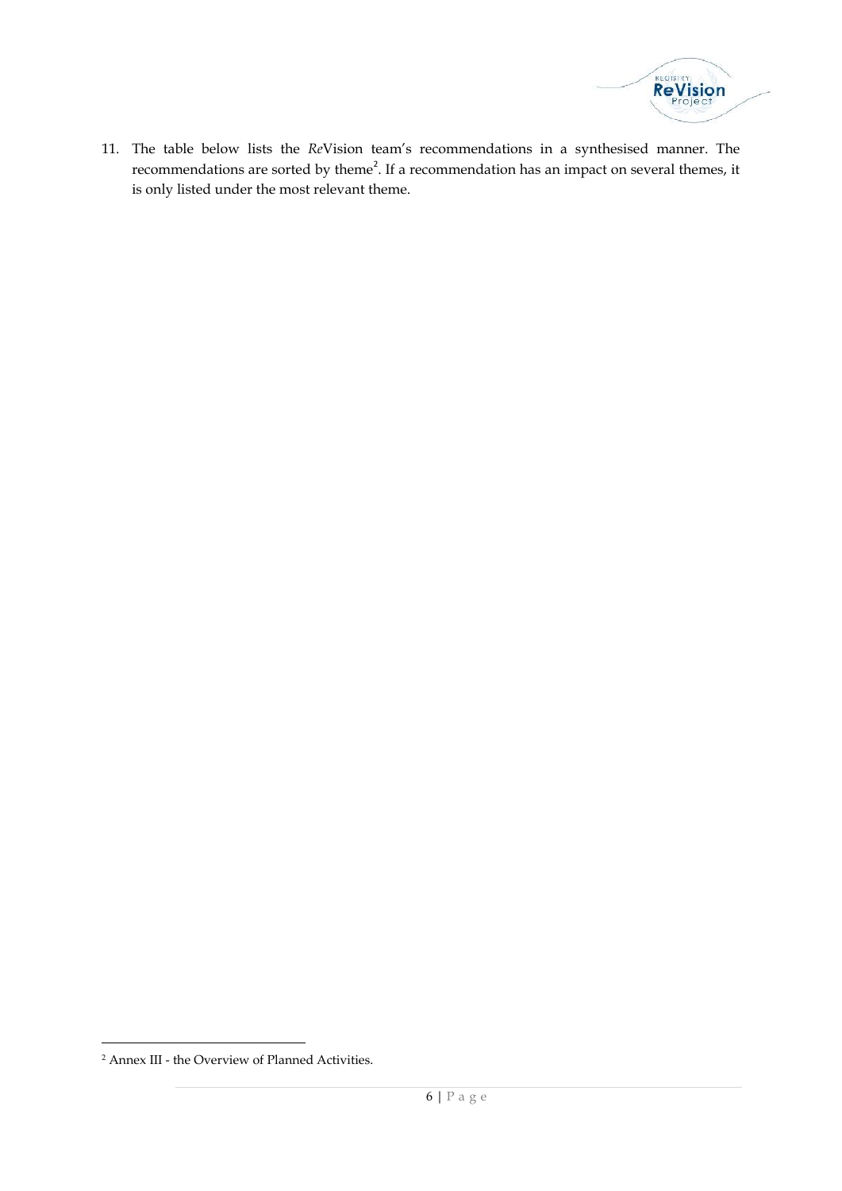11. The table below lists the *Re*Vision team's recommendations in a synthesised manner. The recommendations are sorted by theme[2]. If a recommendation has an impact on several themes, it is only listed under the most relevant theme.

[2] Annex III - the Overview of Planned Activities.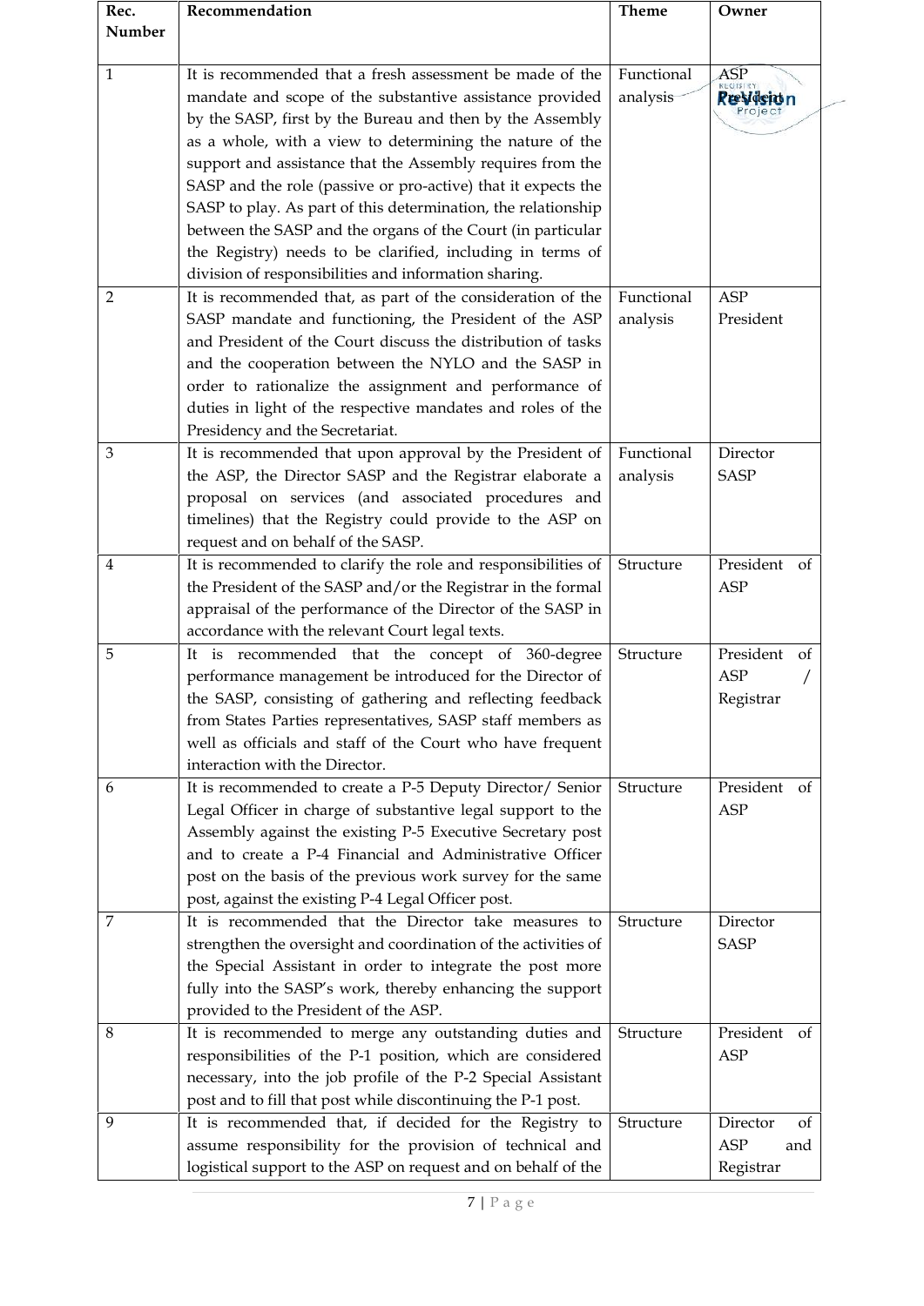| Rec. Number | Recommendation | Theme | Owner |
|---|---|---|---|
| 1 | It is recommended that a fresh assessment be made of the mandate and scope of the substantive assistance provided by the SASP, first by the Bureau and then by the Assembly as a whole, with a view to determining the nature of the support and assistance that the Assembly requires from the SASP and the role (passive or pro-active) that it expects the SASP to play. As part of this determination, the relationship between the SASP and the organs of the Court (in particular the Registry) needs to be clarified, including in terms of division of responsibilities and information sharing. | Functional analysis | ASP President |
| 2 | It is recommended that, as part of the consideration of the SASP mandate and functioning, the President of the ASP and President of the Court discuss the distribution of tasks and the cooperation between the NYLO and the SASP in order to rationalize the assignment and performance of duties in light of the respective mandates and roles of the Presidency and the Secretariat. | Functional analysis | ASP President |
| 3 | It is recommended that upon approval by the President of the ASP, the Director SASP and the Registrar elaborate a proposal on services (and associated procedures and timelines) that the Registry could provide to the ASP on request and on behalf of the SASP. | Functional analysis | Director SASP |
| 4 | It is recommended to clarify the role and responsibilities of the President of the SASP and/or the Registrar in the formal appraisal of the performance of the Director of the SASP in accordance with the relevant Court legal texts. | Structure | President of ASP |
| 5 | It is recommended that the concept of 360-degree performance management be introduced for the Director of the SASP, consisting of gathering and reflecting feedback from States Parties representatives, SASP staff members as well as officials and staff of the Court who have frequent interaction with the Director. | Structure | President of ASP / Registrar |
| 6 | It is recommended to create a P-5 Deputy Director/ Senior Legal Officer in charge of substantive legal support to the Assembly against the existing P-5 Executive Secretary post and to create a P-4 Financial and Administrative Officer post on the basis of the previous work survey for the same post, against the existing P-4 Legal Officer post. | Structure | President of ASP |
| 7 | It is recommended that the Director take measures to strengthen the oversight and coordination of the activities of the Special Assistant in order to integrate the post more fully into the SASP's work, thereby enhancing the support provided to the President of the ASP. | Structure | Director SASP |
| 8 | It is recommended to merge any outstanding duties and responsibilities of the P-1 position, which are considered necessary, into the job profile of the P-2 Special Assistant post and to fill that post while discontinuing the P-1 post. | Structure | President of ASP |
| 9 | It is recommended that, if decided for the Registry to assume responsibility for the provision of technical and logistical support to the ASP on request and on behalf of the | Structure | Director of ASP and Registrar |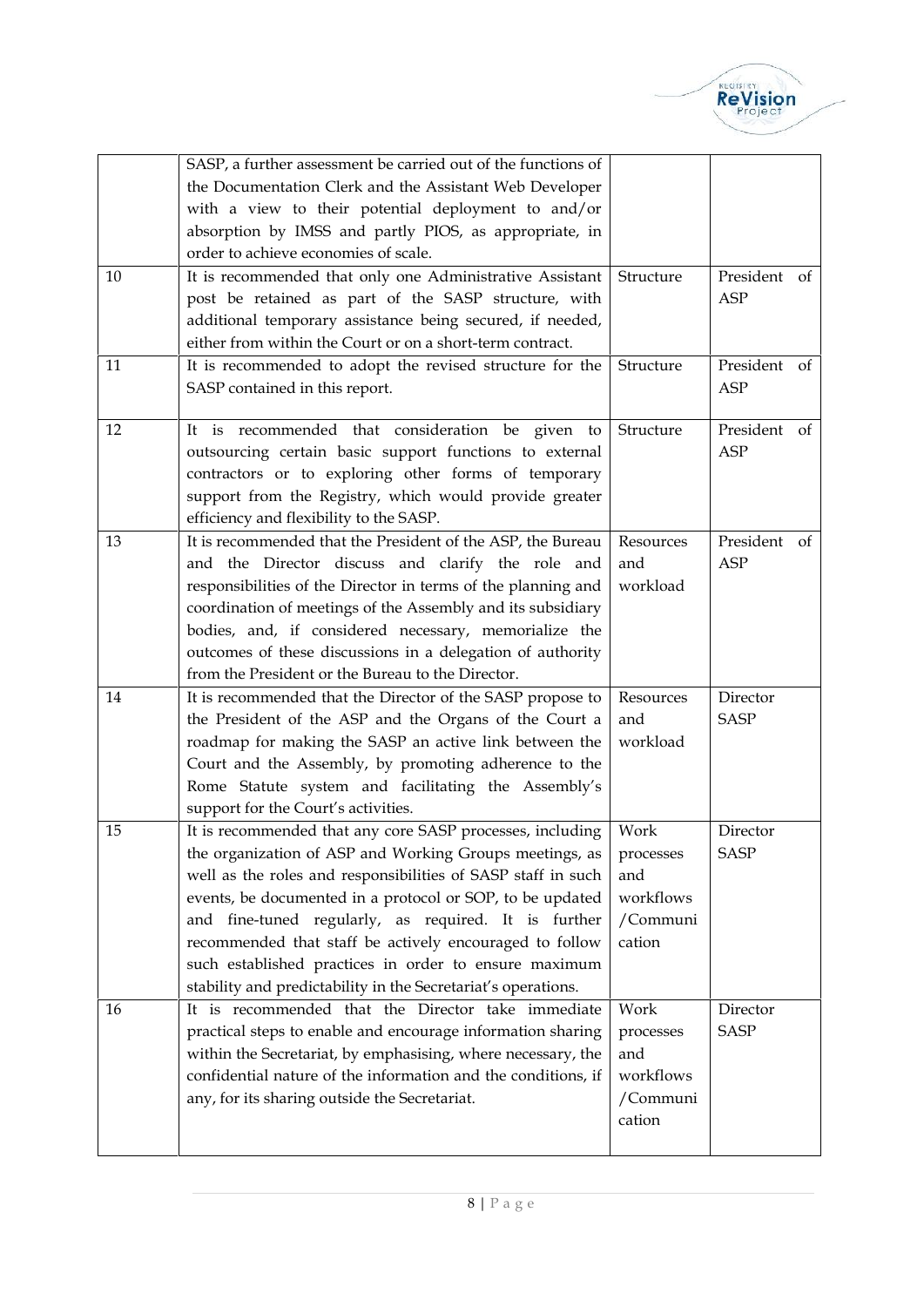| | | | |
|---|---|---|---|
| | SASP, a further assessment be carried out of the functions of the Documentation Clerk and the Assistant Web Developer with a view to their potential deployment to and/or absorption by IMSS and partly PIOS, as appropriate, in order to achieve economies of scale. | | |
| 10 | It is recommended that only one Administrative Assistant post be retained as part of the SASP structure, with additional temporary assistance being secured, if needed, either from within the Court or on a short-term contract. | Structure | President of ASP |
| 11 | It is recommended to adopt the revised structure for the SASP contained in this report. | Structure | President of ASP |
| 12 | It is recommended that consideration be given to outsourcing certain basic support functions to external contractors or to exploring other forms of temporary support from the Registry, which would provide greater efficiency and flexibility to the SASP. | Structure | President of ASP |
| 13 | It is recommended that the President of the ASP, the Bureau and the Director discuss and clarify the role and responsibilities of the Director in terms of the planning and coordination of meetings of the Assembly and its subsidiary bodies, and, if considered necessary, memorialize the outcomes of these discussions in a delegation of authority from the President or the Bureau to the Director. | Resources and workload | President of ASP |
| 14 | It is recommended that the Director of the SASP propose to the President of the ASP and the Organs of the Court a roadmap for making the SASP an active link between the Court and the Assembly, by promoting adherence to the Rome Statute system and facilitating the Assembly's support for the Court's activities. | Resources and workload | Director SASP |
| 15 | It is recommended that any core SASP processes, including the organization of ASP and Working Groups meetings, as well as the roles and responsibilities of SASP staff in such events, be documented in a protocol or SOP, to be updated and fine-tuned regularly, as required. It is further recommended that staff be actively encouraged to follow such established practices in order to ensure maximum stability and predictability in the Secretariat's operations. | Work processes and workflows /Communication | Director SASP |
| 16 | It is recommended that the Director take immediate practical steps to enable and encourage information sharing within the Secretariat, by emphasising, where necessary, the confidential nature of the information and the conditions, if any, for its sharing outside the Secretariat. | Work processes and workflows /Communication | Director SASP |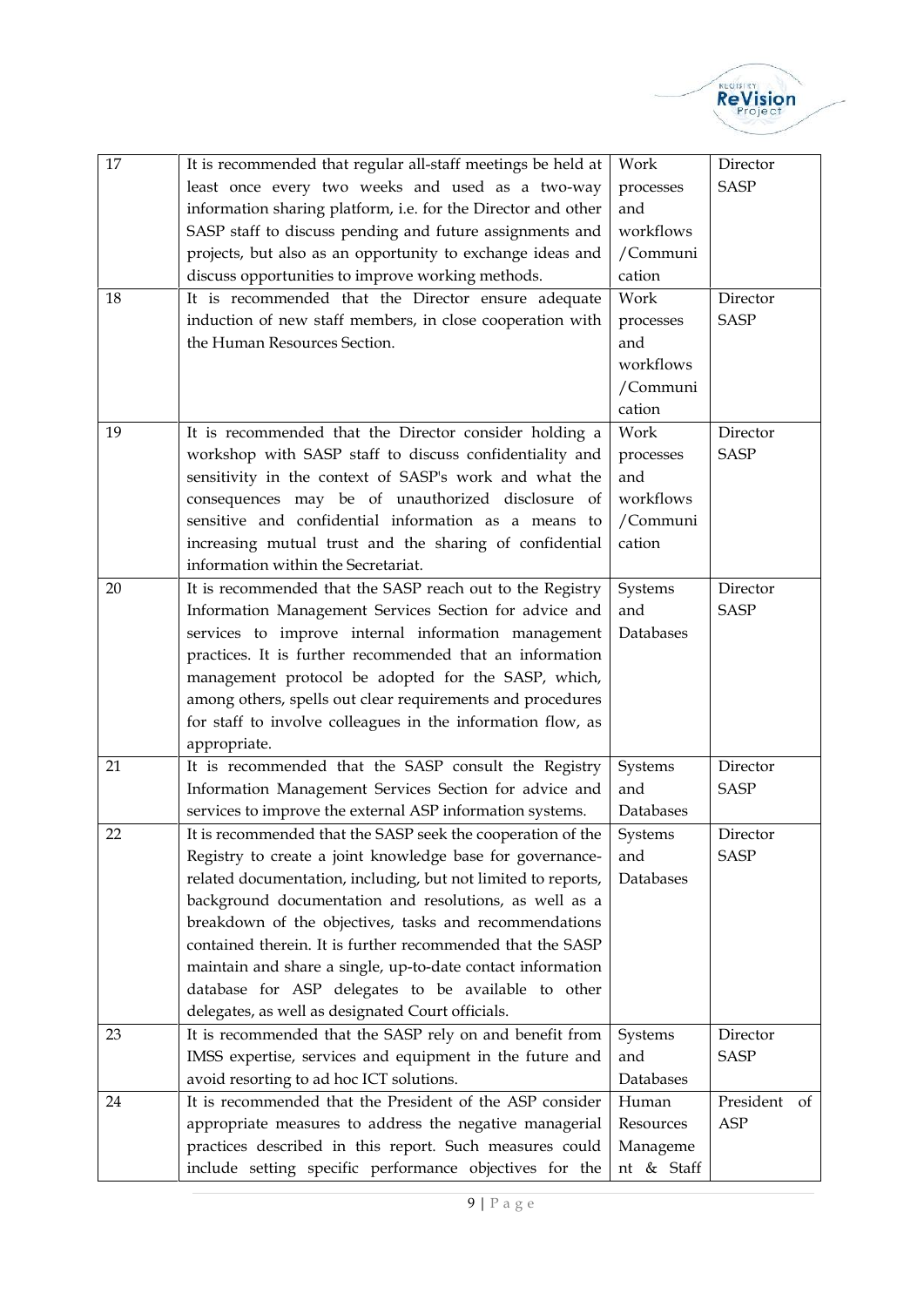| | | | |
|---|---|---|---|
| 17 | It is recommended that regular all-staff meetings be held at least once every two weeks and used as a two-way information sharing platform, i.e. for the Director and other SASP staff to discuss pending and future assignments and projects, but also as an opportunity to exchange ideas and discuss opportunities to improve working methods. | Work processes and workflows /Communication | Director SASP |
| 18 | It is recommended that the Director ensure adequate induction of new staff members, in close cooperation with the Human Resources Section. | Work processes and workflows /Communication | Director SASP |
| 19 | It is recommended that the Director consider holding a workshop with SASP staff to discuss confidentiality and sensitivity in the context of SASP's work and what the consequences may be of unauthorized disclosure of sensitive and confidential information as a means to increasing mutual trust and the sharing of confidential information within the Secretariat. | Work processes and workflows /Communication | Director SASP |
| 20 | It is recommended that the SASP reach out to the Registry Information Management Services Section for advice and services to improve internal information management practices. It is further recommended that an information management protocol be adopted for the SASP, which, among others, spells out clear requirements and procedures for staff to involve colleagues in the information flow, as appropriate. | Systems and Databases | Director SASP |
| 21 | It is recommended that the SASP consult the Registry Information Management Services Section for advice and services to improve the external ASP information systems. | Systems and Databases | Director SASP |
| 22 | It is recommended that the SASP seek the cooperation of the Registry to create a joint knowledge base for governance-related documentation, including, but not limited to reports, background documentation and resolutions, as well as a breakdown of the objectives, tasks and recommendations contained therein. It is further recommended that the SASP maintain and share a single, up-to-date contact information database for ASP delegates to be available to other delegates, as well as designated Court officials. | Systems and Databases | Director SASP |
| 23 | It is recommended that the SASP rely on and benefit from IMSS expertise, services and equipment in the future and avoid resorting to ad hoc ICT solutions. | Systems and Databases | Director SASP |
| 24 | It is recommended that the President of the ASP consider appropriate measures to address the negative managerial practices described in this report. Such measures could include setting specific performance objectives for the | Human Resources Management & Staff | President of ASP |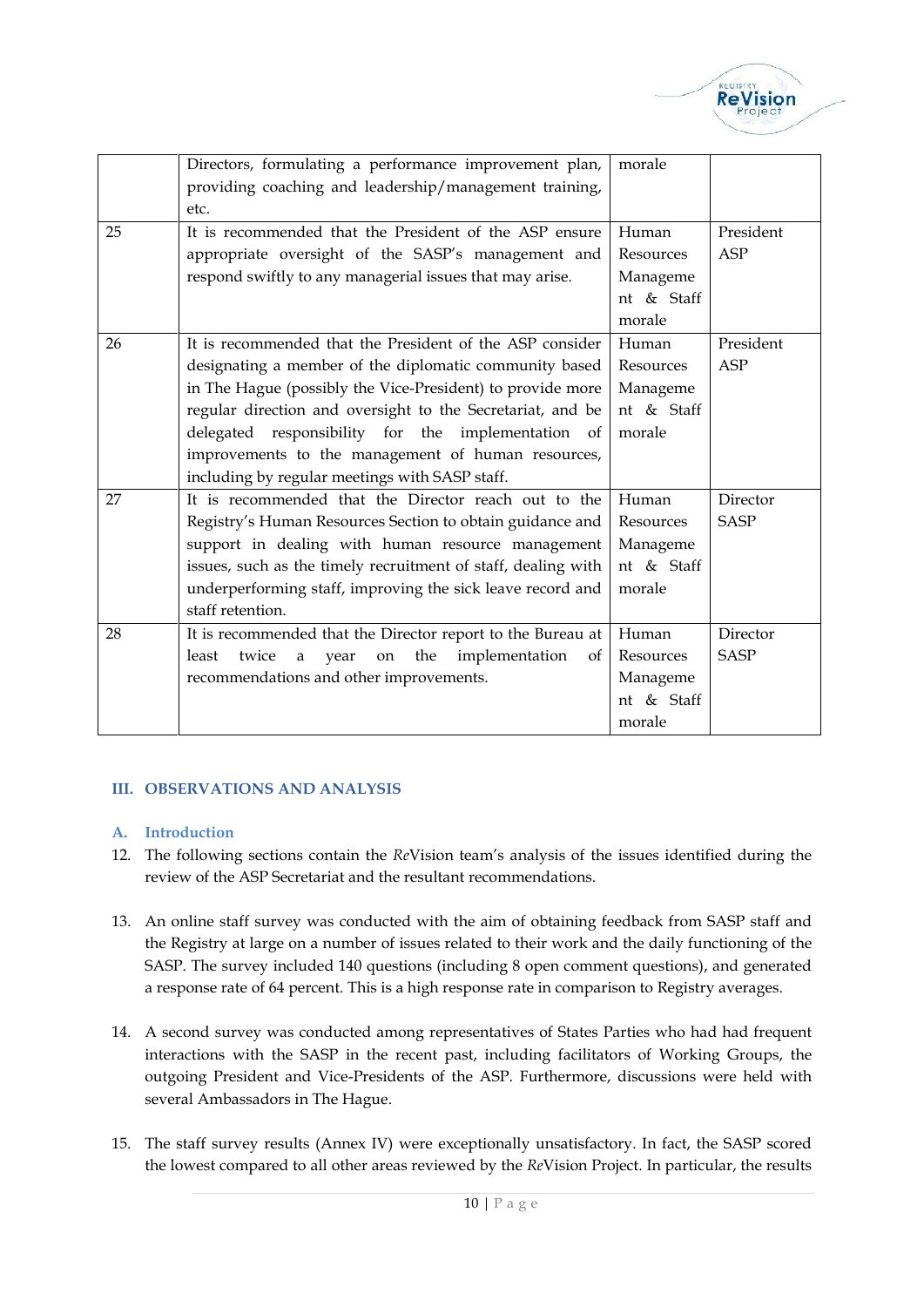| | | | |
|---|---|---|---|
| | Directors, formulating a performance improvement plan, providing coaching and leadership/management training, etc. | morale | |
| 25 | It is recommended that the President of the ASP ensure appropriate oversight of the SASP's management and respond swiftly to any managerial issues that may arise. | Human Resources Management & Staff morale | President ASP |
| 26 | It is recommended that the President of the ASP consider designating a member of the diplomatic community based in The Hague (possibly the Vice-President) to provide more regular direction and oversight to the Secretariat, and be delegated responsibility for the implementation of improvements to the management of human resources, including by regular meetings with SASP staff. | Human Resources Management & Staff morale | President ASP |
| 27 | It is recommended that the Director reach out to the Registry's Human Resources Section to obtain guidance and support in dealing with human resource management issues, such as the timely recruitment of staff, dealing with underperforming staff, improving the sick leave record and staff retention. | Human Resources Management & Staff morale | Director SASP |
| 28 | It is recommended that the Director report to the Bureau at least twice a year on the implementation of recommendations and other improvements. | Human Resources Management & Staff morale | Director SASP |

## III. OBSERVATIONS AND ANALYSIS

### A. Introduction

12. The following sections contain the *Re*Vision team's analysis of the issues identified during the review of the ASP Secretariat and the resultant recommendations.

13. An online staff survey was conducted with the aim of obtaining feedback from SASP staff and the Registry at large on a number of issues related to their work and the daily functioning of the SASP. The survey included 140 questions (including 8 open comment questions), and generated a response rate of 64 percent. This is a high response rate in comparison to Registry averages.

14. A second survey was conducted among representatives of States Parties who had had frequent interactions with the SASP in the recent past, including facilitators of Working Groups, the outgoing President and Vice-Presidents of the ASP. Furthermore, discussions were held with several Ambassadors in The Hague.

15. The staff survey results (Annex IV) were exceptionally unsatisfactory. In fact, the SASP scored the lowest compared to all other areas reviewed by the *Re*Vision Project. In particular, the results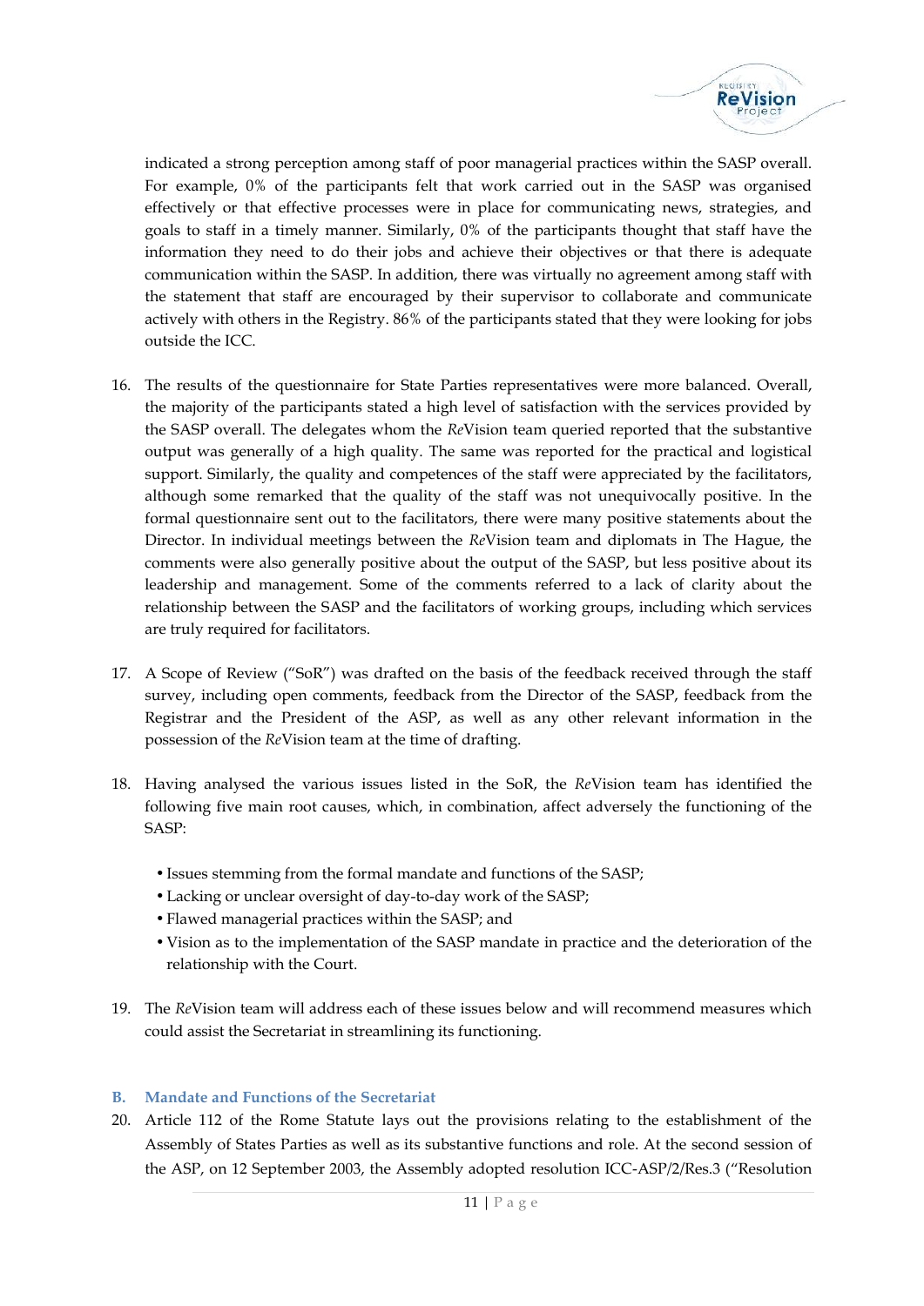indicated a strong perception among staff of poor managerial practices within the SASP overall. For example, 0% of the participants felt that work carried out in the SASP was organised effectively or that effective processes were in place for communicating news, strategies, and goals to staff in a timely manner. Similarly, 0% of the participants thought that staff have the information they need to do their jobs and achieve their objectives or that there is adequate communication within the SASP. In addition, there was virtually no agreement among staff with the statement that staff are encouraged by their supervisor to collaborate and communicate actively with others in the Registry. 86% of the participants stated that they were looking for jobs outside the ICC.

16. The results of the questionnaire for State Parties representatives were more balanced. Overall, the majority of the participants stated a high level of satisfaction with the services provided by the SASP overall. The delegates whom the *Re*Vision team queried reported that the substantive output was generally of a high quality. The same was reported for the practical and logistical support. Similarly, the quality and competences of the staff were appreciated by the facilitators, although some remarked that the quality of the staff was not unequivocally positive. In the formal questionnaire sent out to the facilitators, there were many positive statements about the Director. In individual meetings between the *Re*Vision team and diplomats in The Hague, the comments were also generally positive about the output of the SASP, but less positive about its leadership and management. Some of the comments referred to a lack of clarity about the relationship between the SASP and the facilitators of working groups, including which services are truly required for facilitators.

17. A Scope of Review ("SoR") was drafted on the basis of the feedback received through the staff survey, including open comments, feedback from the Director of the SASP, feedback from the Registrar and the President of the ASP, as well as any other relevant information in the possession of the *Re*Vision team at the time of drafting.

18. Having analysed the various issues listed in the SoR, the *Re*Vision team has identified the following five main root causes, which, in combination, affect adversely the functioning of the SASP:

   - Issues stemming from the formal mandate and functions of the SASP;
   - Lacking or unclear oversight of day-to-day work of the SASP;
   - Flawed managerial practices within the SASP; and
   - Vision as to the implementation of the SASP mandate in practice and the deterioration of the relationship with the Court.

19. The *Re*Vision team will address each of these issues below and will recommend measures which could assist the Secretariat in streamlining its functioning.

## B. Mandate and Functions of the Secretariat

20. Article 112 of the Rome Statute lays out the provisions relating to the establishment of the Assembly of States Parties as well as its substantive functions and role. At the second session of the ASP, on 12 September 2003, the Assembly adopted resolution ICC-ASP/2/Res.3 ("Resolution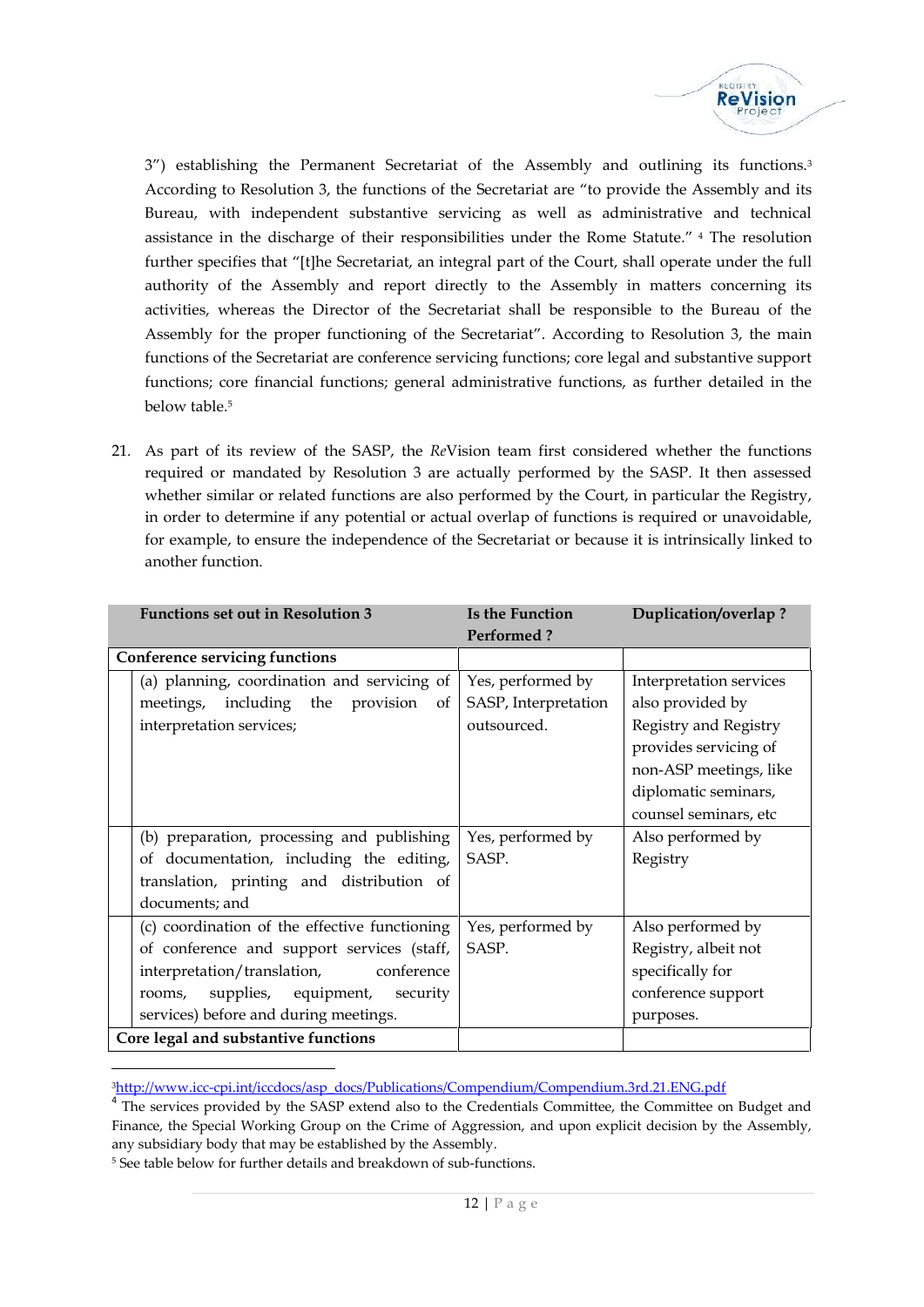3") establishing the Permanent Secretariat of the Assembly and outlining its functions.[3] According to Resolution 3, the functions of the Secretariat are "to provide the Assembly and its Bureau, with independent substantive servicing as well as administrative and technical assistance in the discharge of their responsibilities under the Rome Statute." [4] The resolution further specifies that "[t]he Secretariat, an integral part of the Court, shall operate under the full authority of the Assembly and report directly to the Assembly in matters concerning its activities, whereas the Director of the Secretariat shall be responsible to the Bureau of the Assembly for the proper functioning of the Secretariat". According to Resolution 3, the main functions of the Secretariat are conference servicing functions; core legal and substantive support functions; core financial functions; general administrative functions, as further detailed in the below table.[5]

21. As part of its review of the SASP, the *Re*Vision team first considered whether the functions required or mandated by Resolution 3 are actually performed by the SASP. It then assessed whether similar or related functions are also performed by the Court, in particular the Registry, in order to determine if any potential or actual overlap of functions is required or unavoidable, for example, to ensure the independence of the Secretariat or because it is intrinsically linked to another function.

| Functions set out in Resolution 3 | Is the Function Performed ? | Duplication/overlap ? |
|---|---|---|
| **Conference servicing functions** | | |
| (a) planning, coordination and servicing of meetings, including the provision of interpretation services; | Yes, performed by SASP, Interpretation outsourced. | Interpretation services also provided by Registry and Registry provides servicing of non-ASP meetings, like diplomatic seminars, counsel seminars, etc |
| (b) preparation, processing and publishing of documentation, including the editing, translation, printing and distribution of documents; and | Yes, performed by SASP. | Also performed by Registry |
| (c) coordination of the effective functioning of conference and support services (staff, interpretation/translation, conference rooms, supplies, equipment, security services) before and during meetings. | Yes, performed by SASP. | Also performed by Registry, albeit not specifically for conference support purposes. |
| **Core legal and substantive functions** | | |

[3] http://www.icc-cpi.int/iccdocs/asp_docs/Publications/Compendium/Compendium.3rd.21.ENG.pdf

[4] The services provided by the SASP extend also to the Credentials Committee, the Committee on Budget and Finance, the Special Working Group on the Crime of Aggression, and upon explicit decision by the Assembly, any subsidiary body that may be established by the Assembly.

[5] See table below for further details and breakdown of sub-functions.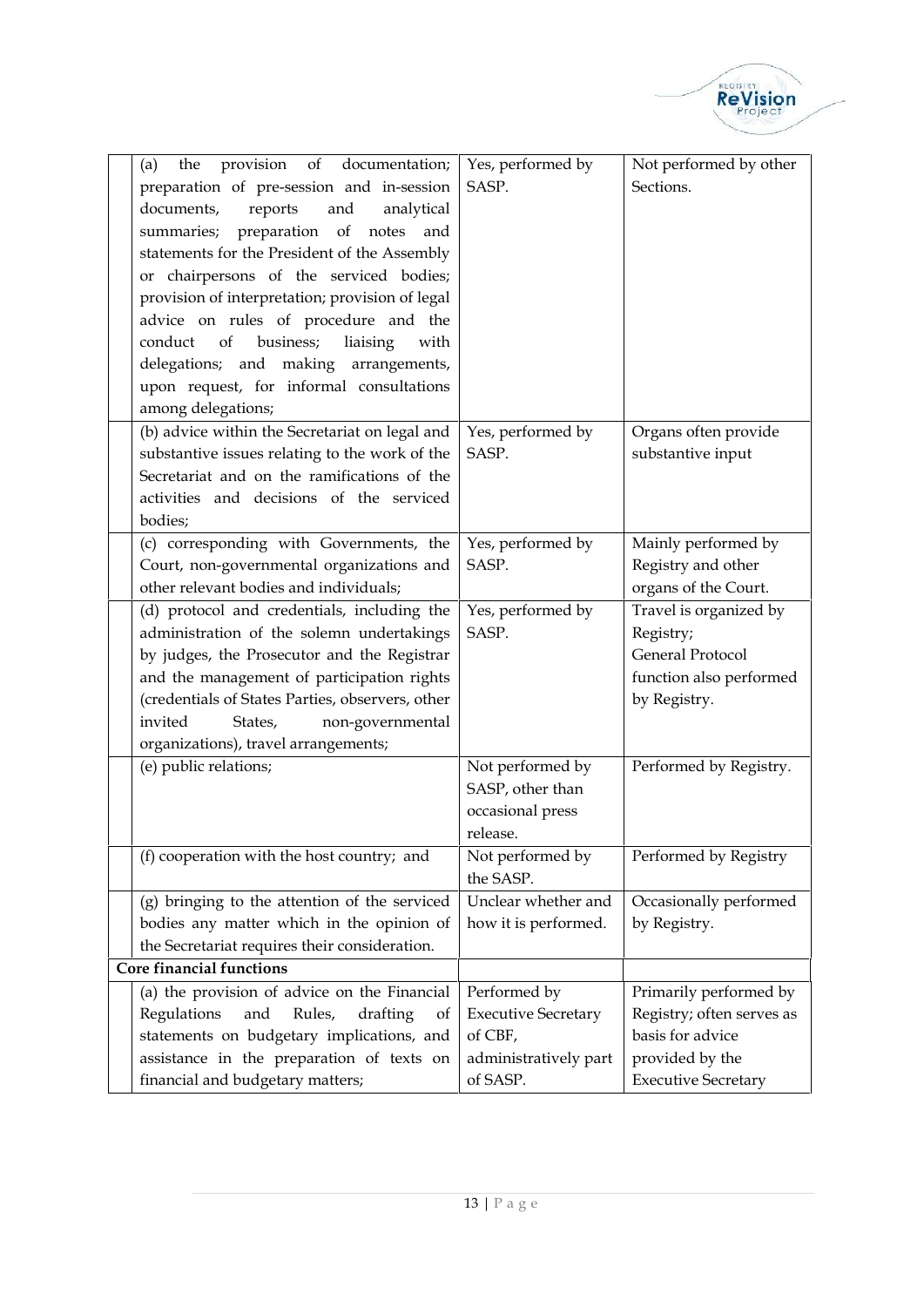| | | | |
|---|---|---|---|
| | (a) the provision of documentation; preparation of pre-session and in-session documents, reports and analytical summaries; preparation of notes and statements for the President of the Assembly or chairpersons of the serviced bodies; provision of interpretation; provision of legal advice on rules of procedure and the conduct of business; liaising with delegations; and making arrangements, upon request, for informal consultations among delegations; | Yes, performed by SASP. | Not performed by other Sections. |
| | (b) advice within the Secretariat on legal and substantive issues relating to the work of the Secretariat and on the ramifications of the activities and decisions of the serviced bodies; | Yes, performed by SASP. | Organs often provide substantive input |
| | (c) corresponding with Governments, the Court, non-governmental organizations and other relevant bodies and individuals; | Yes, performed by SASP. | Mainly performed by Registry and other organs of the Court. |
| | (d) protocol and credentials, including the administration of the solemn undertakings by judges, the Prosecutor and the Registrar and the management of participation rights (credentials of States Parties, observers, other invited States, non-governmental organizations), travel arrangements; | Yes, performed by SASP. | Travel is organized by Registry; General Protocol function also performed by Registry. |
| | (e) public relations; | Not performed by SASP, other than occasional press release. | Performed by Registry. |
| | (f) cooperation with the host country; and | Not performed by the SASP. | Performed by Registry |
| | (g) bringing to the attention of the serviced bodies any matter which in the opinion of the Secretariat requires their consideration. | Unclear whether and how it is performed. | Occasionally performed by Registry. |
| **Core financial functions** | | | |
| | (a) the provision of advice on the Financial Regulations and Rules, drafting of statements on budgetary implications, and assistance in the preparation of texts on financial and budgetary matters; | Performed by Executive Secretary of CBF, administratively part of SASP. | Primarily performed by Registry; often serves as basis for advice provided by the Executive Secretary |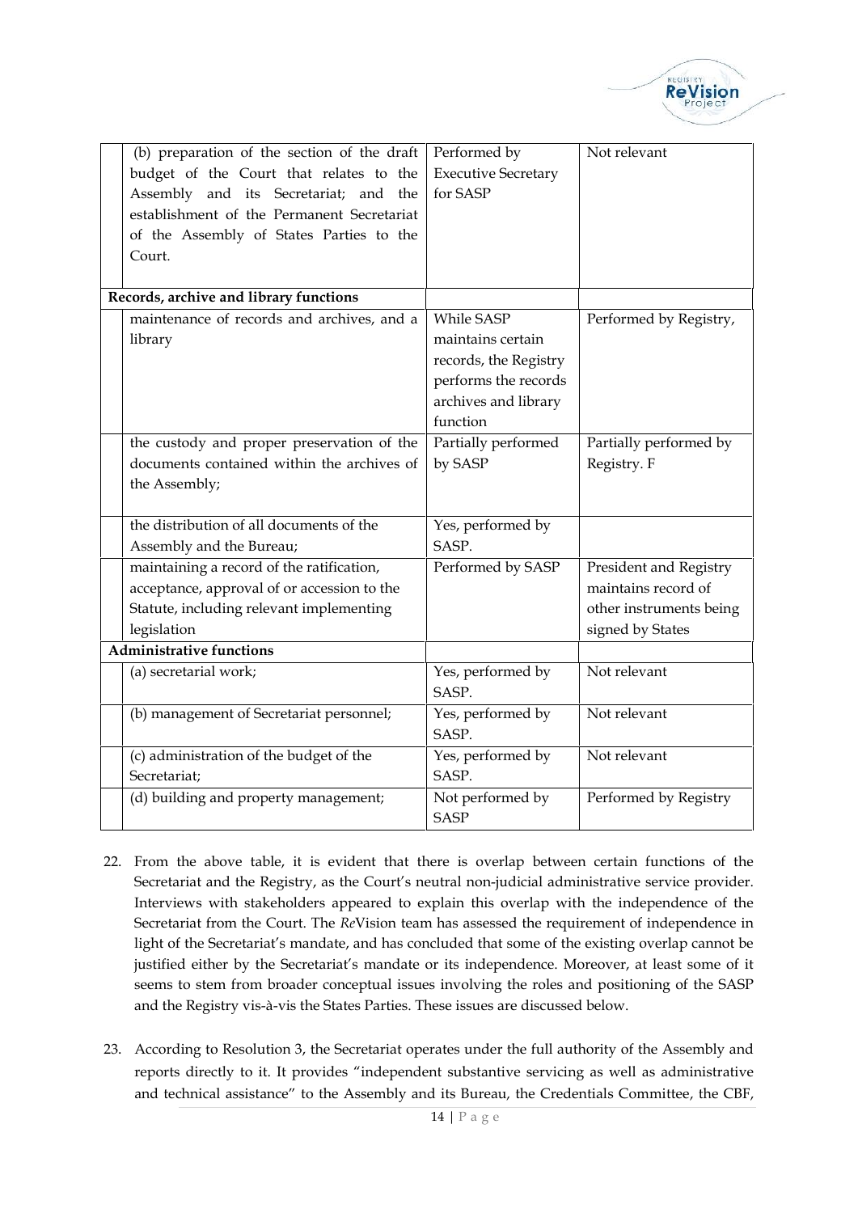| | | | |
|---|---|---|---|
| | (b) preparation of the section of the draft budget of the Court that relates to the Assembly and its Secretariat; and the establishment of the Permanent Secretariat of the Assembly of States Parties to the Court. | Performed by Executive Secretary for SASP | Not relevant |
| **Records, archive and library functions** | | | |
| | maintenance of records and archives, and a library | While SASP maintains certain records, the Registry performs the records archives and library function | Performed by Registry, |
| | the custody and proper preservation of the documents contained within the archives of the Assembly; | Partially performed by SASP | Partially performed by Registry. F |
| | the distribution of all documents of the Assembly and the Bureau; | Yes, performed by SASP. | |
| | maintaining a record of the ratification, acceptance, approval of or accession to the Statute, including relevant implementing legislation | Performed by SASP | President and Registry maintains record of other instruments being signed by States |
| **Administrative functions** | | | |
| | (a) secretarial work; | Yes, performed by SASP. | Not relevant |
| | (b) management of Secretariat personnel; | Yes, performed by SASP. | Not relevant |
| | (c) administration of the budget of the Secretariat; | Yes, performed by SASP. | Not relevant |
| | (d) building and property management; | Not performed by SASP | Performed by Registry |

22. From the above table, it is evident that there is overlap between certain functions of the Secretariat and the Registry, as the Court's neutral non-judicial administrative service provider. Interviews with stakeholders appeared to explain this overlap with the independence of the Secretariat from the Court. The *Re*Vision team has assessed the requirement of independence in light of the Secretariat's mandate, and has concluded that some of the existing overlap cannot be justified either by the Secretariat's mandate or its independence. Moreover, at least some of it seems to stem from broader conceptual issues involving the roles and positioning of the SASP and the Registry vis-à-vis the States Parties. These issues are discussed below.

23. According to Resolution 3, the Secretariat operates under the full authority of the Assembly and reports directly to it. It provides "independent substantive servicing as well as administrative and technical assistance" to the Assembly and its Bureau, the Credentials Committee, the CBF,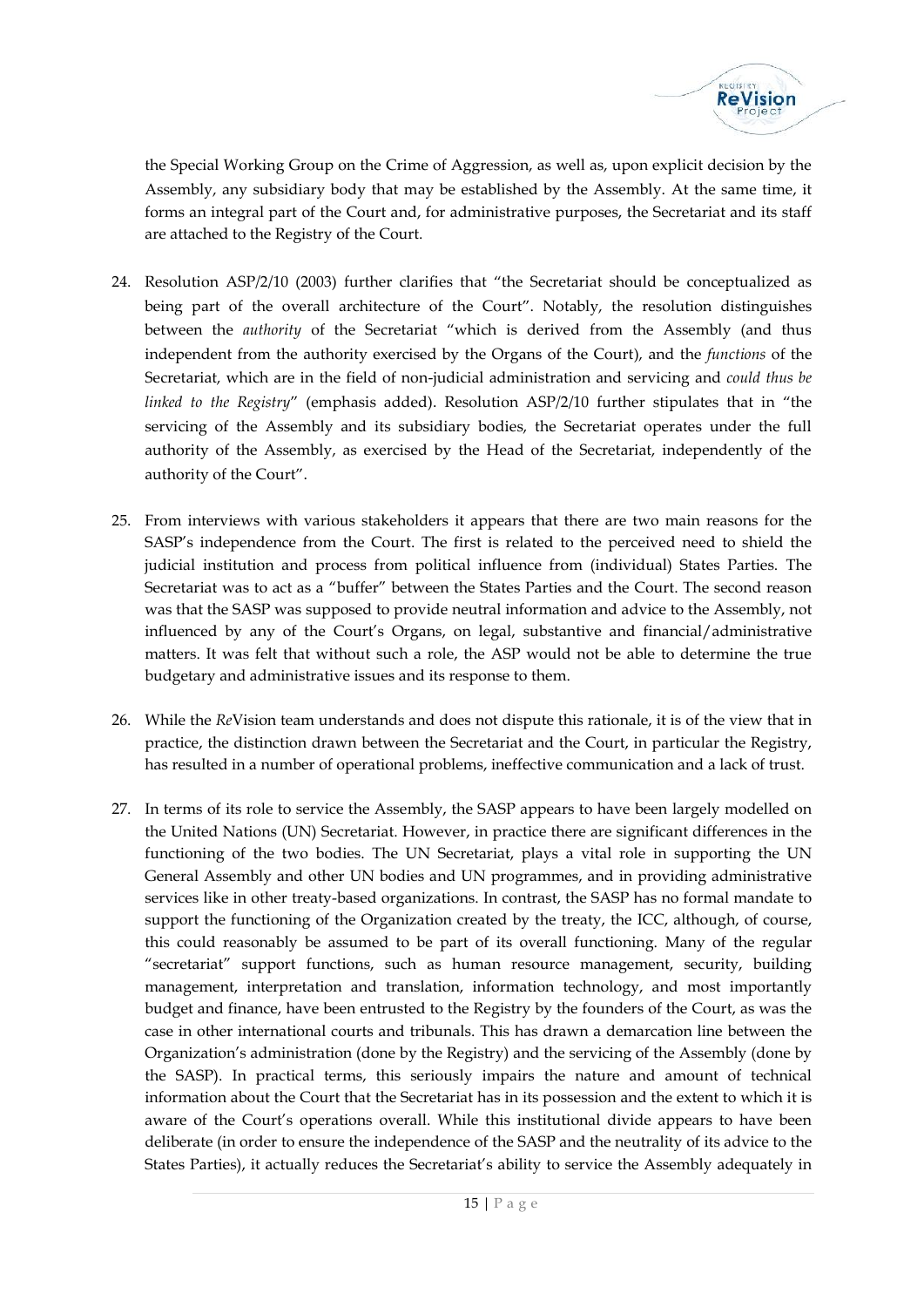the Special Working Group on the Crime of Aggression, as well as, upon explicit decision by the Assembly, any subsidiary body that may be established by the Assembly. At the same time, it forms an integral part of the Court and, for administrative purposes, the Secretariat and its staff are attached to the Registry of the Court.

24. Resolution ASP/2/10 (2003) further clarifies that "the Secretariat should be conceptualized as being part of the overall architecture of the Court". Notably, the resolution distinguishes between the *authority* of the Secretariat "which is derived from the Assembly (and thus independent from the authority exercised by the Organs of the Court), and the *functions* of the Secretariat, which are in the field of non-judicial administration and servicing and *could thus be linked to the Registry*" (emphasis added). Resolution ASP/2/10 further stipulates that in "the servicing of the Assembly and its subsidiary bodies, the Secretariat operates under the full authority of the Assembly, as exercised by the Head of the Secretariat, independently of the authority of the Court".

25. From interviews with various stakeholders it appears that there are two main reasons for the SASP's independence from the Court. The first is related to the perceived need to shield the judicial institution and process from political influence from (individual) States Parties. The Secretariat was to act as a "buffer" between the States Parties and the Court. The second reason was that the SASP was supposed to provide neutral information and advice to the Assembly, not influenced by any of the Court's Organs, on legal, substantive and financial/administrative matters. It was felt that without such a role, the ASP would not be able to determine the true budgetary and administrative issues and its response to them.

26. While the *Re*Vision team understands and does not dispute this rationale, it is of the view that in practice, the distinction drawn between the Secretariat and the Court, in particular the Registry, has resulted in a number of operational problems, ineffective communication and a lack of trust.

27. In terms of its role to service the Assembly, the SASP appears to have been largely modelled on the United Nations (UN) Secretariat. However, in practice there are significant differences in the functioning of the two bodies. The UN Secretariat, plays a vital role in supporting the UN General Assembly and other UN bodies and UN programmes, and in providing administrative services like in other treaty-based organizations. In contrast, the SASP has no formal mandate to support the functioning of the Organization created by the treaty, the ICC, although, of course, this could reasonably be assumed to be part of its overall functioning. Many of the regular "secretariat" support functions, such as human resource management, security, building management, interpretation and translation, information technology, and most importantly budget and finance, have been entrusted to the Registry by the founders of the Court, as was the case in other international courts and tribunals. This has drawn a demarcation line between the Organization's administration (done by the Registry) and the servicing of the Assembly (done by the SASP). In practical terms, this seriously impairs the nature and amount of technical information about the Court that the Secretariat has in its possession and the extent to which it is aware of the Court's operations overall. While this institutional divide appears to have been deliberate (in order to ensure the independence of the SASP and the neutrality of its advice to the States Parties), it actually reduces the Secretariat's ability to service the Assembly adequately in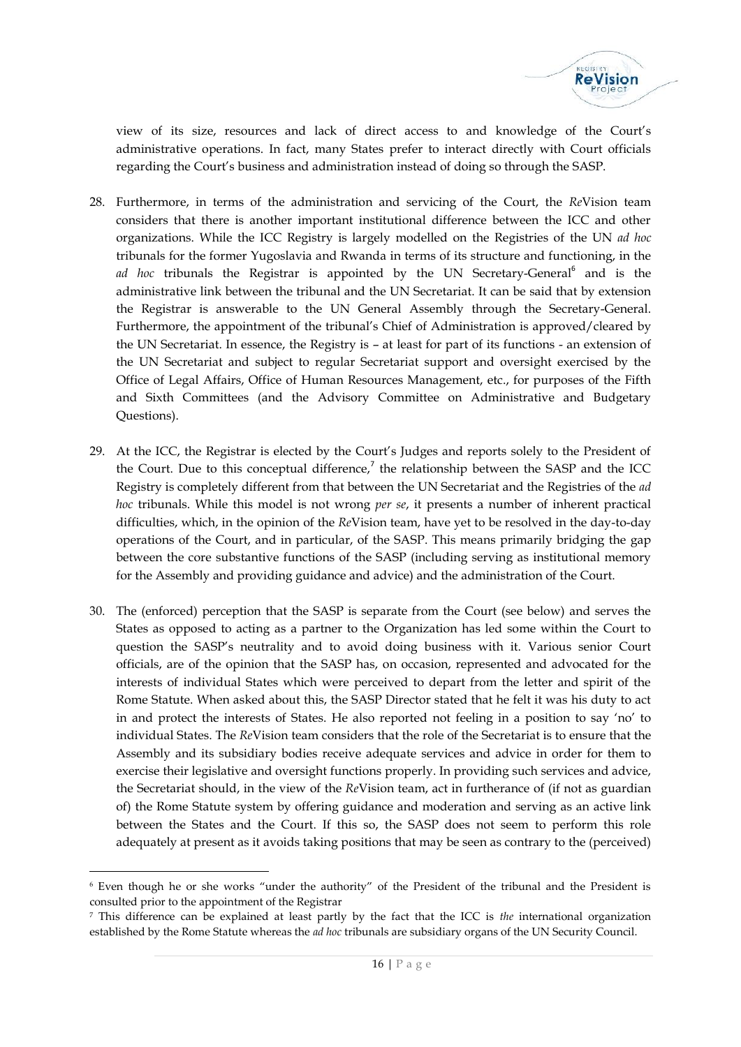view of its size, resources and lack of direct access to and knowledge of the Court's administrative operations. In fact, many States prefer to interact directly with Court officials regarding the Court's business and administration instead of doing so through the SASP.

28. Furthermore, in terms of the administration and servicing of the Court, the *Re*Vision team considers that there is another important institutional difference between the ICC and other organizations. While the ICC Registry is largely modelled on the Registries of the UN *ad hoc* tribunals for the former Yugoslavia and Rwanda in terms of its structure and functioning, in the *ad hoc* tribunals the Registrar is appointed by the UN Secretary-General[6] and is the administrative link between the tribunal and the UN Secretariat. It can be said that by extension the Registrar is answerable to the UN General Assembly through the Secretary-General. Furthermore, the appointment of the tribunal's Chief of Administration is approved/cleared by the UN Secretariat. In essence, the Registry is – at least for part of its functions - an extension of the UN Secretariat and subject to regular Secretariat support and oversight exercised by the Office of Legal Affairs, Office of Human Resources Management, etc., for purposes of the Fifth and Sixth Committees (and the Advisory Committee on Administrative and Budgetary Questions).

29. At the ICC, the Registrar is elected by the Court's Judges and reports solely to the President of the Court. Due to this conceptual difference,[7] the relationship between the SASP and the ICC Registry is completely different from that between the UN Secretariat and the Registries of the *ad hoc* tribunals. While this model is not wrong *per se*, it presents a number of inherent practical difficulties, which, in the opinion of the *Re*Vision team, have yet to be resolved in the day-to-day operations of the Court, and in particular, of the SASP. This means primarily bridging the gap between the core substantive functions of the SASP (including serving as institutional memory for the Assembly and providing guidance and advice) and the administration of the Court.

30. The (enforced) perception that the SASP is separate from the Court (see below) and serves the States as opposed to acting as a partner to the Organization has led some within the Court to question the SASP's neutrality and to avoid doing business with it. Various senior Court officials, are of the opinion that the SASP has, on occasion, represented and advocated for the interests of individual States which were perceived to depart from the letter and spirit of the Rome Statute. When asked about this, the SASP Director stated that he felt it was his duty to act in and protect the interests of States. He also reported not feeling in a position to say 'no' to individual States. The *Re*Vision team considers that the role of the Secretariat is to ensure that the Assembly and its subsidiary bodies receive adequate services and advice in order for them to exercise their legislative and oversight functions properly. In providing such services and advice, the Secretariat should, in the view of the *Re*Vision team, act in furtherance of (if not as guardian of) the Rome Statute system by offering guidance and moderation and serving as an active link between the States and the Court. If this so, the SASP does not seem to perform this role adequately at present as it avoids taking positions that may be seen as contrary to the (perceived)

---

[6] Even though he or she works "under the authority" of the President of the tribunal and the President is consulted prior to the appointment of the Registrar

[7] This difference can be explained at least partly by the fact that the ICC is *the* international organization established by the Rome Statute whereas the *ad hoc* tribunals are subsidiary organs of the UN Security Council.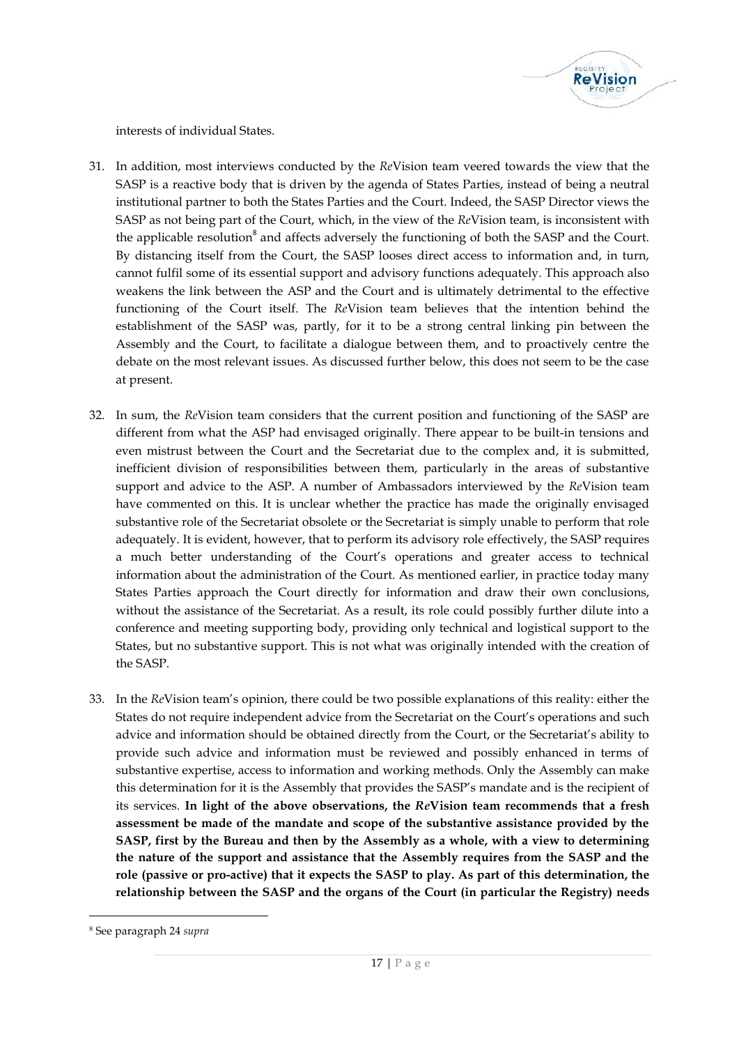interests of individual States.

31. In addition, most interviews conducted by the *Re*Vision team veered towards the view that the SASP is a reactive body that is driven by the agenda of States Parties, instead of being a neutral institutional partner to both the States Parties and the Court. Indeed, the SASP Director views the SASP as not being part of the Court, which, in the view of the *Re*Vision team, is inconsistent with the applicable resolution[8] and affects adversely the functioning of both the SASP and the Court. By distancing itself from the Court, the SASP looses direct access to information and, in turn, cannot fulfil some of its essential support and advisory functions adequately. This approach also weakens the link between the ASP and the Court and is ultimately detrimental to the effective functioning of the Court itself. The *Re*Vision team believes that the intention behind the establishment of the SASP was, partly, for it to be a strong central linking pin between the Assembly and the Court, to facilitate a dialogue between them, and to proactively centre the debate on the most relevant issues. As discussed further below, this does not seem to be the case at present.

32. In sum, the *Re*Vision team considers that the current position and functioning of the SASP are different from what the ASP had envisaged originally. There appear to be built-in tensions and even mistrust between the Court and the Secretariat due to the complex and, it is submitted, inefficient division of responsibilities between them, particularly in the areas of substantive support and advice to the ASP. A number of Ambassadors interviewed by the *Re*Vision team have commented on this. It is unclear whether the practice has made the originally envisaged substantive role of the Secretariat obsolete or the Secretariat is simply unable to perform that role adequately. It is evident, however, that to perform its advisory role effectively, the SASP requires a much better understanding of the Court's operations and greater access to technical information about the administration of the Court. As mentioned earlier, in practice today many States Parties approach the Court directly for information and draw their own conclusions, without the assistance of the Secretariat. As a result, its role could possibly further dilute into a conference and meeting supporting body, providing only technical and logistical support to the States, but no substantive support. This is not what was originally intended with the creation of the SASP.

33. In the *Re*Vision team's opinion, there could be two possible explanations of this reality: either the States do not require independent advice from the Secretariat on the Court's operations and such advice and information should be obtained directly from the Court, or the Secretariat's ability to provide such advice and information must be reviewed and possibly enhanced in terms of substantive expertise, access to information and working methods. Only the Assembly can make this determination for it is the Assembly that provides the SASP's mandate and is the recipient of its services. **In light of the above observations, the *Re*Vision team recommends that a fresh assessment be made of the mandate and scope of the substantive assistance provided by the SASP, first by the Bureau and then by the Assembly as a whole, with a view to determining the nature of the support and assistance that the Assembly requires from the SASP and the role (passive or pro-active) that it expects the SASP to play. As part of this determination, the relationship between the SASP and the organs of the Court (in particular the Registry) needs**

---

[8] See paragraph 24 *supra*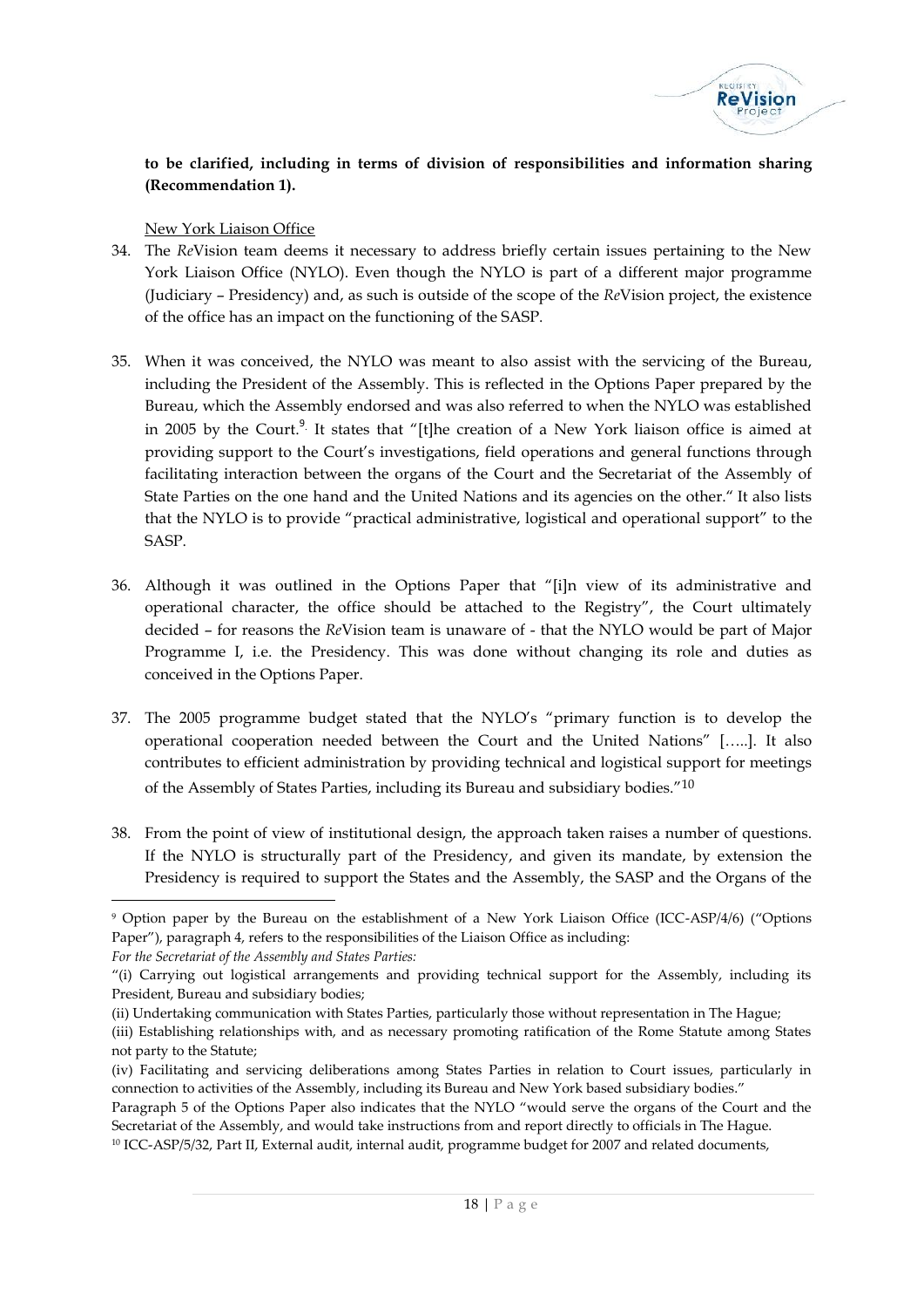**to be clarified, including in terms of division of responsibilities and information sharing (Recommendation 1).**

New York Liaison Office

34. The *Re*Vision team deems it necessary to address briefly certain issues pertaining to the New York Liaison Office (NYLO). Even though the NYLO is part of a different major programme (Judiciary – Presidency) and, as such is outside of the scope of the *Re*Vision project, the existence of the office has an impact on the functioning of the SASP.

35. When it was conceived, the NYLO was meant to also assist with the servicing of the Bureau, including the President of the Assembly. This is reflected in the Options Paper prepared by the Bureau, which the Assembly endorsed and was also referred to when the NYLO was established in 2005 by the Court.[9] It states that "[t]he creation of a New York liaison office is aimed at providing support to the Court's investigations, field operations and general functions through facilitating interaction between the organs of the Court and the Secretariat of the Assembly of State Parties on the one hand and the United Nations and its agencies on the other." It also lists that the NYLO is to provide "practical administrative, logistical and operational support" to the SASP.

36. Although it was outlined in the Options Paper that "[i]n view of its administrative and operational character, the office should be attached to the Registry", the Court ultimately decided – for reasons the *Re*Vision team is unaware of - that the NYLO would be part of Major Programme I, i.e. the Presidency. This was done without changing its role and duties as conceived in the Options Paper.

37. The 2005 programme budget stated that the NYLO's "primary function is to develop the operational cooperation needed between the Court and the United Nations" […..]. It also contributes to efficient administration by providing technical and logistical support for meetings of the Assembly of States Parties, including its Bureau and subsidiary bodies."[10]

38. From the point of view of institutional design, the approach taken raises a number of questions. If the NYLO is structurally part of the Presidency, and given its mandate, by extension the Presidency is required to support the States and the Assembly, the SASP and the Organs of the

---

[9] Option paper by the Bureau on the establishment of a New York Liaison Office (ICC-ASP/4/6) ("Options Paper"), paragraph 4, refers to the responsibilities of the Liaison Office as including:
*For the Secretariat of the Assembly and States Parties:*
"(i) Carrying out logistical arrangements and providing technical support for the Assembly, including its President, Bureau and subsidiary bodies;
(ii) Undertaking communication with States Parties, particularly those without representation in The Hague;
(iii) Establishing relationships with, and as necessary promoting ratification of the Rome Statute among States not party to the Statute;
(iv) Facilitating and servicing deliberations among States Parties in relation to Court issues, particularly in connection to activities of the Assembly, including its Bureau and New York based subsidiary bodies."
Paragraph 5 of the Options Paper also indicates that the NYLO "would serve the organs of the Court and the Secretariat of the Assembly, and would take instructions from and report directly to officials in The Hague.

[10] ICC-ASP/5/32, Part II, External audit, internal audit, programme budget for 2007 and related documents,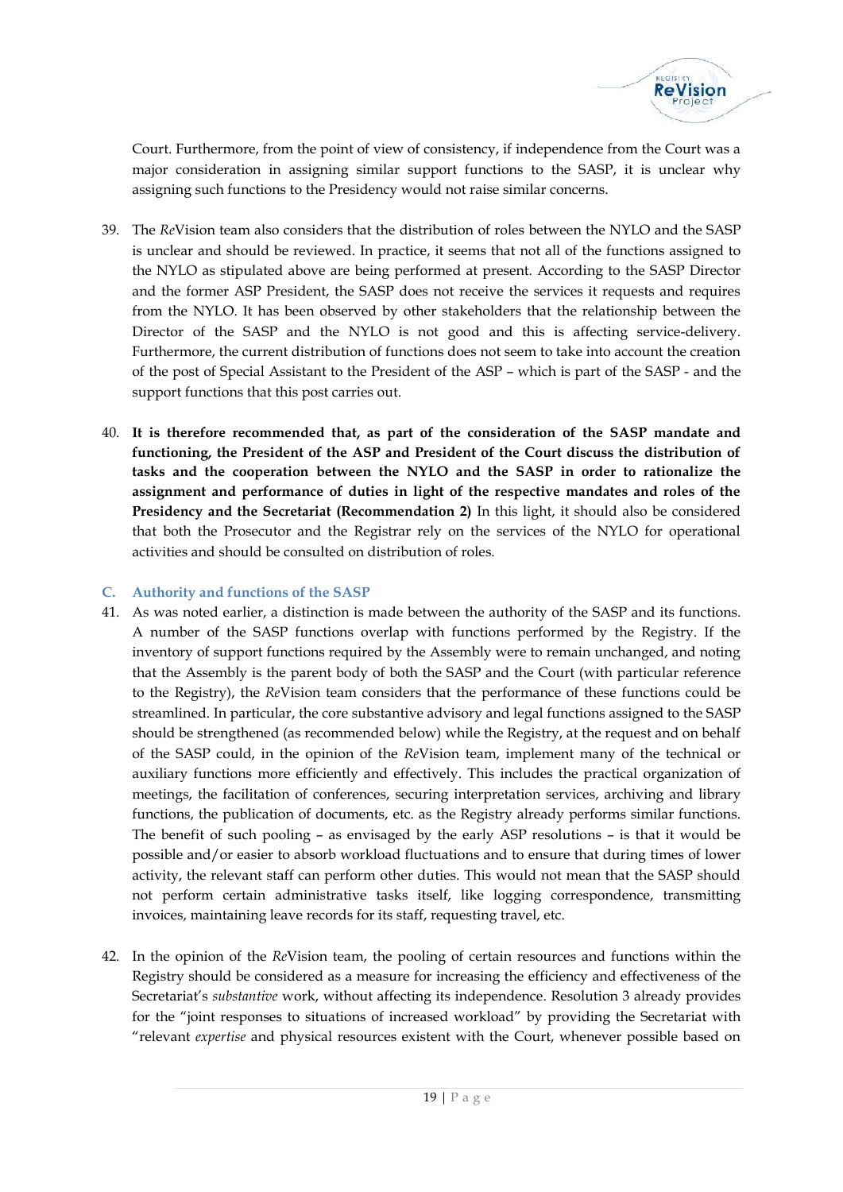Court. Furthermore, from the point of view of consistency, if independence from the Court was a major consideration in assigning similar support functions to the SASP, it is unclear why assigning such functions to the Presidency would not raise similar concerns.

39. The *Re*Vision team also considers that the distribution of roles between the NYLO and the SASP is unclear and should be reviewed. In practice, it seems that not all of the functions assigned to the NYLO as stipulated above are being performed at present. According to the SASP Director and the former ASP President, the SASP does not receive the services it requests and requires from the NYLO. It has been observed by other stakeholders that the relationship between the Director of the SASP and the NYLO is not good and this is affecting service-delivery. Furthermore, the current distribution of functions does not seem to take into account the creation of the post of Special Assistant to the President of the ASP – which is part of the SASP - and the support functions that this post carries out.

40. **It is therefore recommended that, as part of the consideration of the SASP mandate and functioning, the President of the ASP and President of the Court discuss the distribution of tasks and the cooperation between the NYLO and the SASP in order to rationalize the assignment and performance of duties in light of the respective mandates and roles of the Presidency and the Secretariat (Recommendation 2)** In this light, it should also be considered that both the Prosecutor and the Registrar rely on the services of the NYLO for operational activities and should be consulted on distribution of roles.

### C. Authority and functions of the SASP

41. As was noted earlier, a distinction is made between the authority of the SASP and its functions. A number of the SASP functions overlap with functions performed by the Registry. If the inventory of support functions required by the Assembly were to remain unchanged, and noting that the Assembly is the parent body of both the SASP and the Court (with particular reference to the Registry), the *Re*Vision team considers that the performance of these functions could be streamlined. In particular, the core substantive advisory and legal functions assigned to the SASP should be strengthened (as recommended below) while the Registry, at the request and on behalf of the SASP could, in the opinion of the *Re*Vision team, implement many of the technical or auxiliary functions more efficiently and effectively. This includes the practical organization of meetings, the facilitation of conferences, securing interpretation services, archiving and library functions, the publication of documents, etc. as the Registry already performs similar functions. The benefit of such pooling – as envisaged by the early ASP resolutions – is that it would be possible and/or easier to absorb workload fluctuations and to ensure that during times of lower activity, the relevant staff can perform other duties. This would not mean that the SASP should not perform certain administrative tasks itself, like logging correspondence, transmitting invoices, maintaining leave records for its staff, requesting travel, etc.

42. In the opinion of the *Re*Vision team, the pooling of certain resources and functions within the Registry should be considered as a measure for increasing the efficiency and effectiveness of the Secretariat's *substantive* work, without affecting its independence. Resolution 3 already provides for the "joint responses to situations of increased workload" by providing the Secretariat with "relevant *expertise* and physical resources existent with the Court, whenever possible based on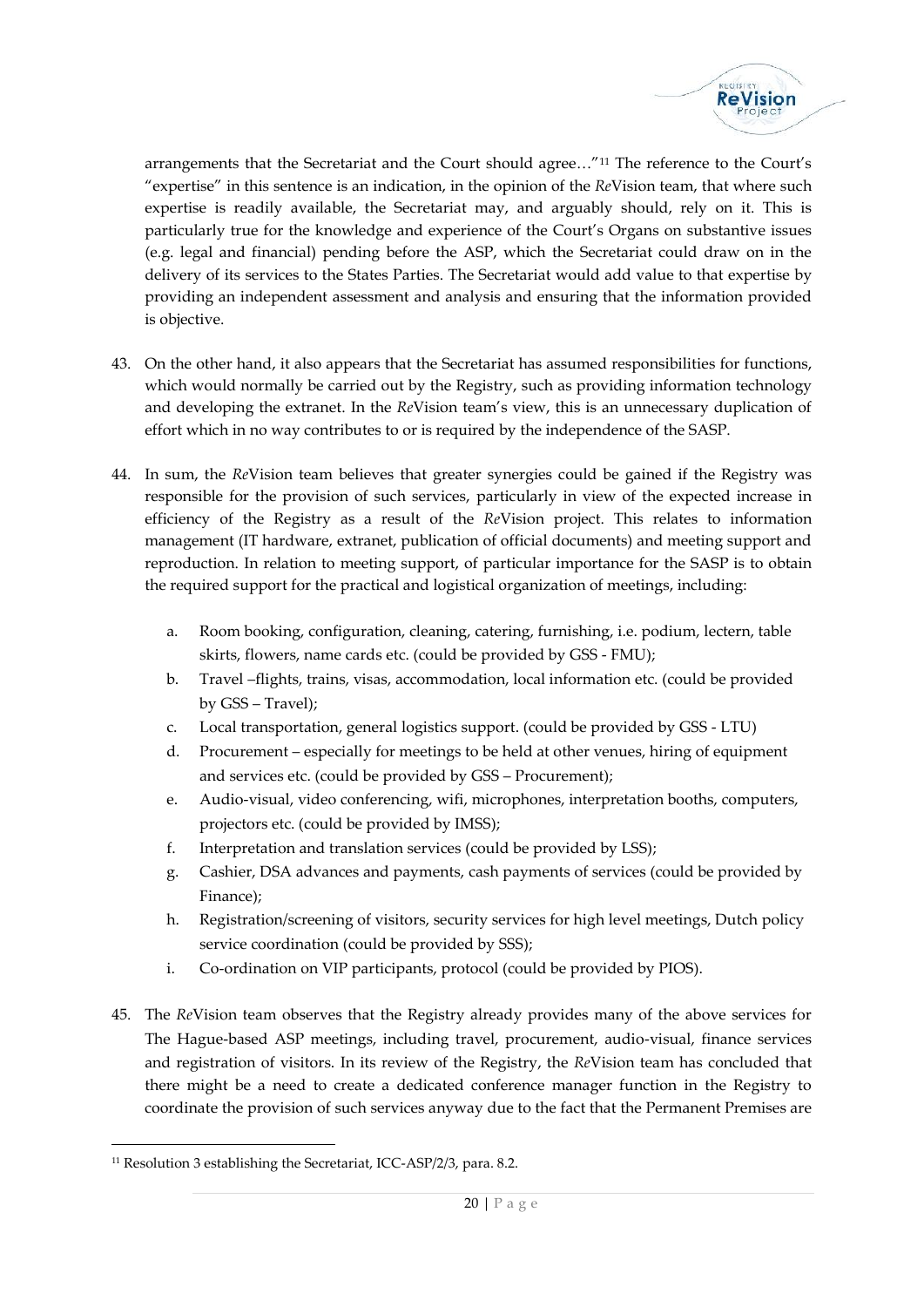arrangements that the Secretariat and the Court should agree…"[11] The reference to the Court's "expertise" in this sentence is an indication, in the opinion of the *Re*Vision team, that where such expertise is readily available, the Secretariat may, and arguably should, rely on it. This is particularly true for the knowledge and experience of the Court's Organs on substantive issues (e.g. legal and financial) pending before the ASP, which the Secretariat could draw on in the delivery of its services to the States Parties. The Secretariat would add value to that expertise by providing an independent assessment and analysis and ensuring that the information provided is objective.

43. On the other hand, it also appears that the Secretariat has assumed responsibilities for functions, which would normally be carried out by the Registry, such as providing information technology and developing the extranet. In the *Re*Vision team's view, this is an unnecessary duplication of effort which in no way contributes to or is required by the independence of the SASP.

44. In sum, the *Re*Vision team believes that greater synergies could be gained if the Registry was responsible for the provision of such services, particularly in view of the expected increase in efficiency of the Registry as a result of the *Re*Vision project. This relates to information management (IT hardware, extranet, publication of official documents) and meeting support and reproduction. In relation to meeting support, of particular importance for the SASP is to obtain the required support for the practical and logistical organization of meetings, including:

    a. Room booking, configuration, cleaning, catering, furnishing, i.e. podium, lectern, table skirts, flowers, name cards etc. (could be provided by GSS - FMU);
    b. Travel –flights, trains, visas, accommodation, local information etc. (could be provided by GSS – Travel);
    c. Local transportation, general logistics support. (could be provided by GSS - LTU)
    d. Procurement – especially for meetings to be held at other venues, hiring of equipment and services etc. (could be provided by GSS – Procurement);
    e. Audio-visual, video conferencing, wifi, microphones, interpretation booths, computers, projectors etc. (could be provided by IMSS);
    f. Interpretation and translation services (could be provided by LSS);
    g. Cashier, DSA advances and payments, cash payments of services (could be provided by Finance);
    h. Registration/screening of visitors, security services for high level meetings, Dutch policy service coordination (could be provided by SSS);
    i. Co-ordination on VIP participants, protocol (could be provided by PIOS).

45. The *Re*Vision team observes that the Registry already provides many of the above services for The Hague-based ASP meetings, including travel, procurement, audio-visual, finance services and registration of visitors. In its review of the Registry, the *Re*Vision team has concluded that there might be a need to create a dedicated conference manager function in the Registry to coordinate the provision of such services anyway due to the fact that the Permanent Premises are

[11] Resolution 3 establishing the Secretariat, ICC-ASP/2/3, para. 8.2.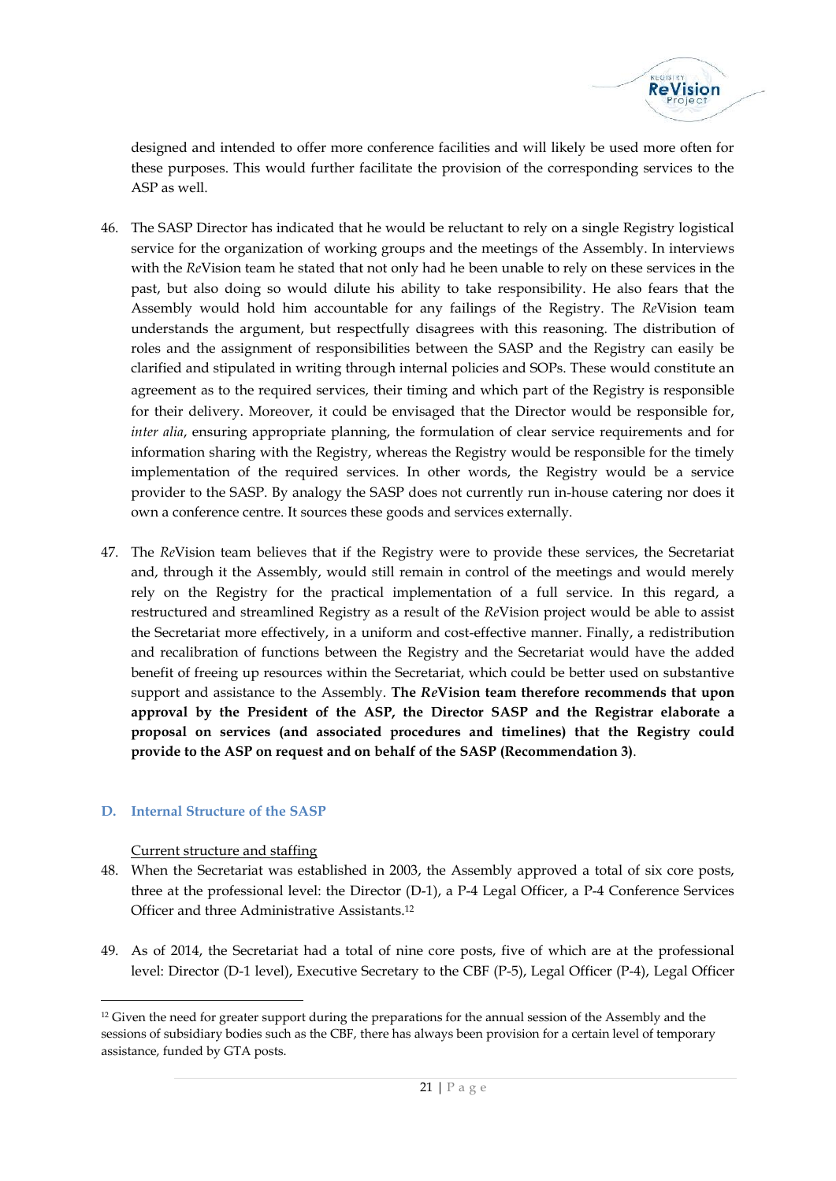designed and intended to offer more conference facilities and will likely be used more often for these purposes. This would further facilitate the provision of the corresponding services to the ASP as well.

46. The SASP Director has indicated that he would be reluctant to rely on a single Registry logistical service for the organization of working groups and the meetings of the Assembly. In interviews with the *Re*Vision team he stated that not only had he been unable to rely on these services in the past, but also doing so would dilute his ability to take responsibility. He also fears that the Assembly would hold him accountable for any failings of the Registry. The *Re*Vision team understands the argument, but respectfully disagrees with this reasoning. The distribution of roles and the assignment of responsibilities between the SASP and the Registry can easily be clarified and stipulated in writing through internal policies and SOPs. These would constitute an agreement as to the required services, their timing and which part of the Registry is responsible for their delivery. Moreover, it could be envisaged that the Director would be responsible for, *inter alia*, ensuring appropriate planning, the formulation of clear service requirements and for information sharing with the Registry, whereas the Registry would be responsible for the timely implementation of the required services. In other words, the Registry would be a service provider to the SASP. By analogy the SASP does not currently run in-house catering nor does it own a conference centre. It sources these goods and services externally.

47. The *Re*Vision team believes that if the Registry were to provide these services, the Secretariat and, through it the Assembly, would still remain in control of the meetings and would merely rely on the Registry for the practical implementation of a full service. In this regard, a restructured and streamlined Registry as a result of the *Re*Vision project would be able to assist the Secretariat more effectively, in a uniform and cost-effective manner. Finally, a redistribution and recalibration of functions between the Registry and the Secretariat would have the added benefit of freeing up resources within the Secretariat, which could be better used on substantive support and assistance to the Assembly. **The *Re*Vision team therefore recommends that upon approval by the President of the ASP, the Director SASP and the Registrar elaborate a proposal on services (and associated procedures and timelines) that the Registry could provide to the ASP on request and on behalf of the SASP (Recommendation 3)**.

### D. Internal Structure of the SASP

Current structure and staffing

48. When the Secretariat was established in 2003, the Assembly approved a total of six core posts, three at the professional level: the Director (D-1), a P-4 Legal Officer, a P-4 Conference Services Officer and three Administrative Assistants.[12]

49. As of 2014, the Secretariat had a total of nine core posts, five of which are at the professional level: Director (D-1 level), Executive Secretary to the CBF (P-5), Legal Officer (P-4), Legal Officer

[12] Given the need for greater support during the preparations for the annual session of the Assembly and the sessions of subsidiary bodies such as the CBF, there has always been provision for a certain level of temporary assistance, funded by GTA posts.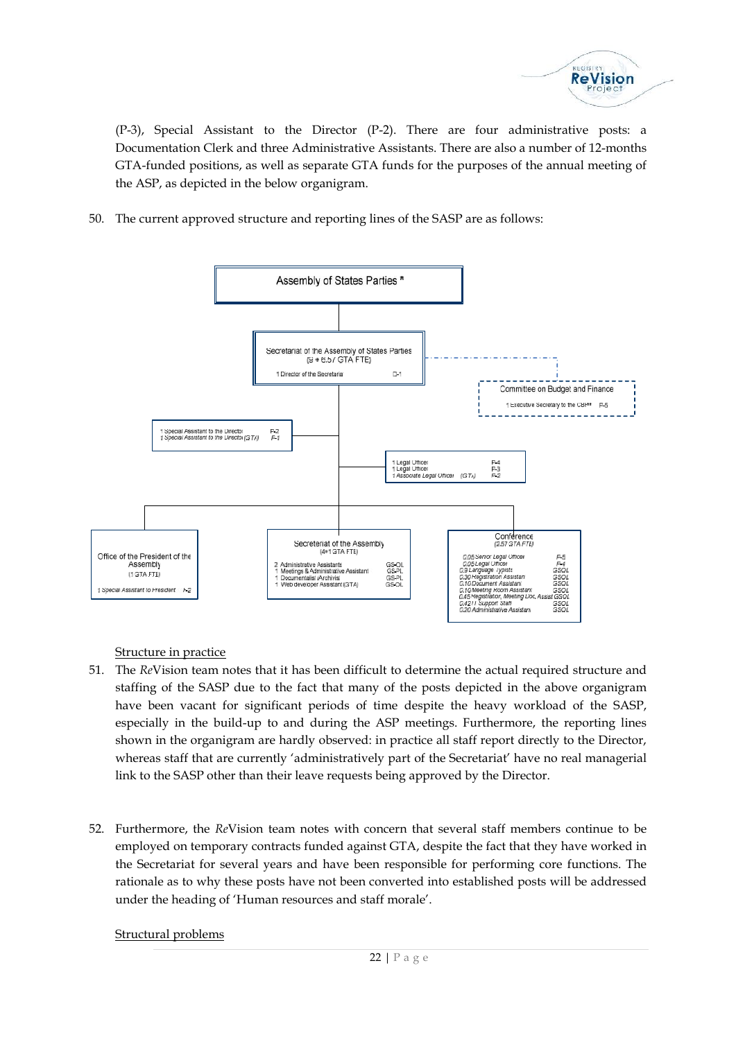(P-3), Special Assistant to the Director (P-2). There are four administrative posts: a Documentation Clerk and three Administrative Assistants. There are also a number of 12-months GTA-funded positions, as well as separate GTA funds for the purposes of the annual meeting of the ASP, as depicted in the below organigram.

50. The current approved structure and reporting lines of the SASP are as follows:

**Assembly of States Parties \***

**Secretariat of the Assembly of States Parties** (9 + 6.57 GTA FTE)
- 1 Director of the Secretariat — D-1

**Committee on Budget and Finance**
- 1 Executive Secretary to the CBF\*\* — P-5

- 1 Special Assistant to the Director — P-2
- 1 Special Assistant to the Director (GTA) — P-1

- 1 Legal Officer — P-4
- 1 Legal Officer — P-3
- 1 Associate Legal Officer (GTA) — P-2

**Office of the President of the Assembly** (1 GTA FTE)
- 1 Special Assistant to President — P-2

**Secretariat of the Assembly** (4+1 GTA FTE)
- 2 Administrative Assistants — GS-OL
- 1 Meetings & Administrative Assistant — GS-PL
- 1 Documentalist /Archivist — GS-PL
- 1 Web developer Assistant (GTA) — GS-OL

**Conference** (2.57 GTA FTE)
- 0.05 Senior Legal Officer — P-5
- 0.05 Legal Officer — P-4
- 0.9 Language Typists — GSOL
- 0.30 Registration Assistant — GSOL
- 0.10 Document Assistant — GSOL
- 0.10 Meeting Room Assistant — GSOL
- 0.45 Registration, Meeting Doc. Assist — GSOL
- 0.4211 Support Staff — GSOL
- 0.20 Administrative Assistant — GSOL

Structure in practice

51. The *Re*Vision team notes that it has been difficult to determine the actual required structure and staffing of the SASP due to the fact that many of the posts depicted in the above organigram have been vacant for significant periods of time despite the heavy workload of the SASP, especially in the build-up to and during the ASP meetings. Furthermore, the reporting lines shown in the organigram are hardly observed: in practice all staff report directly to the Director, whereas staff that are currently 'administratively part of the Secretariat' have no real managerial link to the SASP other than their leave requests being approved by the Director.

52. Furthermore, the *Re*Vision team notes with concern that several staff members continue to be employed on temporary contracts funded against GTA, despite the fact that they have worked in the Secretariat for several years and have been responsible for performing core functions. The rationale as to why these posts have not been converted into established posts will be addressed under the heading of 'Human resources and staff morale'.

Structural problems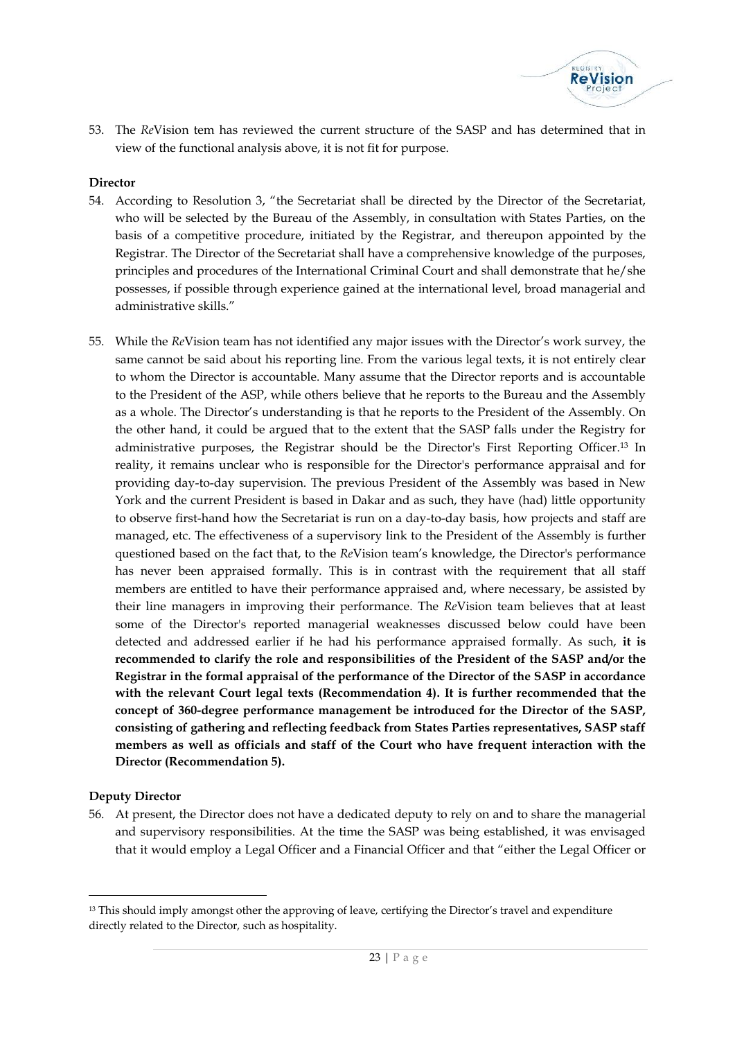53. The *Re*Vision tem has reviewed the current structure of the SASP and has determined that in view of the functional analysis above, it is not fit for purpose.

**Director**

54. According to Resolution 3, "the Secretariat shall be directed by the Director of the Secretariat, who will be selected by the Bureau of the Assembly, in consultation with States Parties, on the basis of a competitive procedure, initiated by the Registrar, and thereupon appointed by the Registrar. The Director of the Secretariat shall have a comprehensive knowledge of the purposes, principles and procedures of the International Criminal Court and shall demonstrate that he/she possesses, if possible through experience gained at the international level, broad managerial and administrative skills."

55. While the *Re*Vision team has not identified any major issues with the Director's work survey, the same cannot be said about his reporting line. From the various legal texts, it is not entirely clear to whom the Director is accountable. Many assume that the Director reports and is accountable to the President of the ASP, while others believe that he reports to the Bureau and the Assembly as a whole. The Director's understanding is that he reports to the President of the Assembly. On the other hand, it could be argued that to the extent that the SASP falls under the Registry for administrative purposes, the Registrar should be the Director's First Reporting Officer.[13] In reality, it remains unclear who is responsible for the Director's performance appraisal and for providing day-to-day supervision. The previous President of the Assembly was based in New York and the current President is based in Dakar and as such, they have (had) little opportunity to observe first-hand how the Secretariat is run on a day-to-day basis, how projects and staff are managed, etc. The effectiveness of a supervisory link to the President of the Assembly is further questioned based on the fact that, to the *Re*Vision team's knowledge, the Director's performance has never been appraised formally. This is in contrast with the requirement that all staff members are entitled to have their performance appraised and, where necessary, be assisted by their line managers in improving their performance. The *Re*Vision team believes that at least some of the Director's reported managerial weaknesses discussed below could have been detected and addressed earlier if he had his performance appraised formally. As such, **it is recommended to clarify the role and responsibilities of the President of the SASP and/or the Registrar in the formal appraisal of the performance of the Director of the SASP in accordance with the relevant Court legal texts (Recommendation 4). It is further recommended that the concept of 360-degree performance management be introduced for the Director of the SASP, consisting of gathering and reflecting feedback from States Parties representatives, SASP staff members as well as officials and staff of the Court who have frequent interaction with the Director (Recommendation 5).**

**Deputy Director**

56. At present, the Director does not have a dedicated deputy to rely on and to share the managerial and supervisory responsibilities. At the time the SASP was being established, it was envisaged that it would employ a Legal Officer and a Financial Officer and that "either the Legal Officer or

[13] This should imply amongst other the approving of leave, certifying the Director's travel and expenditure directly related to the Director, such as hospitality.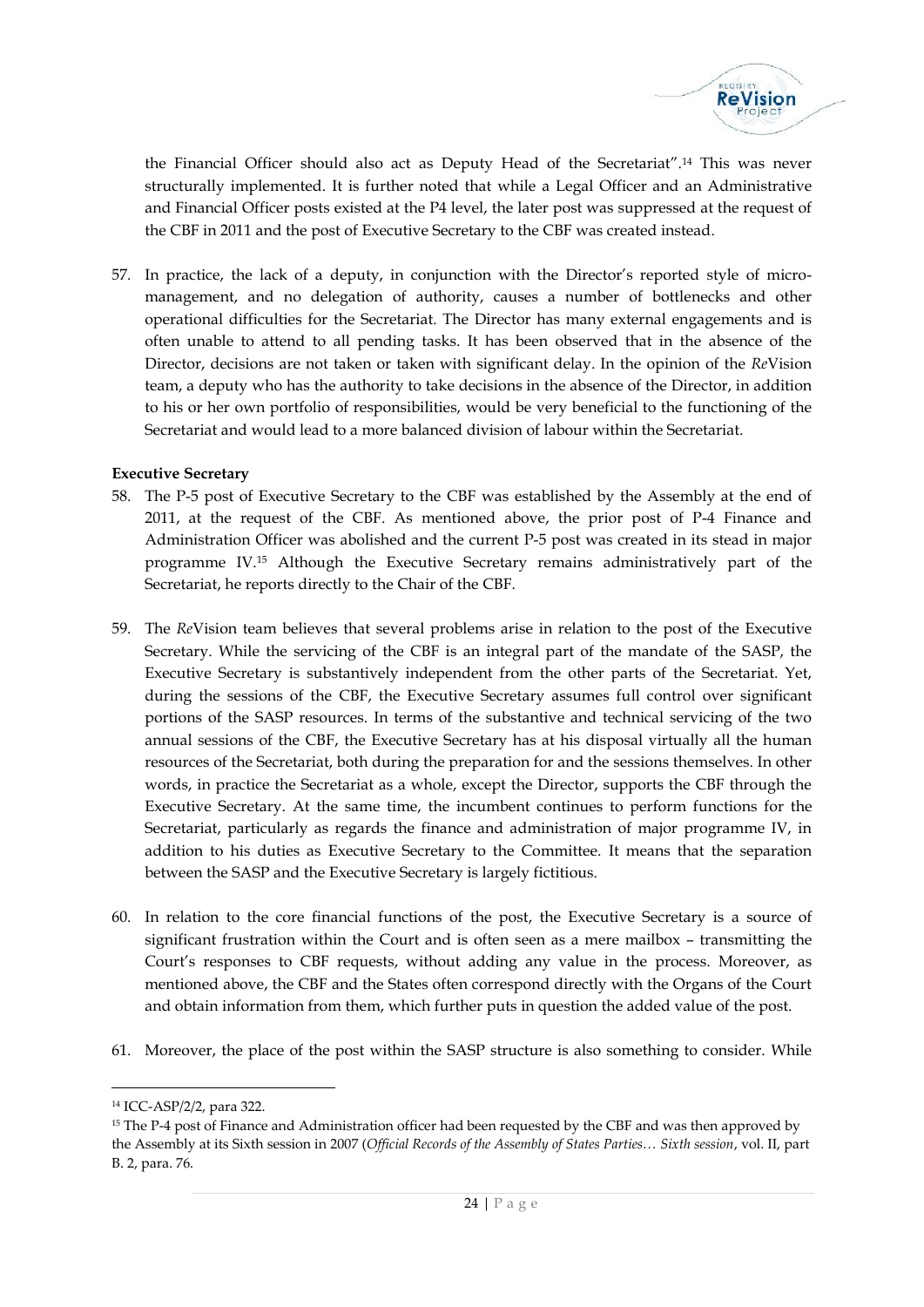the Financial Officer should also act as Deputy Head of the Secretariat".[14] This was never structurally implemented. It is further noted that while a Legal Officer and an Administrative and Financial Officer posts existed at the P4 level, the later post was suppressed at the request of the CBF in 2011 and the post of Executive Secretary to the CBF was created instead.

57. In practice, the lack of a deputy, in conjunction with the Director's reported style of micro-management, and no delegation of authority, causes a number of bottlenecks and other operational difficulties for the Secretariat. The Director has many external engagements and is often unable to attend to all pending tasks. It has been observed that in the absence of the Director, decisions are not taken or taken with significant delay. In the opinion of the *Re*Vision team, a deputy who has the authority to take decisions in the absence of the Director, in addition to his or her own portfolio of responsibilities, would be very beneficial to the functioning of the Secretariat and would lead to a more balanced division of labour within the Secretariat.

**Executive Secretary**

58. The P-5 post of Executive Secretary to the CBF was established by the Assembly at the end of 2011, at the request of the CBF. As mentioned above, the prior post of P-4 Finance and Administration Officer was abolished and the current P-5 post was created in its stead in major programme IV.[15] Although the Executive Secretary remains administratively part of the Secretariat, he reports directly to the Chair of the CBF.

59. The *Re*Vision team believes that several problems arise in relation to the post of the Executive Secretary. While the servicing of the CBF is an integral part of the mandate of the SASP, the Executive Secretary is substantively independent from the other parts of the Secretariat. Yet, during the sessions of the CBF, the Executive Secretary assumes full control over significant portions of the SASP resources. In terms of the substantive and technical servicing of the two annual sessions of the CBF, the Executive Secretary has at his disposal virtually all the human resources of the Secretariat, both during the preparation for and the sessions themselves. In other words, in practice the Secretariat as a whole, except the Director, supports the CBF through the Executive Secretary. At the same time, the incumbent continues to perform functions for the Secretariat, particularly as regards the finance and administration of major programme IV, in addition to his duties as Executive Secretary to the Committee. It means that the separation between the SASP and the Executive Secretary is largely fictitious.

60. In relation to the core financial functions of the post, the Executive Secretary is a source of significant frustration within the Court and is often seen as a mere mailbox – transmitting the Court's responses to CBF requests, without adding any value in the process. Moreover, as mentioned above, the CBF and the States often correspond directly with the Organs of the Court and obtain information from them, which further puts in question the added value of the post.

61. Moreover, the place of the post within the SASP structure is also something to consider. While

[14] ICC-ASP/2/2, para 322.

[15] The P-4 post of Finance and Administration officer had been requested by the CBF and was then approved by the Assembly at its Sixth session in 2007 (*Official Records of the Assembly of States Parties… Sixth session*, vol. II, part B. 2, para. 76.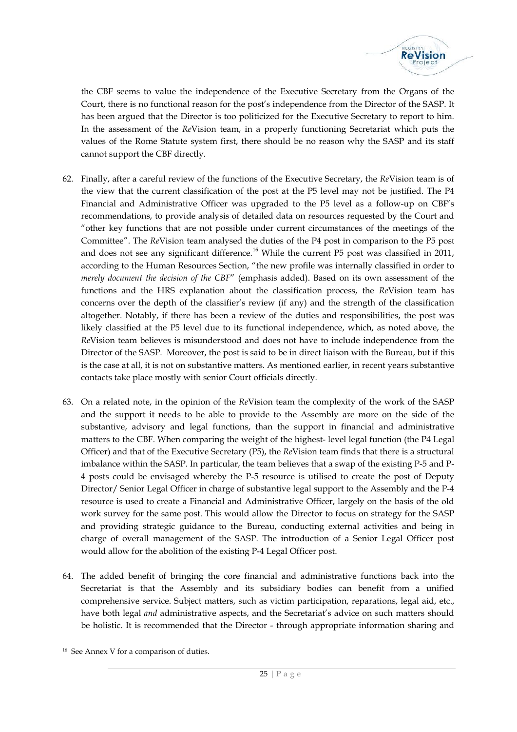the CBF seems to value the independence of the Executive Secretary from the Organs of the Court, there is no functional reason for the post's independence from the Director of the SASP. It has been argued that the Director is too politicized for the Executive Secretary to report to him. In the assessment of the *Re*Vision team, in a properly functioning Secretariat which puts the values of the Rome Statute system first, there should be no reason why the SASP and its staff cannot support the CBF directly.

62. Finally, after a careful review of the functions of the Executive Secretary, the *Re*Vision team is of the view that the current classification of the post at the P5 level may not be justified. The P4 Financial and Administrative Officer was upgraded to the P5 level as a follow-up on CBF's recommendations, to provide analysis of detailed data on resources requested by the Court and "other key functions that are not possible under current circumstances of the meetings of the Committee". The *Re*Vision team analysed the duties of the P4 post in comparison to the P5 post and does not see any significant difference.[16] While the current P5 post was classified in 2011, according to the Human Resources Section, "the new profile was internally classified in order to *merely document the decision of the CBF*" (emphasis added). Based on its own assessment of the functions and the HRS explanation about the classification process, the *Re*Vision team has concerns over the depth of the classifier's review (if any) and the strength of the classification altogether. Notably, if there has been a review of the duties and responsibilities, the post was likely classified at the P5 level due to its functional independence, which, as noted above, the *Re*Vision team believes is misunderstood and does not have to include independence from the Director of the SASP. Moreover, the post is said to be in direct liaison with the Bureau, but if this is the case at all, it is not on substantive matters. As mentioned earlier, in recent years substantive contacts take place mostly with senior Court officials directly.

63. On a related note, in the opinion of the *Re*Vision team the complexity of the work of the SASP and the support it needs to be able to provide to the Assembly are more on the side of the substantive, advisory and legal functions, than the support in financial and administrative matters to the CBF. When comparing the weight of the highest- level legal function (the P4 Legal Officer) and that of the Executive Secretary (P5), the *Re*Vision team finds that there is a structural imbalance within the SASP. In particular, the team believes that a swap of the existing P-5 and P-4 posts could be envisaged whereby the P-5 resource is utilised to create the post of Deputy Director/ Senior Legal Officer in charge of substantive legal support to the Assembly and the P-4 resource is used to create a Financial and Administrative Officer, largely on the basis of the old work survey for the same post. This would allow the Director to focus on strategy for the SASP and providing strategic guidance to the Bureau, conducting external activities and being in charge of overall management of the SASP. The introduction of a Senior Legal Officer post would allow for the abolition of the existing P-4 Legal Officer post.

64. The added benefit of bringing the core financial and administrative functions back into the Secretariat is that the Assembly and its subsidiary bodies can benefit from a unified comprehensive service. Subject matters, such as victim participation, reparations, legal aid, etc., have both legal *and* administrative aspects, and the Secretariat's advice on such matters should be holistic. It is recommended that the Director - through appropriate information sharing and

[16] See Annex V for a comparison of duties.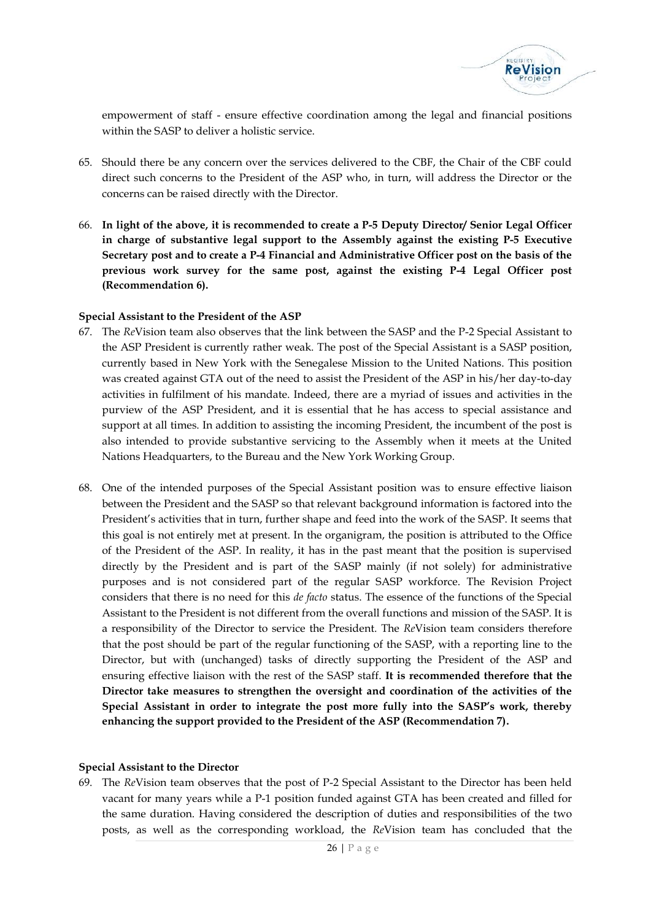empowerment of staff - ensure effective coordination among the legal and financial positions within the SASP to deliver a holistic service.

65. Should there be any concern over the services delivered to the CBF, the Chair of the CBF could direct such concerns to the President of the ASP who, in turn, will address the Director or the concerns can be raised directly with the Director.

66. **In light of the above, it is recommended to create a P-5 Deputy Director/ Senior Legal Officer in charge of substantive legal support to the Assembly against the existing P-5 Executive Secretary post and to create a P-4 Financial and Administrative Officer post on the basis of the previous work survey for the same post, against the existing P-4 Legal Officer post (Recommendation 6).**

**Special Assistant to the President of the ASP**

67. The *Re*Vision team also observes that the link between the SASP and the P-2 Special Assistant to the ASP President is currently rather weak. The post of the Special Assistant is a SASP position, currently based in New York with the Senegalese Mission to the United Nations. This position was created against GTA out of the need to assist the President of the ASP in his/her day-to-day activities in fulfilment of his mandate. Indeed, there are a myriad of issues and activities in the purview of the ASP President, and it is essential that he has access to special assistance and support at all times. In addition to assisting the incoming President, the incumbent of the post is also intended to provide substantive servicing to the Assembly when it meets at the United Nations Headquarters, to the Bureau and the New York Working Group.

68. One of the intended purposes of the Special Assistant position was to ensure effective liaison between the President and the SASP so that relevant background information is factored into the President's activities that in turn, further shape and feed into the work of the SASP. It seems that this goal is not entirely met at present. In the organigram, the position is attributed to the Office of the President of the ASP. In reality, it has in the past meant that the position is supervised directly by the President and is part of the SASP mainly (if not solely) for administrative purposes and is not considered part of the regular SASP workforce. The Revision Project considers that there is no need for this *de facto* status. The essence of the functions of the Special Assistant to the President is not different from the overall functions and mission of the SASP. It is a responsibility of the Director to service the President. The *Re*Vision team considers therefore that the post should be part of the regular functioning of the SASP, with a reporting line to the Director, but with (unchanged) tasks of directly supporting the President of the ASP and ensuring effective liaison with the rest of the SASP staff. **It is recommended therefore that the Director take measures to strengthen the oversight and coordination of the activities of the Special Assistant in order to integrate the post more fully into the SASP's work, thereby enhancing the support provided to the President of the ASP (Recommendation 7).**

**Special Assistant to the Director**

69. The *Re*Vision team observes that the post of P-2 Special Assistant to the Director has been held vacant for many years while a P-1 position funded against GTA has been created and filled for the same duration. Having considered the description of duties and responsibilities of the two posts, as well as the corresponding workload, the *Re*Vision team has concluded that the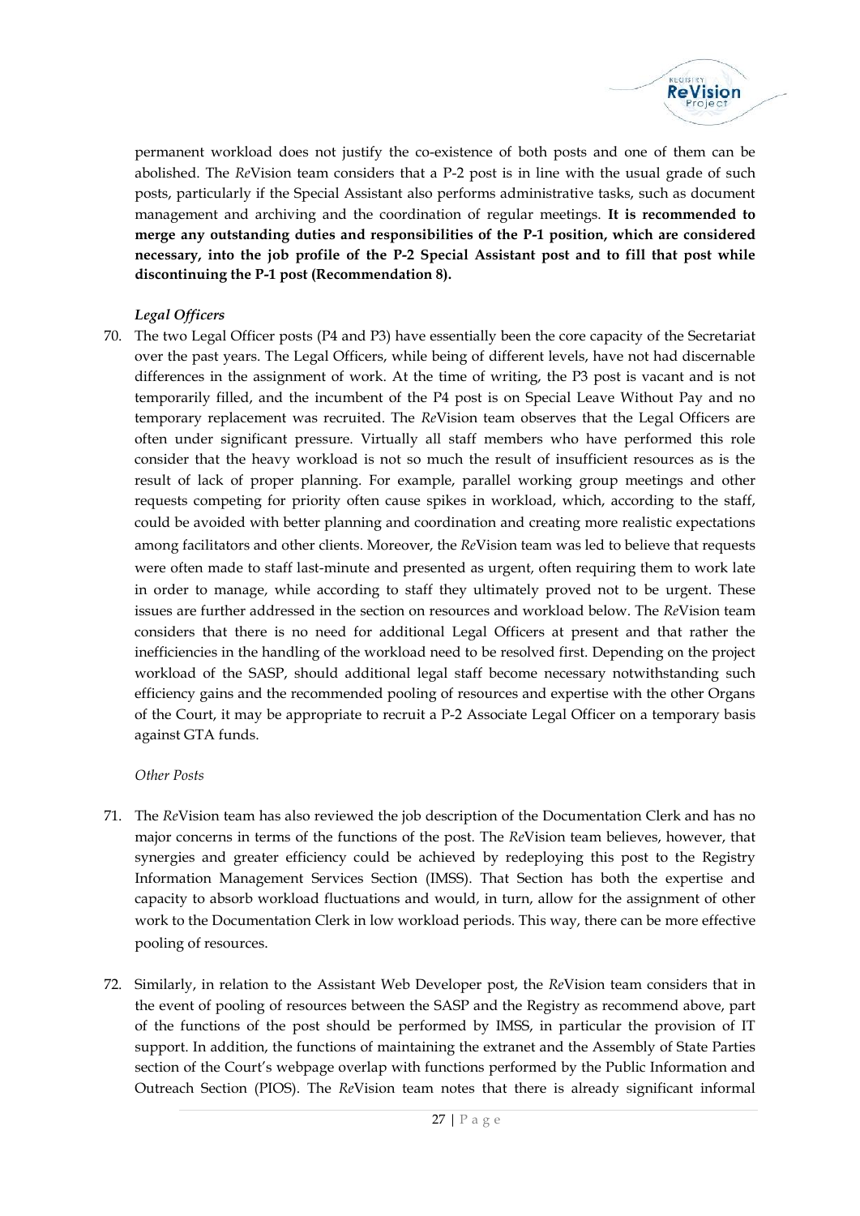permanent workload does not justify the co-existence of both posts and one of them can be abolished. The *Re*Vision team considers that a P-2 post is in line with the usual grade of such posts, particularly if the Special Assistant also performs administrative tasks, such as document management and archiving and the coordination of regular meetings. **It is recommended to merge any outstanding duties and responsibilities of the P-1 position, which are considered necessary, into the job profile of the P-2 Special Assistant post and to fill that post while discontinuing the P-1 post (Recommendation 8).**

***Legal Officers***

70. The two Legal Officer posts (P4 and P3) have essentially been the core capacity of the Secretariat over the past years. The Legal Officers, while being of different levels, have not had discernable differences in the assignment of work. At the time of writing, the P3 post is vacant and is not temporarily filled, and the incumbent of the P4 post is on Special Leave Without Pay and no temporary replacement was recruited. The *Re*Vision team observes that the Legal Officers are often under significant pressure. Virtually all staff members who have performed this role consider that the heavy workload is not so much the result of insufficient resources as is the result of lack of proper planning. For example, parallel working group meetings and other requests competing for priority often cause spikes in workload, which, according to the staff, could be avoided with better planning and coordination and creating more realistic expectations among facilitators and other clients. Moreover, the *Re*Vision team was led to believe that requests were often made to staff last-minute and presented as urgent, often requiring them to work late in order to manage, while according to staff they ultimately proved not to be urgent. These issues are further addressed in the section on resources and workload below. The *Re*Vision team considers that there is no need for additional Legal Officers at present and that rather the inefficiencies in the handling of the workload need to be resolved first. Depending on the project workload of the SASP, should additional legal staff become necessary notwithstanding such efficiency gains and the recommended pooling of resources and expertise with the other Organs of the Court, it may be appropriate to recruit a P-2 Associate Legal Officer on a temporary basis against GTA funds.

*Other Posts*

71. The *Re*Vision team has also reviewed the job description of the Documentation Clerk and has no major concerns in terms of the functions of the post. The *Re*Vision team believes, however, that synergies and greater efficiency could be achieved by redeploying this post to the Registry Information Management Services Section (IMSS). That Section has both the expertise and capacity to absorb workload fluctuations and would, in turn, allow for the assignment of other work to the Documentation Clerk in low workload periods. This way, there can be more effective pooling of resources.

72. Similarly, in relation to the Assistant Web Developer post, the *Re*Vision team considers that in the event of pooling of resources between the SASP and the Registry as recommend above, part of the functions of the post should be performed by IMSS, in particular the provision of IT support. In addition, the functions of maintaining the extranet and the Assembly of State Parties section of the Court's webpage overlap with functions performed by the Public Information and Outreach Section (PIOS). The *Re*Vision team notes that there is already significant informal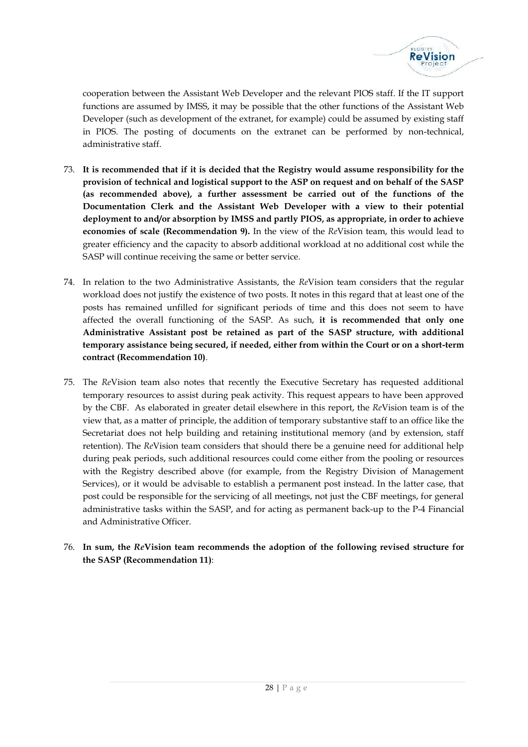cooperation between the Assistant Web Developer and the relevant PIOS staff. If the IT support functions are assumed by IMSS, it may be possible that the other functions of the Assistant Web Developer (such as development of the extranet, for example) could be assumed by existing staff in PIOS. The posting of documents on the extranet can be performed by non-technical, administrative staff.

73. **It is recommended that if it is decided that the Registry would assume responsibility for the provision of technical and logistical support to the ASP on request and on behalf of the SASP (as recommended above), a further assessment be carried out of the functions of the Documentation Clerk and the Assistant Web Developer with a view to their potential deployment to and/or absorption by IMSS and partly PIOS, as appropriate, in order to achieve economies of scale (Recommendation 9).** In the view of the *Re*Vision team, this would lead to greater efficiency and the capacity to absorb additional workload at no additional cost while the SASP will continue receiving the same or better service.

74. In relation to the two Administrative Assistants, the *Re*Vision team considers that the regular workload does not justify the existence of two posts. It notes in this regard that at least one of the posts has remained unfilled for significant periods of time and this does not seem to have affected the overall functioning of the SASP. As such, **it is recommended that only one Administrative Assistant post be retained as part of the SASP structure, with additional temporary assistance being secured, if needed, either from within the Court or on a short-term contract (Recommendation 10)**.

75. The *Re*Vision team also notes that recently the Executive Secretary has requested additional temporary resources to assist during peak activity. This request appears to have been approved by the CBF. As elaborated in greater detail elsewhere in this report, the *Re*Vision team is of the view that, as a matter of principle, the addition of temporary substantive staff to an office like the Secretariat does not help building and retaining institutional memory (and by extension, staff retention). The *Re*Vision team considers that should there be a genuine need for additional help during peak periods, such additional resources could come either from the pooling or resources with the Registry described above (for example, from the Registry Division of Management Services), or it would be advisable to establish a permanent post instead. In the latter case, that post could be responsible for the servicing of all meetings, not just the CBF meetings, for general administrative tasks within the SASP, and for acting as permanent back-up to the P-4 Financial and Administrative Officer.

76. **In sum, the *Re*Vision team recommends the adoption of the following revised structure for the SASP (Recommendation 11)**: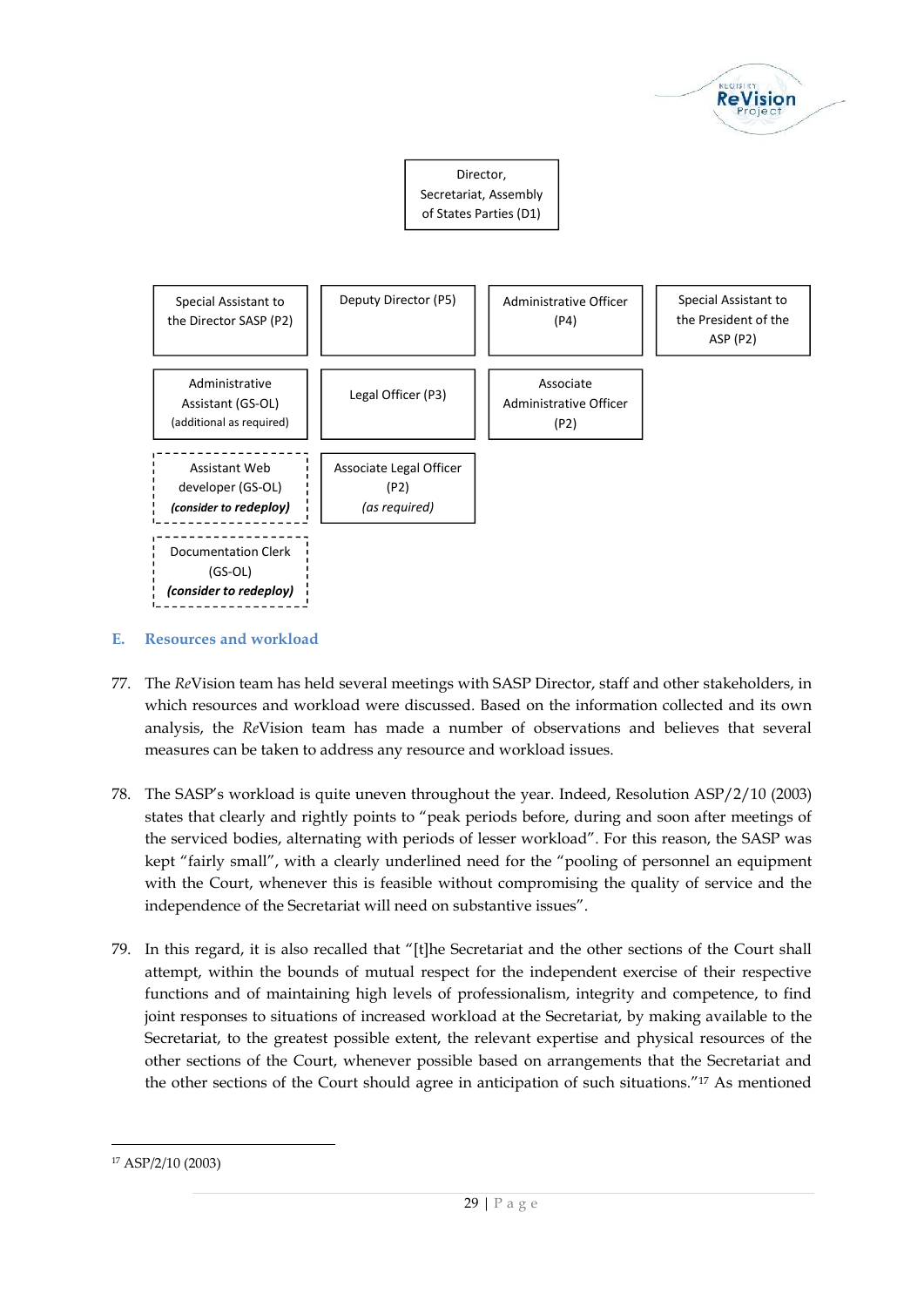Director, Secretariat, Assembly of States Parties (D1)

| | | | |
|---|---|---|---|
| Special Assistant to the Director SASP (P2) | Deputy Director (P5) | Administrative Officer (P4) | Special Assistant to the President of the ASP (P2) |
| Administrative Assistant (GS-OL) (additional as required) | Legal Officer (P3) | Associate Administrative Officer (P2) | |
| Assistant Web developer (GS-OL) ***(consider to redeploy)*** | Associate Legal Officer (P2) *(as required)* | | |
| Documentation Clerk (GS-OL) ***(consider to redeploy)*** | | | |

## E. Resources and workload

77. The *Re*Vision team has held several meetings with SASP Director, staff and other stakeholders, in which resources and workload were discussed. Based on the information collected and its own analysis, the *Re*Vision team has made a number of observations and believes that several measures can be taken to address any resource and workload issues.

78. The SASP's workload is quite uneven throughout the year. Indeed, Resolution ASP/2/10 (2003) states that clearly and rightly points to "peak periods before, during and soon after meetings of the serviced bodies, alternating with periods of lesser workload". For this reason, the SASP was kept "fairly small", with a clearly underlined need for the "pooling of personnel an equipment with the Court, whenever this is feasible without compromising the quality of service and the independence of the Secretariat will need on substantive issues".

79. In this regard, it is also recalled that "[t]he Secretariat and the other sections of the Court shall attempt, within the bounds of mutual respect for the independent exercise of their respective functions and of maintaining high levels of professionalism, integrity and competence, to find joint responses to situations of increased workload at the Secretariat, by making available to the Secretariat, to the greatest possible extent, the relevant expertise and physical resources of the other sections of the Court, whenever possible based on arrangements that the Secretariat and the other sections of the Court should agree in anticipation of such situations."[17] As mentioned

[17] ASP/2/10 (2003)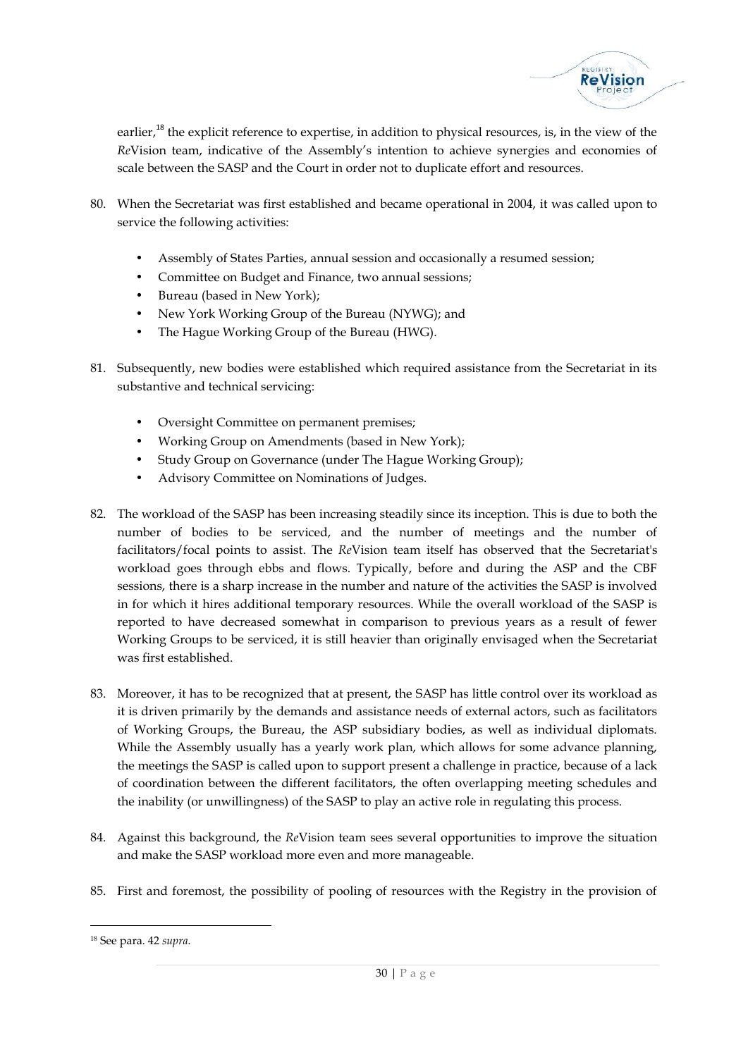earlier,[18] the explicit reference to expertise, in addition to physical resources, is, in the view of the *Re*Vision team, indicative of the Assembly's intention to achieve synergies and economies of scale between the SASP and the Court in order not to duplicate effort and resources.

80. When the Secretariat was first established and became operational in 2004, it was called upon to service the following activities:

    - Assembly of States Parties, annual session and occasionally a resumed session;
    - Committee on Budget and Finance, two annual sessions;
    - Bureau (based in New York);
    - New York Working Group of the Bureau (NYWG); and
    - The Hague Working Group of the Bureau (HWG).

81. Subsequently, new bodies were established which required assistance from the Secretariat in its substantive and technical servicing:

    - Oversight Committee on permanent premises;
    - Working Group on Amendments (based in New York);
    - Study Group on Governance (under The Hague Working Group);
    - Advisory Committee on Nominations of Judges.

82. The workload of the SASP has been increasing steadily since its inception. This is due to both the number of bodies to be serviced, and the number of meetings and the number of facilitators/focal points to assist. The *Re*Vision team itself has observed that the Secretariat's workload goes through ebbs and flows. Typically, before and during the ASP and the CBF sessions, there is a sharp increase in the number and nature of the activities the SASP is involved in for which it hires additional temporary resources. While the overall workload of the SASP is reported to have decreased somewhat in comparison to previous years as a result of fewer Working Groups to be serviced, it is still heavier than originally envisaged when the Secretariat was first established.

83. Moreover, it has to be recognized that at present, the SASP has little control over its workload as it is driven primarily by the demands and assistance needs of external actors, such as facilitators of Working Groups, the Bureau, the ASP subsidiary bodies, as well as individual diplomats. While the Assembly usually has a yearly work plan, which allows for some advance planning, the meetings the SASP is called upon to support present a challenge in practice, because of a lack of coordination between the different facilitators, the often overlapping meeting schedules and the inability (or unwillingness) of the SASP to play an active role in regulating this process.

84. Against this background, the *Re*Vision team sees several opportunities to improve the situation and make the SASP workload more even and more manageable.

85. First and foremost, the possibility of pooling of resources with the Registry in the provision of

[18] See para. 42 *supra*.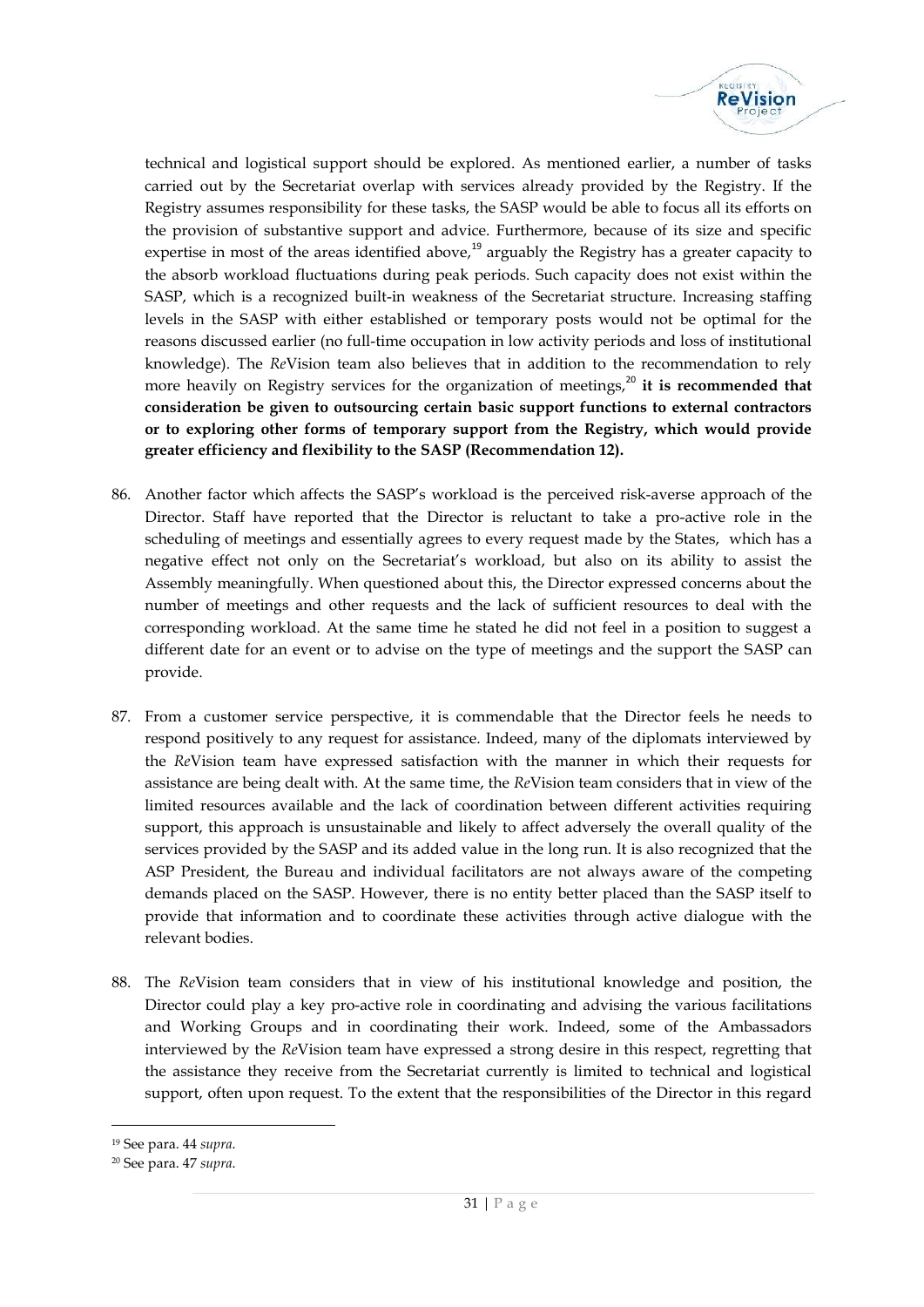technical and logistical support should be explored. As mentioned earlier, a number of tasks carried out by the Secretariat overlap with services already provided by the Registry. If the Registry assumes responsibility for these tasks, the SASP would be able to focus all its efforts on the provision of substantive support and advice. Furthermore, because of its size and specific expertise in most of the areas identified above,[19] arguably the Registry has a greater capacity to the absorb workload fluctuations during peak periods. Such capacity does not exist within the SASP, which is a recognized built-in weakness of the Secretariat structure. Increasing staffing levels in the SASP with either established or temporary posts would not be optimal for the reasons discussed earlier (no full-time occupation in low activity periods and loss of institutional knowledge). The *Re*Vision team also believes that in addition to the recommendation to rely more heavily on Registry services for the organization of meetings,[20] **it is recommended that consideration be given to outsourcing certain basic support functions to external contractors or to exploring other forms of temporary support from the Registry, which would provide greater efficiency and flexibility to the SASP (Recommendation 12).**

86. Another factor which affects the SASP's workload is the perceived risk-averse approach of the Director. Staff have reported that the Director is reluctant to take a pro-active role in the scheduling of meetings and essentially agrees to every request made by the States, which has a negative effect not only on the Secretariat's workload, but also on its ability to assist the Assembly meaningfully. When questioned about this, the Director expressed concerns about the number of meetings and other requests and the lack of sufficient resources to deal with the corresponding workload. At the same time he stated he did not feel in a position to suggest a different date for an event or to advise on the type of meetings and the support the SASP can provide.

87. From a customer service perspective, it is commendable that the Director feels he needs to respond positively to any request for assistance. Indeed, many of the diplomats interviewed by the *Re*Vision team have expressed satisfaction with the manner in which their requests for assistance are being dealt with. At the same time, the *Re*Vision team considers that in view of the limited resources available and the lack of coordination between different activities requiring support, this approach is unsustainable and likely to affect adversely the overall quality of the services provided by the SASP and its added value in the long run. It is also recognized that the ASP President, the Bureau and individual facilitators are not always aware of the competing demands placed on the SASP. However, there is no entity better placed than the SASP itself to provide that information and to coordinate these activities through active dialogue with the relevant bodies.

88. The *Re*Vision team considers that in view of his institutional knowledge and position, the Director could play a key pro-active role in coordinating and advising the various facilitations and Working Groups and in coordinating their work. Indeed, some of the Ambassadors interviewed by the *Re*Vision team have expressed a strong desire in this respect, regretting that the assistance they receive from the Secretariat currently is limited to technical and logistical support, often upon request. To the extent that the responsibilities of the Director in this regard

[19] See para. 44 *supra*.

[20] See para. 47 *supra*.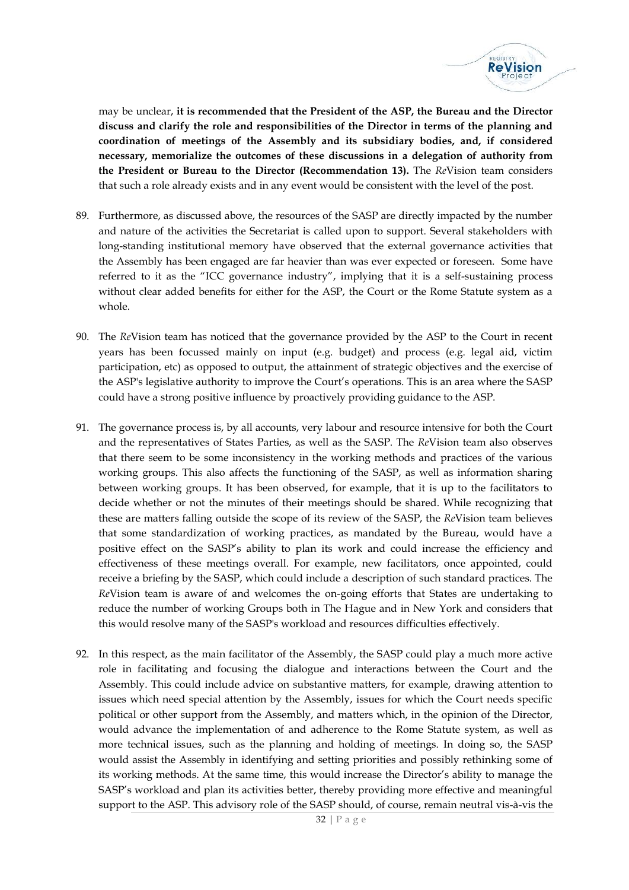may be unclear, **it is recommended that the President of the ASP, the Bureau and the Director discuss and clarify the role and responsibilities of the Director in terms of the planning and coordination of meetings of the Assembly and its subsidiary bodies, and, if considered necessary, memorialize the outcomes of these discussions in a delegation of authority from the President or Bureau to the Director (Recommendation 13).** The *Re*Vision team considers that such a role already exists and in any event would be consistent with the level of the post.

89. Furthermore, as discussed above, the resources of the SASP are directly impacted by the number and nature of the activities the Secretariat is called upon to support. Several stakeholders with long-standing institutional memory have observed that the external governance activities that the Assembly has been engaged are far heavier than was ever expected or foreseen. Some have referred to it as the "ICC governance industry", implying that it is a self-sustaining process without clear added benefits for either for the ASP, the Court or the Rome Statute system as a whole.

90. The *Re*Vision team has noticed that the governance provided by the ASP to the Court in recent years has been focussed mainly on input (e.g. budget) and process (e.g. legal aid, victim participation, etc) as opposed to output, the attainment of strategic objectives and the exercise of the ASP's legislative authority to improve the Court's operations. This is an area where the SASP could have a strong positive influence by proactively providing guidance to the ASP.

91. The governance process is, by all accounts, very labour and resource intensive for both the Court and the representatives of States Parties, as well as the SASP. The *Re*Vision team also observes that there seem to be some inconsistency in the working methods and practices of the various working groups. This also affects the functioning of the SASP, as well as information sharing between working groups. It has been observed, for example, that it is up to the facilitators to decide whether or not the minutes of their meetings should be shared. While recognizing that these are matters falling outside the scope of its review of the SASP, the *Re*Vision team believes that some standardization of working practices, as mandated by the Bureau, would have a positive effect on the SASP's ability to plan its work and could increase the efficiency and effectiveness of these meetings overall. For example, new facilitators, once appointed, could receive a briefing by the SASP, which could include a description of such standard practices. The *Re*Vision team is aware of and welcomes the on-going efforts that States are undertaking to reduce the number of working Groups both in The Hague and in New York and considers that this would resolve many of the SASP's workload and resources difficulties effectively.

92. In this respect, as the main facilitator of the Assembly, the SASP could play a much more active role in facilitating and focusing the dialogue and interactions between the Court and the Assembly. This could include advice on substantive matters, for example, drawing attention to issues which need special attention by the Assembly, issues for which the Court needs specific political or other support from the Assembly, and matters which, in the opinion of the Director, would advance the implementation of and adherence to the Rome Statute system, as well as more technical issues, such as the planning and holding of meetings. In doing so, the SASP would assist the Assembly in identifying and setting priorities and possibly rethinking some of its working methods. At the same time, this would increase the Director's ability to manage the SASP's workload and plan its activities better, thereby providing more effective and meaningful support to the ASP. This advisory role of the SASP should, of course, remain neutral vis-à-vis the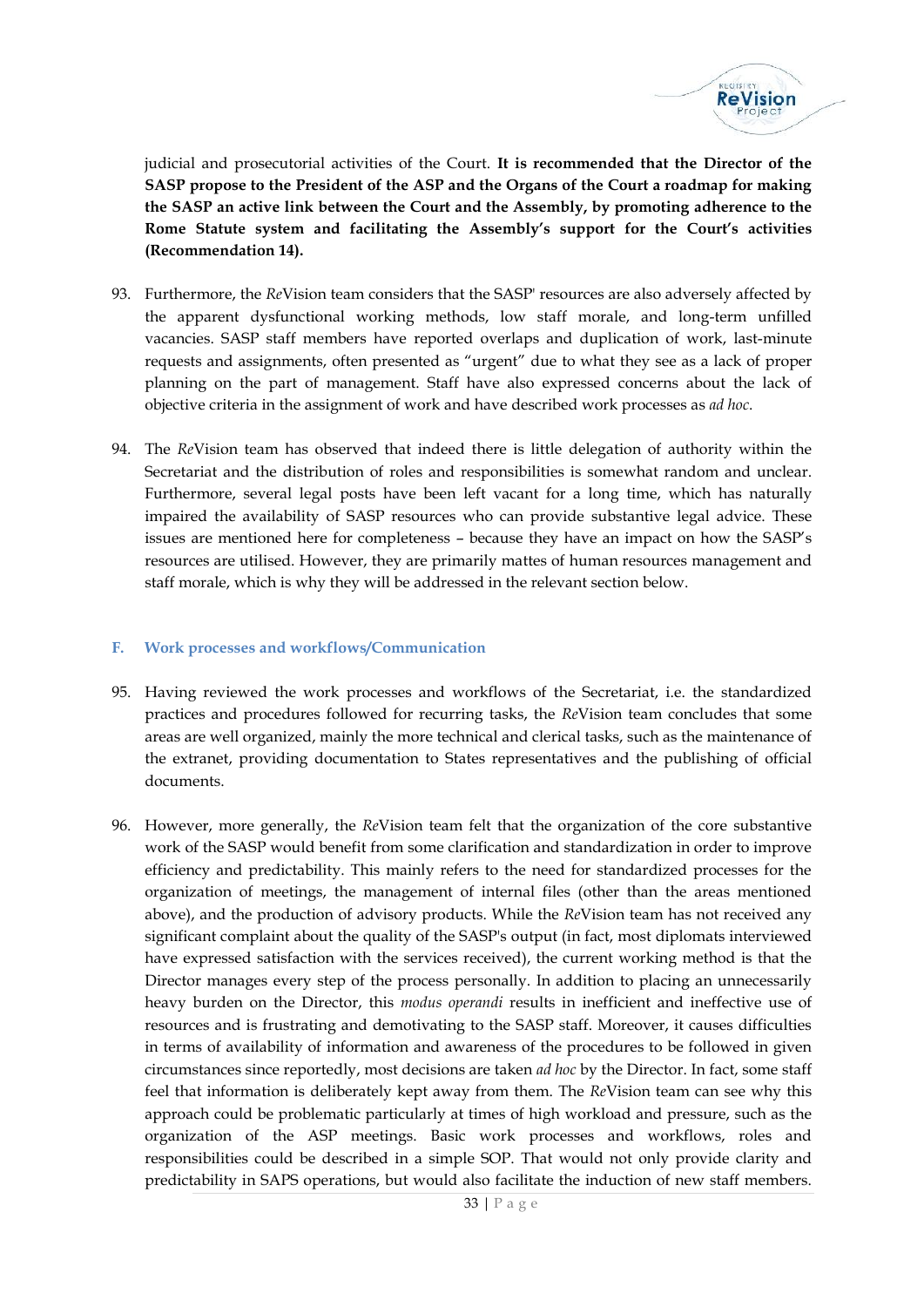judicial and prosecutorial activities of the Court. **It is recommended that the Director of the SASP propose to the President of the ASP and the Organs of the Court a roadmap for making the SASP an active link between the Court and the Assembly, by promoting adherence to the Rome Statute system and facilitating the Assembly's support for the Court's activities (Recommendation 14).**

93. Furthermore, the *Re*Vision team considers that the SASP' resources are also adversely affected by the apparent dysfunctional working methods, low staff morale, and long-term unfilled vacancies. SASP staff members have reported overlaps and duplication of work, last-minute requests and assignments, often presented as "urgent" due to what they see as a lack of proper planning on the part of management. Staff have also expressed concerns about the lack of objective criteria in the assignment of work and have described work processes as *ad hoc*.

94. The *Re*Vision team has observed that indeed there is little delegation of authority within the Secretariat and the distribution of roles and responsibilities is somewhat random and unclear. Furthermore, several legal posts have been left vacant for a long time, which has naturally impaired the availability of SASP resources who can provide substantive legal advice. These issues are mentioned here for completeness – because they have an impact on how the SASP's resources are utilised. However, they are primarily mattes of human resources management and staff morale, which is why they will be addressed in the relevant section below.

### F. Work processes and workflows/Communication

95. Having reviewed the work processes and workflows of the Secretariat, i.e. the standardized practices and procedures followed for recurring tasks, the *Re*Vision team concludes that some areas are well organized, mainly the more technical and clerical tasks, such as the maintenance of the extranet, providing documentation to States representatives and the publishing of official documents.

96. However, more generally, the *Re*Vision team felt that the organization of the core substantive work of the SASP would benefit from some clarification and standardization in order to improve efficiency and predictability. This mainly refers to the need for standardized processes for the organization of meetings, the management of internal files (other than the areas mentioned above), and the production of advisory products. While the *Re*Vision team has not received any significant complaint about the quality of the SASP's output (in fact, most diplomats interviewed have expressed satisfaction with the services received), the current working method is that the Director manages every step of the process personally. In addition to placing an unnecessarily heavy burden on the Director, this *modus operandi* results in inefficient and ineffective use of resources and is frustrating and demotivating to the SASP staff. Moreover, it causes difficulties in terms of availability of information and awareness of the procedures to be followed in given circumstances since reportedly, most decisions are taken *ad hoc* by the Director. In fact, some staff feel that information is deliberately kept away from them. The *Re*Vision team can see why this approach could be problematic particularly at times of high workload and pressure, such as the organization of the ASP meetings. Basic work processes and workflows, roles and responsibilities could be described in a simple SOP. That would not only provide clarity and predictability in SAPS operations, but would also facilitate the induction of new staff members.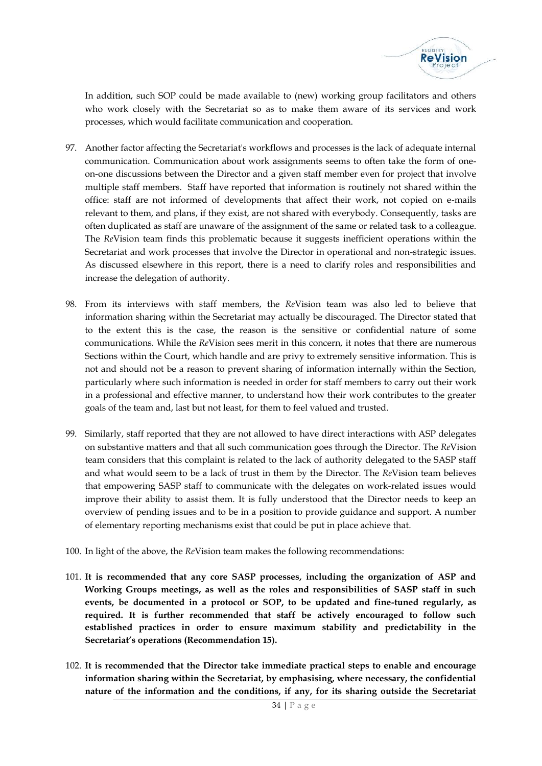In addition, such SOP could be made available to (new) working group facilitators and others who work closely with the Secretariat so as to make them aware of its services and work processes, which would facilitate communication and cooperation.

97. Another factor affecting the Secretariat's workflows and processes is the lack of adequate internal communication. Communication about work assignments seems to often take the form of one-on-one discussions between the Director and a given staff member even for project that involve multiple staff members. Staff have reported that information is routinely not shared within the office: staff are not informed of developments that affect their work, not copied on e-mails relevant to them, and plans, if they exist, are not shared with everybody. Consequently, tasks are often duplicated as staff are unaware of the assignment of the same or related task to a colleague. The *Re*Vision team finds this problematic because it suggests inefficient operations within the Secretariat and work processes that involve the Director in operational and non-strategic issues. As discussed elsewhere in this report, there is a need to clarify roles and responsibilities and increase the delegation of authority.

98. From its interviews with staff members, the *Re*Vision team was also led to believe that information sharing within the Secretariat may actually be discouraged. The Director stated that to the extent this is the case, the reason is the sensitive or confidential nature of some communications. While the *Re*Vision sees merit in this concern, it notes that there are numerous Sections within the Court, which handle and are privy to extremely sensitive information. This is not and should not be a reason to prevent sharing of information internally within the Section, particularly where such information is needed in order for staff members to carry out their work in a professional and effective manner, to understand how their work contributes to the greater goals of the team and, last but not least, for them to feel valued and trusted.

99. Similarly, staff reported that they are not allowed to have direct interactions with ASP delegates on substantive matters and that all such communication goes through the Director. The *Re*Vision team considers that this complaint is related to the lack of authority delegated to the SASP staff and what would seem to be a lack of trust in them by the Director. The *Re*Vision team believes that empowering SASP staff to communicate with the delegates on work-related issues would improve their ability to assist them. It is fully understood that the Director needs to keep an overview of pending issues and to be in a position to provide guidance and support. A number of elementary reporting mechanisms exist that could be put in place achieve that.

100. In light of the above, the *Re*Vision team makes the following recommendations:

101. **It is recommended that any core SASP processes, including the organization of ASP and Working Groups meetings, as well as the roles and responsibilities of SASP staff in such events, be documented in a protocol or SOP, to be updated and fine-tuned regularly, as required. It is further recommended that staff be actively encouraged to follow such established practices in order to ensure maximum stability and predictability in the Secretariat's operations (Recommendation 15).**

102. **It is recommended that the Director take immediate practical steps to enable and encourage information sharing within the Secretariat, by emphasising, where necessary, the confidential nature of the information and the conditions, if any, for its sharing outside the Secretariat**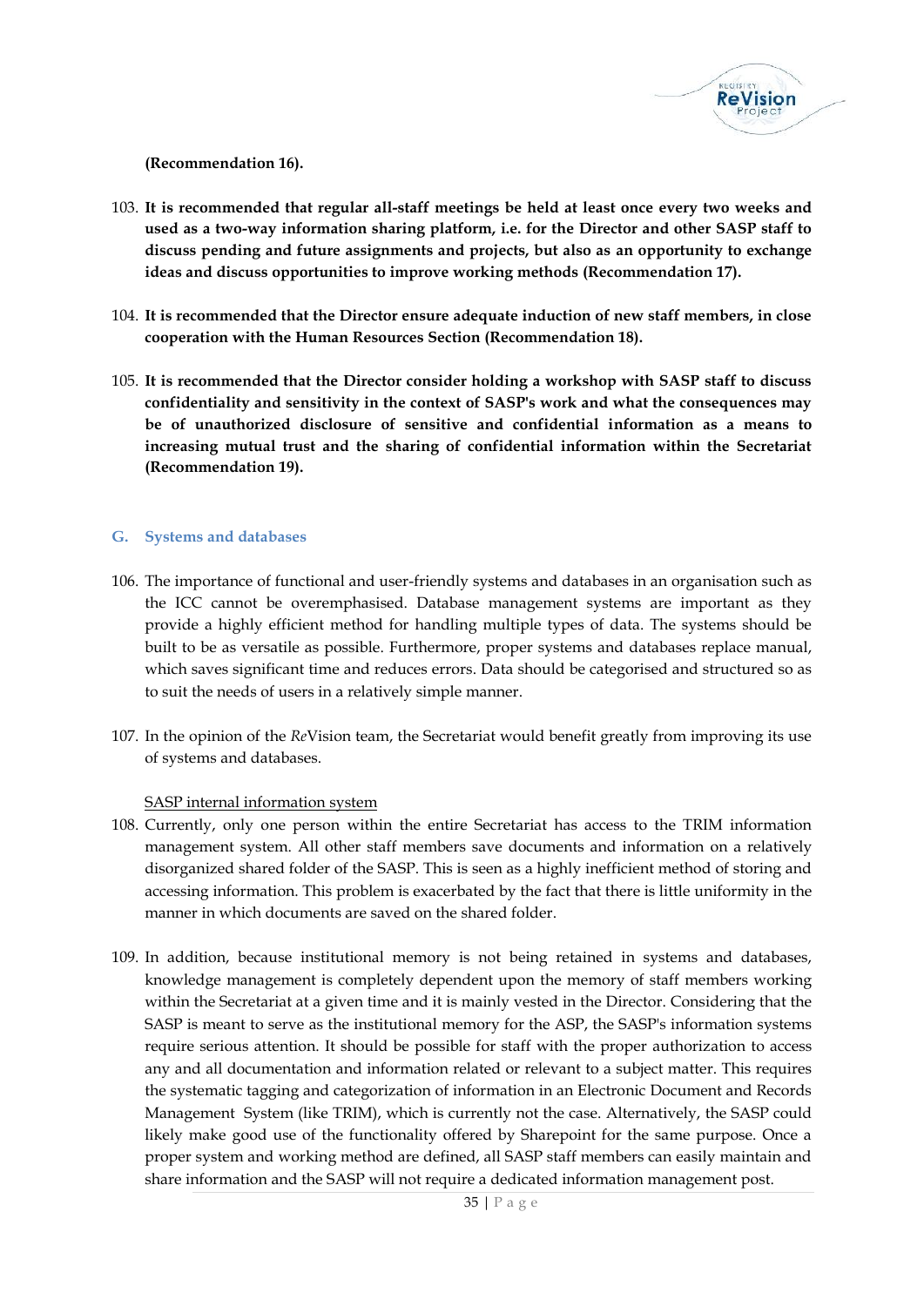**(Recommendation 16).**

103. **It is recommended that regular all-staff meetings be held at least once every two weeks and used as a two-way information sharing platform, i.e. for the Director and other SASP staff to discuss pending and future assignments and projects, but also as an opportunity to exchange ideas and discuss opportunities to improve working methods (Recommendation 17).**

104. **It is recommended that the Director ensure adequate induction of new staff members, in close cooperation with the Human Resources Section (Recommendation 18).**

105. **It is recommended that the Director consider holding a workshop with SASP staff to discuss confidentiality and sensitivity in the context of SASP's work and what the consequences may be of unauthorized disclosure of sensitive and confidential information as a means to increasing mutual trust and the sharing of confidential information within the Secretariat (Recommendation 19).**

## G. Systems and databases

106. The importance of functional and user-friendly systems and databases in an organisation such as the ICC cannot be overemphasised. Database management systems are important as they provide a highly efficient method for handling multiple types of data. The systems should be built to be as versatile as possible. Furthermore, proper systems and databases replace manual, which saves significant time and reduces errors. Data should be categorised and structured so as to suit the needs of users in a relatively simple manner.

107. In the opinion of the *Re*Vision team, the Secretariat would benefit greatly from improving its use of systems and databases.

<u>SASP internal information system</u>

108. Currently, only one person within the entire Secretariat has access to the TRIM information management system. All other staff members save documents and information on a relatively disorganized shared folder of the SASP. This is seen as a highly inefficient method of storing and accessing information. This problem is exacerbated by the fact that there is little uniformity in the manner in which documents are saved on the shared folder.

109. In addition, because institutional memory is not being retained in systems and databases, knowledge management is completely dependent upon the memory of staff members working within the Secretariat at a given time and it is mainly vested in the Director. Considering that the SASP is meant to serve as the institutional memory for the ASP, the SASP's information systems require serious attention. It should be possible for staff with the proper authorization to access any and all documentation and information related or relevant to a subject matter. This requires the systematic tagging and categorization of information in an Electronic Document and Records Management System (like TRIM), which is currently not the case. Alternatively, the SASP could likely make good use of the functionality offered by Sharepoint for the same purpose. Once a proper system and working method are defined, all SASP staff members can easily maintain and share information and the SASP will not require a dedicated information management post.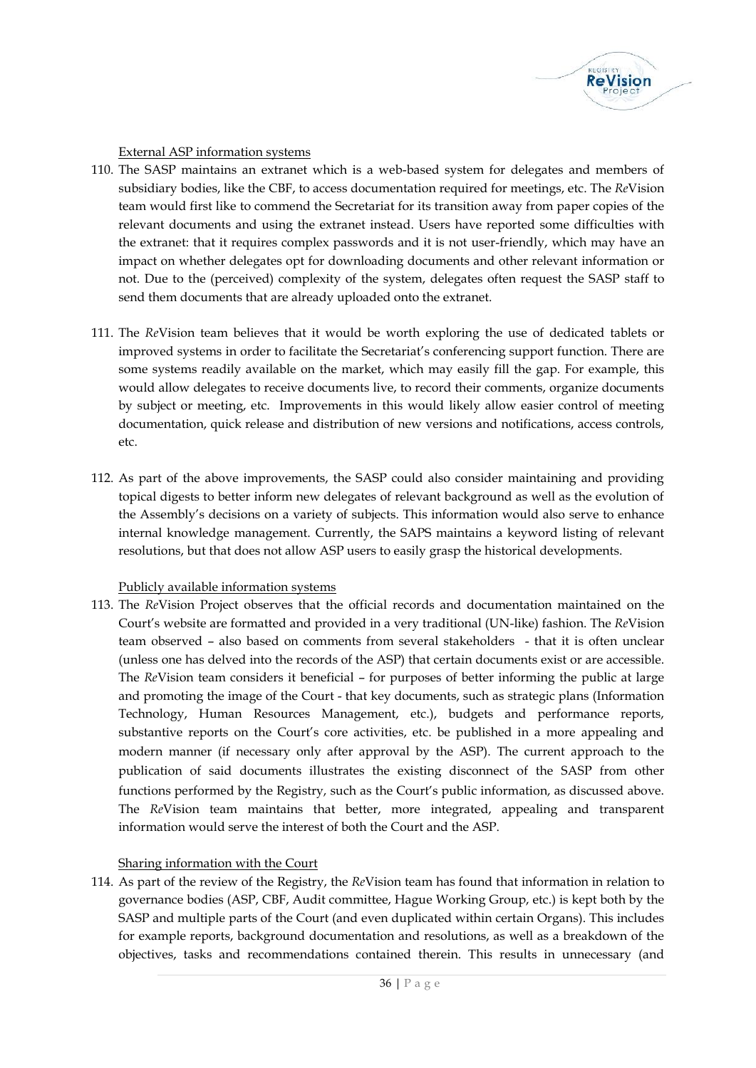External ASP information systems

110. The SASP maintains an extranet which is a web-based system for delegates and members of subsidiary bodies, like the CBF, to access documentation required for meetings, etc. The *Re*Vision team would first like to commend the Secretariat for its transition away from paper copies of the relevant documents and using the extranet instead. Users have reported some difficulties with the extranet: that it requires complex passwords and it is not user-friendly, which may have an impact on whether delegates opt for downloading documents and other relevant information or not. Due to the (perceived) complexity of the system, delegates often request the SASP staff to send them documents that are already uploaded onto the extranet.

111. The *Re*Vision team believes that it would be worth exploring the use of dedicated tablets or improved systems in order to facilitate the Secretariat's conferencing support function. There are some systems readily available on the market, which may easily fill the gap. For example, this would allow delegates to receive documents live, to record their comments, organize documents by subject or meeting, etc. Improvements in this would likely allow easier control of meeting documentation, quick release and distribution of new versions and notifications, access controls, etc.

112. As part of the above improvements, the SASP could also consider maintaining and providing topical digests to better inform new delegates of relevant background as well as the evolution of the Assembly's decisions on a variety of subjects. This information would also serve to enhance internal knowledge management. Currently, the SAPS maintains a keyword listing of relevant resolutions, but that does not allow ASP users to easily grasp the historical developments.

Publicly available information systems

113. The *Re*Vision Project observes that the official records and documentation maintained on the Court's website are formatted and provided in a very traditional (UN-like) fashion. The *Re*Vision team observed – also based on comments from several stakeholders - that it is often unclear (unless one has delved into the records of the ASP) that certain documents exist or are accessible. The *Re*Vision team considers it beneficial – for purposes of better informing the public at large and promoting the image of the Court - that key documents, such as strategic plans (Information Technology, Human Resources Management, etc.), budgets and performance reports, substantive reports on the Court's core activities, etc. be published in a more appealing and modern manner (if necessary only after approval by the ASP). The current approach to the publication of said documents illustrates the existing disconnect of the SASP from other functions performed by the Registry, such as the Court's public information, as discussed above. The *Re*Vision team maintains that better, more integrated, appealing and transparent information would serve the interest of both the Court and the ASP.

Sharing information with the Court

114. As part of the review of the Registry, the *Re*Vision team has found that information in relation to governance bodies (ASP, CBF, Audit committee, Hague Working Group, etc.) is kept both by the SASP and multiple parts of the Court (and even duplicated within certain Organs). This includes for example reports, background documentation and resolutions, as well as a breakdown of the objectives, tasks and recommendations contained therein. This results in unnecessary (and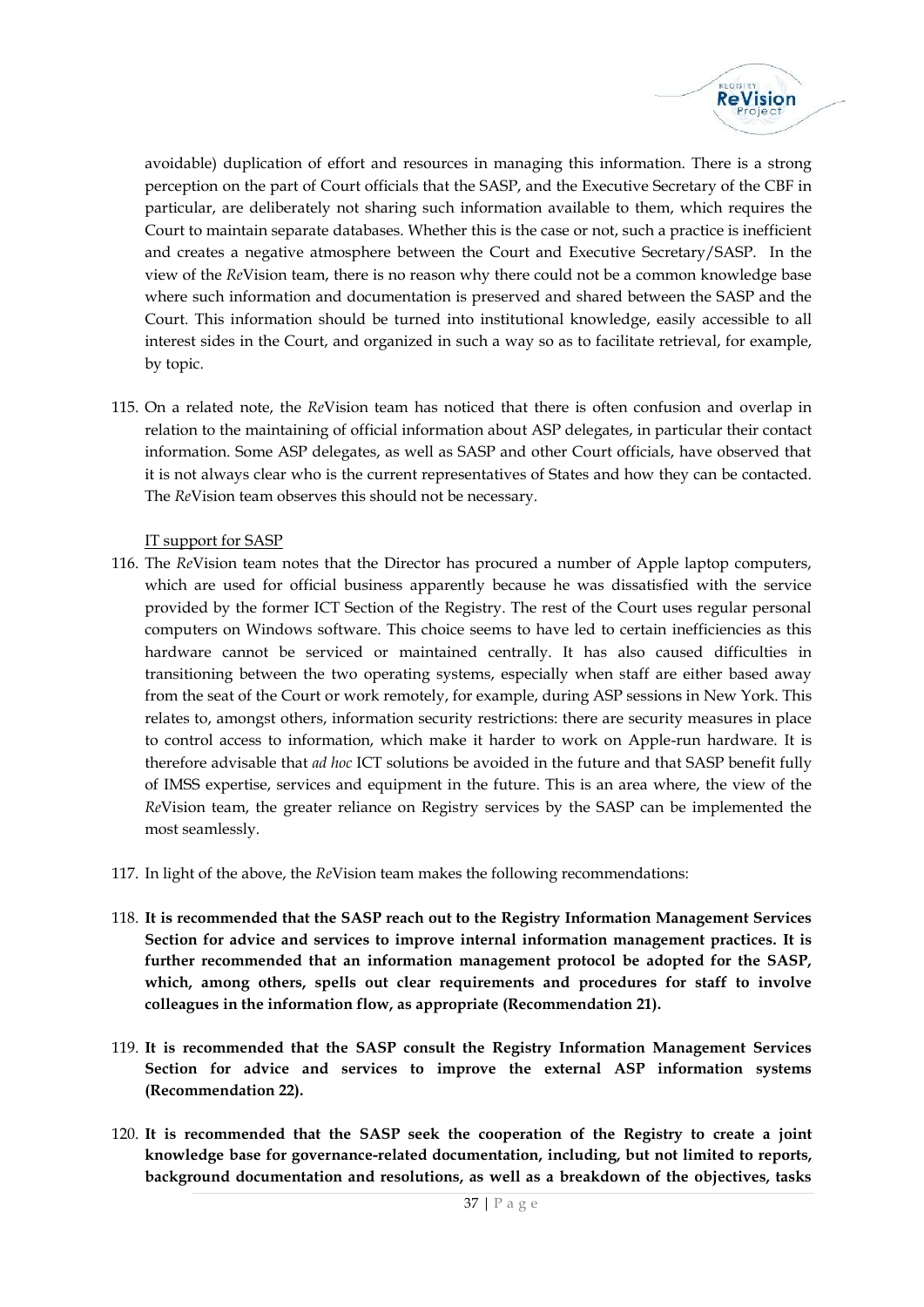avoidable) duplication of effort and resources in managing this information. There is a strong perception on the part of Court officials that the SASP, and the Executive Secretary of the CBF in particular, are deliberately not sharing such information available to them, which requires the Court to maintain separate databases. Whether this is the case or not, such a practice is inefficient and creates a negative atmosphere between the Court and Executive Secretary/SASP. In the view of the *Re*Vision team, there is no reason why there could not be a common knowledge base where such information and documentation is preserved and shared between the SASP and the Court. This information should be turned into institutional knowledge, easily accessible to all interest sides in the Court, and organized in such a way so as to facilitate retrieval, for example, by topic.

115. On a related note, the *Re*Vision team has noticed that there is often confusion and overlap in relation to the maintaining of official information about ASP delegates, in particular their contact information. Some ASP delegates, as well as SASP and other Court officials, have observed that it is not always clear who is the current representatives of States and how they can be contacted. The *Re*Vision team observes this should not be necessary.

<u>IT support for SASP</u>

116. The *Re*Vision team notes that the Director has procured a number of Apple laptop computers, which are used for official business apparently because he was dissatisfied with the service provided by the former ICT Section of the Registry. The rest of the Court uses regular personal computers on Windows software. This choice seems to have led to certain inefficiencies as this hardware cannot be serviced or maintained centrally. It has also caused difficulties in transitioning between the two operating systems, especially when staff are either based away from the seat of the Court or work remotely, for example, during ASP sessions in New York. This relates to, amongst others, information security restrictions: there are security measures in place to control access to information, which make it harder to work on Apple-run hardware. It is therefore advisable that *ad hoc* ICT solutions be avoided in the future and that SASP benefit fully of IMSS expertise, services and equipment in the future. This is an area where, the view of the *Re*Vision team, the greater reliance on Registry services by the SASP can be implemented the most seamlessly.

117. In light of the above, the *Re*Vision team makes the following recommendations:

118. **It is recommended that the SASP reach out to the Registry Information Management Services Section for advice and services to improve internal information management practices. It is further recommended that an information management protocol be adopted for the SASP, which, among others, spells out clear requirements and procedures for staff to involve colleagues in the information flow, as appropriate (Recommendation 21).**

119. **It is recommended that the SASP consult the Registry Information Management Services Section for advice and services to improve the external ASP information systems (Recommendation 22).**

120. **It is recommended that the SASP seek the cooperation of the Registry to create a joint knowledge base for governance-related documentation, including, but not limited to reports, background documentation and resolutions, as well as a breakdown of the objectives, tasks**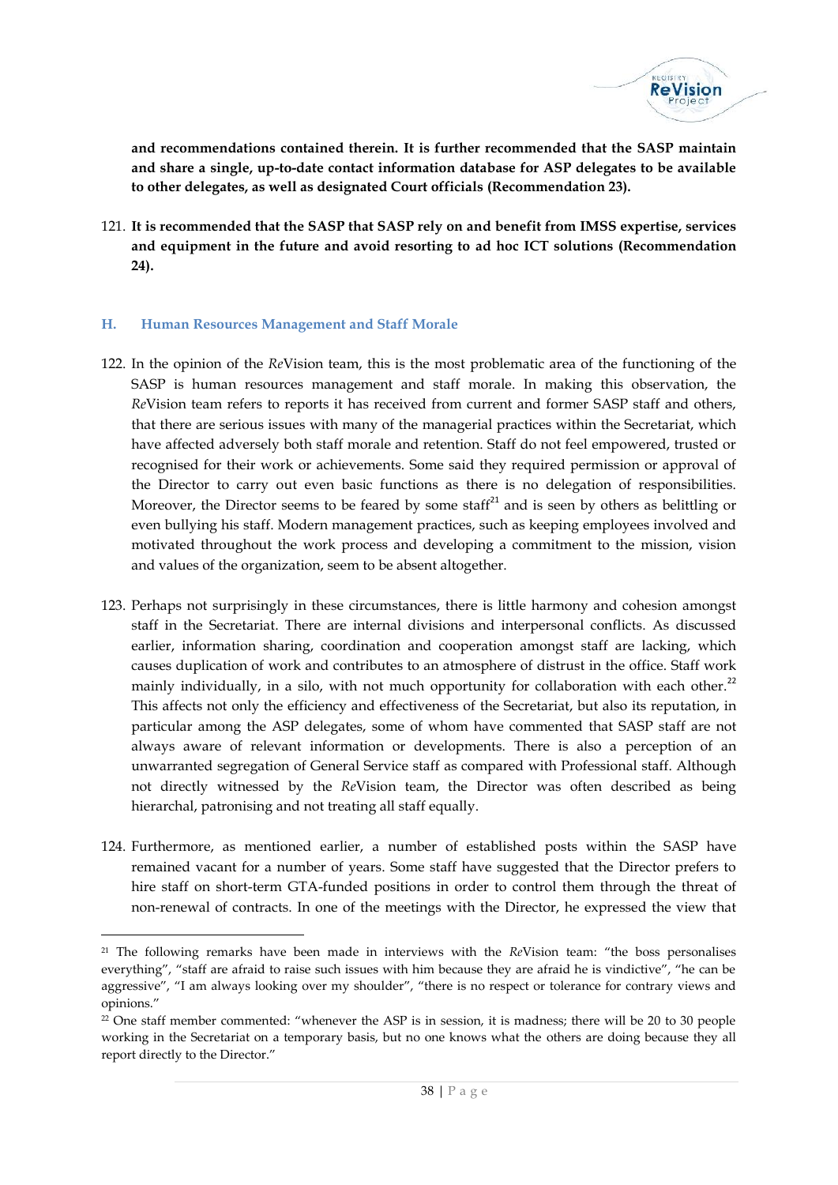**and recommendations contained therein. It is further recommended that the SASP maintain and share a single, up-to-date contact information database for ASP delegates to be available to other delegates, as well as designated Court officials (Recommendation 23).**

121. **It is recommended that the SASP that SASP rely on and benefit from IMSS expertise, services and equipment in the future and avoid resorting to ad hoc ICT solutions (Recommendation 24).**

### H. Human Resources Management and Staff Morale

122. In the opinion of the *Re*Vision team, this is the most problematic area of the functioning of the SASP is human resources management and staff morale. In making this observation, the *Re*Vision team refers to reports it has received from current and former SASP staff and others, that there are serious issues with many of the managerial practices within the Secretariat, which have affected adversely both staff morale and retention. Staff do not feel empowered, trusted or recognised for their work or achievements. Some said they required permission or approval of the Director to carry out even basic functions as there is no delegation of responsibilities. Moreover, the Director seems to be feared by some staff[21] and is seen by others as belittling or even bullying his staff. Modern management practices, such as keeping employees involved and motivated throughout the work process and developing a commitment to the mission, vision and values of the organization, seem to be absent altogether.

123. Perhaps not surprisingly in these circumstances, there is little harmony and cohesion amongst staff in the Secretariat. There are internal divisions and interpersonal conflicts. As discussed earlier, information sharing, coordination and cooperation amongst staff are lacking, which causes duplication of work and contributes to an atmosphere of distrust in the office. Staff work mainly individually, in a silo, with not much opportunity for collaboration with each other.[22] This affects not only the efficiency and effectiveness of the Secretariat, but also its reputation, in particular among the ASP delegates, some of whom have commented that SASP staff are not always aware of relevant information or developments. There is also a perception of an unwarranted segregation of General Service staff as compared with Professional staff. Although not directly witnessed by the *Re*Vision team, the Director was often described as being hierarchal, patronising and not treating all staff equally.

124. Furthermore, as mentioned earlier, a number of established posts within the SASP have remained vacant for a number of years. Some staff have suggested that the Director prefers to hire staff on short-term GTA-funded positions in order to control them through the threat of non-renewal of contracts. In one of the meetings with the Director, he expressed the view that

---

[21] The following remarks have been made in interviews with the *Re*Vision team: "the boss personalises everything", "staff are afraid to raise such issues with him because they are afraid he is vindictive", "he can be aggressive", "I am always looking over my shoulder", "there is no respect or tolerance for contrary views and opinions."

[22] One staff member commented: "whenever the ASP is in session, it is madness; there will be 20 to 30 people working in the Secretariat on a temporary basis, but no one knows what the others are doing because they all report directly to the Director."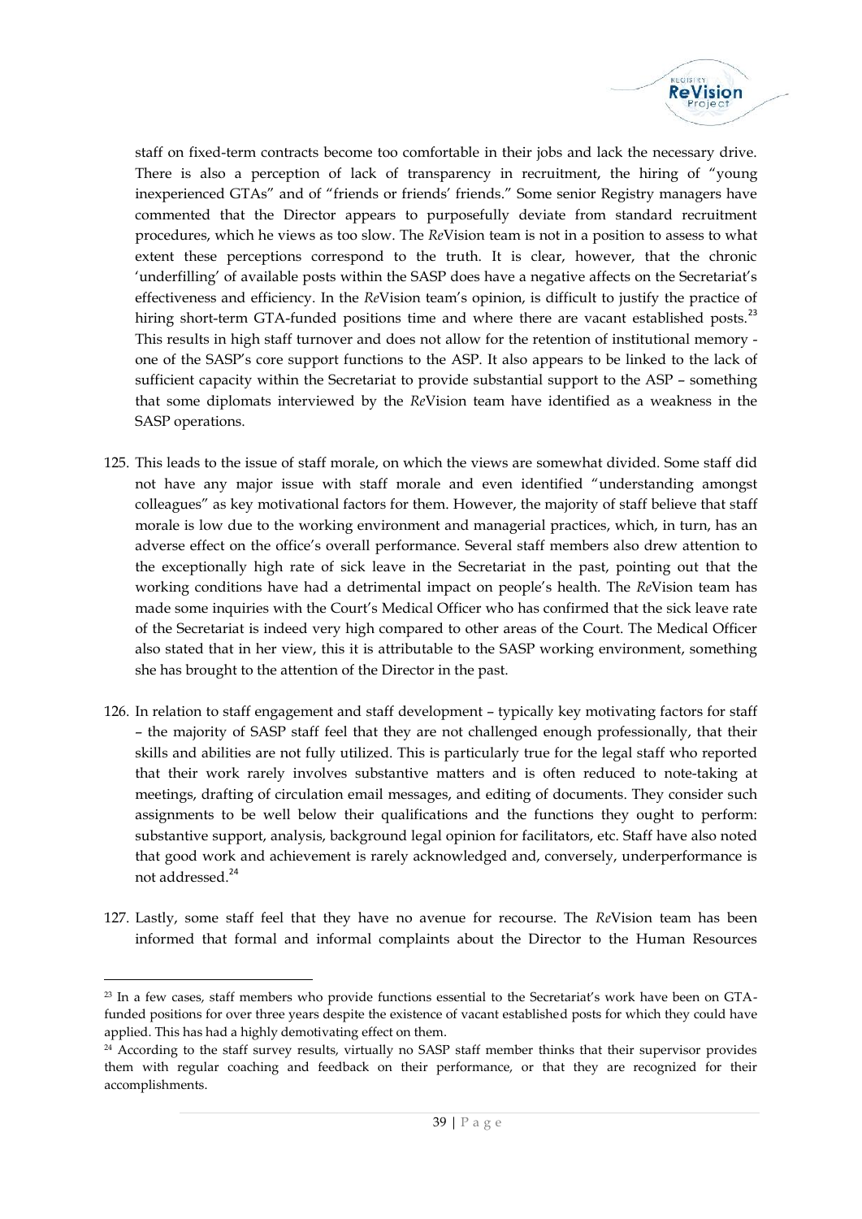staff on fixed-term contracts become too comfortable in their jobs and lack the necessary drive. There is also a perception of lack of transparency in recruitment, the hiring of "young inexperienced GTAs" and of "friends or friends' friends." Some senior Registry managers have commented that the Director appears to purposefully deviate from standard recruitment procedures, which he views as too slow. The *Re*Vision team is not in a position to assess to what extent these perceptions correspond to the truth. It is clear, however, that the chronic 'underfilling' of available posts within the SASP does have a negative affects on the Secretariat's effectiveness and efficiency. In the *Re*Vision team's opinion, is difficult to justify the practice of hiring short-term GTA-funded positions time and where there are vacant established posts.[23] This results in high staff turnover and does not allow for the retention of institutional memory - one of the SASP's core support functions to the ASP. It also appears to be linked to the lack of sufficient capacity within the Secretariat to provide substantial support to the ASP – something that some diplomats interviewed by the *Re*Vision team have identified as a weakness in the SASP operations.

125. This leads to the issue of staff morale, on which the views are somewhat divided. Some staff did not have any major issue with staff morale and even identified "understanding amongst colleagues" as key motivational factors for them. However, the majority of staff believe that staff morale is low due to the working environment and managerial practices, which, in turn, has an adverse effect on the office's overall performance. Several staff members also drew attention to the exceptionally high rate of sick leave in the Secretariat in the past, pointing out that the working conditions have had a detrimental impact on people's health. The *Re*Vision team has made some inquiries with the Court's Medical Officer who has confirmed that the sick leave rate of the Secretariat is indeed very high compared to other areas of the Court. The Medical Officer also stated that in her view, this it is attributable to the SASP working environment, something she has brought to the attention of the Director in the past.

126. In relation to staff engagement and staff development – typically key motivating factors for staff – the majority of SASP staff feel that they are not challenged enough professionally, that their skills and abilities are not fully utilized. This is particularly true for the legal staff who reported that their work rarely involves substantive matters and is often reduced to note-taking at meetings, drafting of circulation email messages, and editing of documents. They consider such assignments to be well below their qualifications and the functions they ought to perform: substantive support, analysis, background legal opinion for facilitators, etc. Staff have also noted that good work and achievement is rarely acknowledged and, conversely, underperformance is not addressed.[24]

127. Lastly, some staff feel that they have no avenue for recourse. The *Re*Vision team has been informed that formal and informal complaints about the Director to the Human Resources

---

[23] In a few cases, staff members who provide functions essential to the Secretariat's work have been on GTA-funded positions for over three years despite the existence of vacant established posts for which they could have applied. This has had a highly demotivating effect on them.

[24] According to the staff survey results, virtually no SASP staff member thinks that their supervisor provides them with regular coaching and feedback on their performance, or that they are recognized for their accomplishments.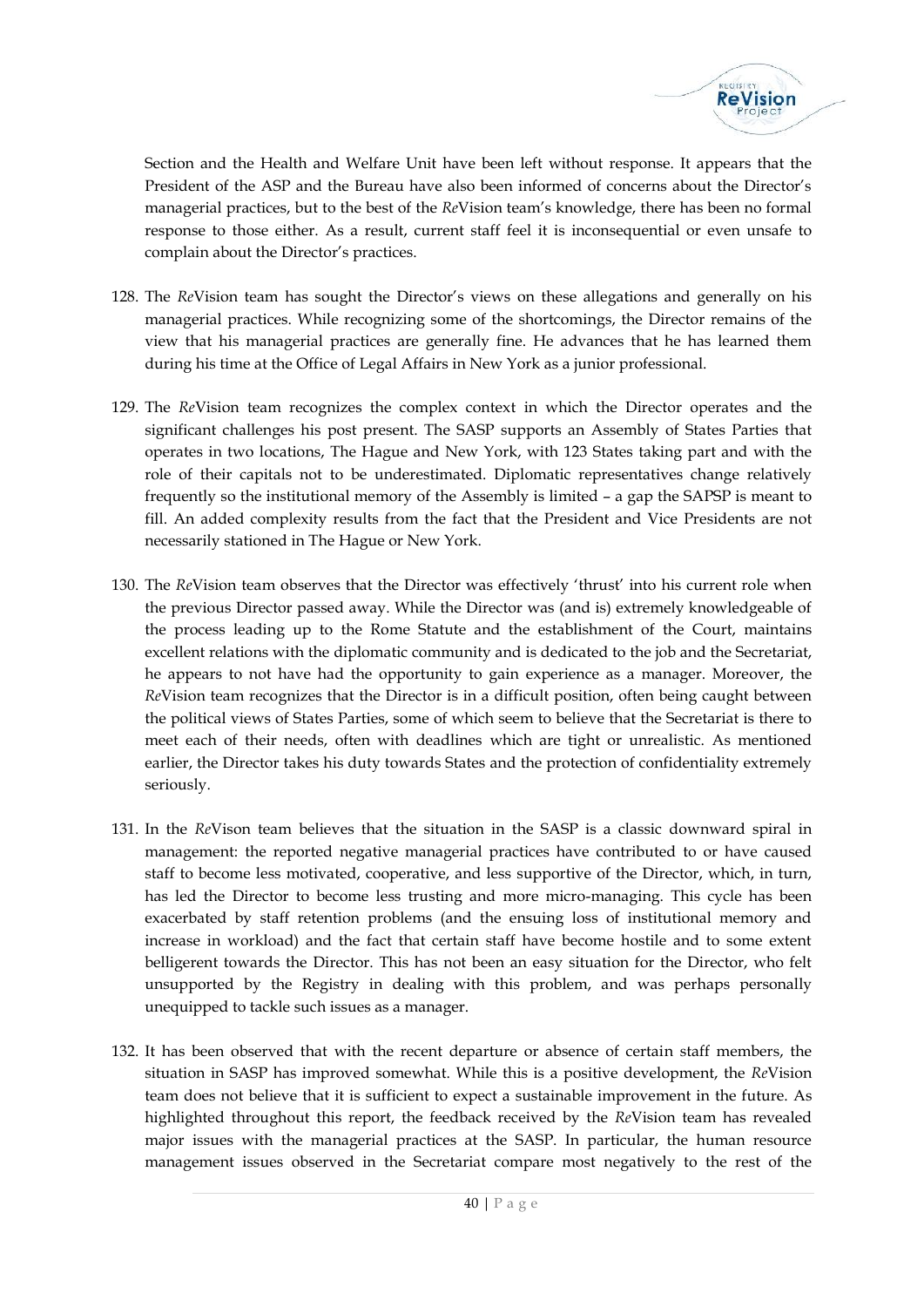Section and the Health and Welfare Unit have been left without response. It appears that the President of the ASP and the Bureau have also been informed of concerns about the Director's managerial practices, but to the best of the *Re*Vision team's knowledge, there has been no formal response to those either. As a result, current staff feel it is inconsequential or even unsafe to complain about the Director's practices.

128. The *Re*Vision team has sought the Director's views on these allegations and generally on his managerial practices. While recognizing some of the shortcomings, the Director remains of the view that his managerial practices are generally fine. He advances that he has learned them during his time at the Office of Legal Affairs in New York as a junior professional.

129. The *Re*Vision team recognizes the complex context in which the Director operates and the significant challenges his post present. The SASP supports an Assembly of States Parties that operates in two locations, The Hague and New York, with 123 States taking part and with the role of their capitals not to be underestimated. Diplomatic representatives change relatively frequently so the institutional memory of the Assembly is limited – a gap the SAPSP is meant to fill. An added complexity results from the fact that the President and Vice Presidents are not necessarily stationed in The Hague or New York.

130. The *Re*Vision team observes that the Director was effectively 'thrust' into his current role when the previous Director passed away. While the Director was (and is) extremely knowledgeable of the process leading up to the Rome Statute and the establishment of the Court, maintains excellent relations with the diplomatic community and is dedicated to the job and the Secretariat, he appears to not have had the opportunity to gain experience as a manager. Moreover, the *Re*Vision team recognizes that the Director is in a difficult position, often being caught between the political views of States Parties, some of which seem to believe that the Secretariat is there to meet each of their needs, often with deadlines which are tight or unrealistic. As mentioned earlier, the Director takes his duty towards States and the protection of confidentiality extremely seriously.

131. In the *Re*Vison team believes that the situation in the SASP is a classic downward spiral in management: the reported negative managerial practices have contributed to or have caused staff to become less motivated, cooperative, and less supportive of the Director, which, in turn, has led the Director to become less trusting and more micro-managing. This cycle has been exacerbated by staff retention problems (and the ensuing loss of institutional memory and increase in workload) and the fact that certain staff have become hostile and to some extent belligerent towards the Director. This has not been an easy situation for the Director, who felt unsupported by the Registry in dealing with this problem, and was perhaps personally unequipped to tackle such issues as a manager.

132. It has been observed that with the recent departure or absence of certain staff members, the situation in SASP has improved somewhat. While this is a positive development, the *Re*Vision team does not believe that it is sufficient to expect a sustainable improvement in the future. As highlighted throughout this report, the feedback received by the *Re*Vision team has revealed major issues with the managerial practices at the SASP. In particular, the human resource management issues observed in the Secretariat compare most negatively to the rest of the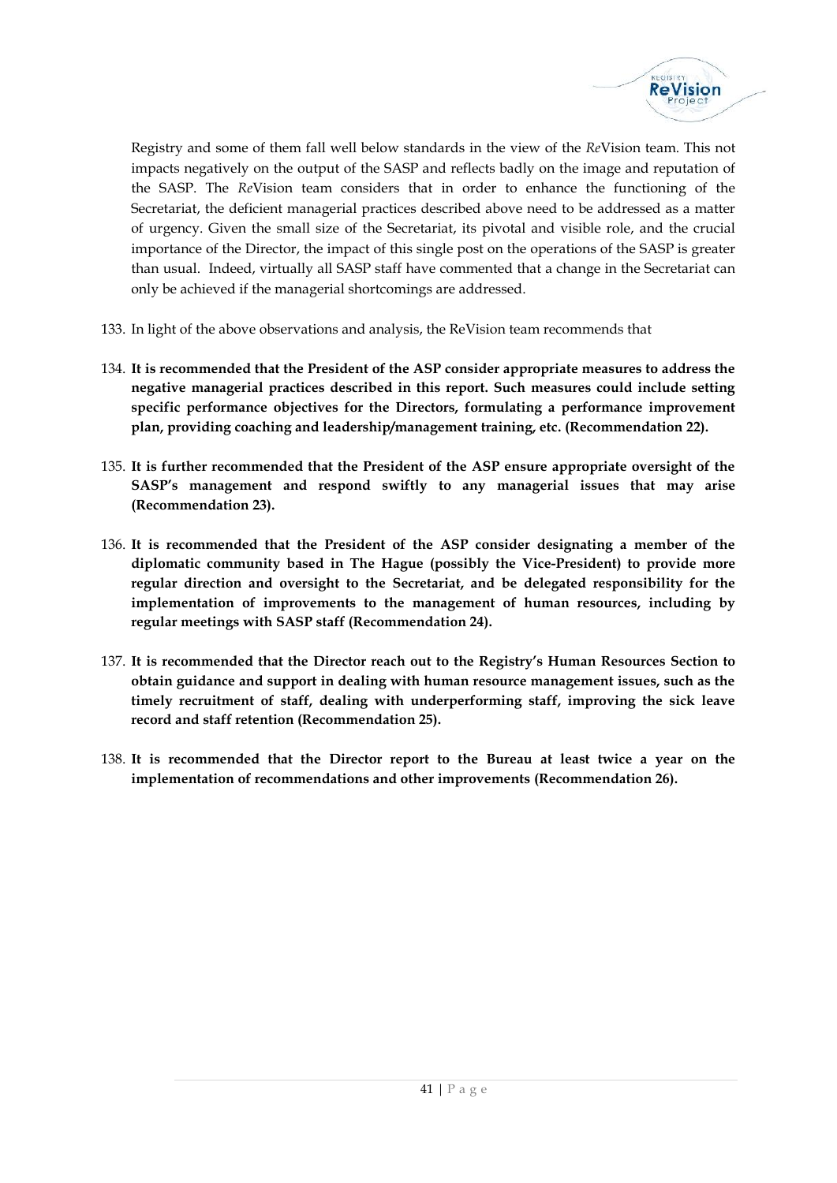Registry and some of them fall well below standards in the view of the *Re*Vision team. This not impacts negatively on the output of the SASP and reflects badly on the image and reputation of the SASP. The *Re*Vision team considers that in order to enhance the functioning of the Secretariat, the deficient managerial practices described above need to be addressed as a matter of urgency. Given the small size of the Secretariat, its pivotal and visible role, and the crucial importance of the Director, the impact of this single post on the operations of the SASP is greater than usual. Indeed, virtually all SASP staff have commented that a change in the Secretariat can only be achieved if the managerial shortcomings are addressed.

133. In light of the above observations and analysis, the ReVision team recommends that

134. **It is recommended that the President of the ASP consider appropriate measures to address the negative managerial practices described in this report. Such measures could include setting specific performance objectives for the Directors, formulating a performance improvement plan, providing coaching and leadership/management training, etc. (Recommendation 22).**

135. **It is further recommended that the President of the ASP ensure appropriate oversight of the SASP's management and respond swiftly to any managerial issues that may arise (Recommendation 23).**

136. **It is recommended that the President of the ASP consider designating a member of the diplomatic community based in The Hague (possibly the Vice-President) to provide more regular direction and oversight to the Secretariat, and be delegated responsibility for the implementation of improvements to the management of human resources, including by regular meetings with SASP staff (Recommendation 24).**

137. **It is recommended that the Director reach out to the Registry's Human Resources Section to obtain guidance and support in dealing with human resource management issues, such as the timely recruitment of staff, dealing with underperforming staff, improving the sick leave record and staff retention (Recommendation 25).**

138. **It is recommended that the Director report to the Bureau at least twice a year on the implementation of recommendations and other improvements (Recommendation 26).**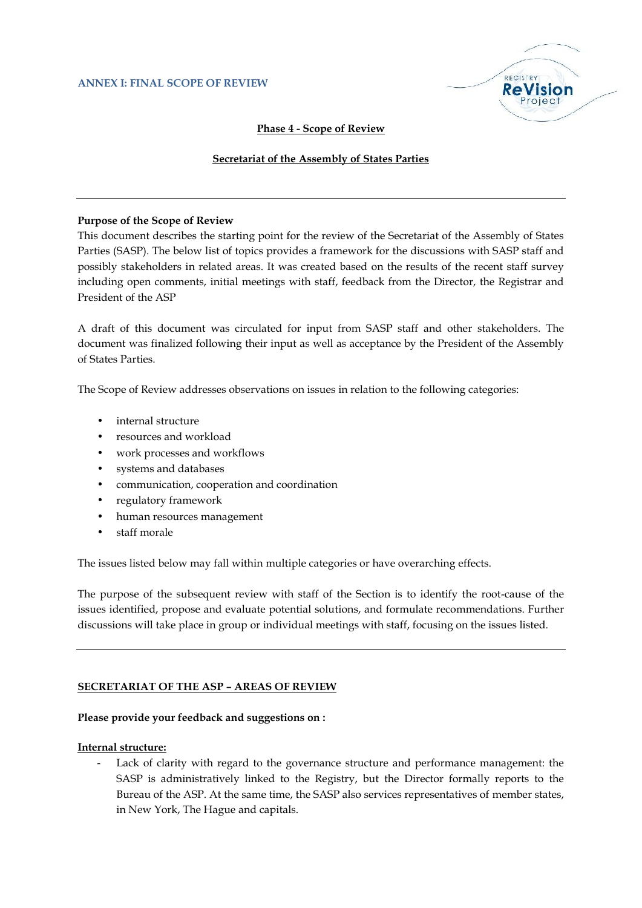**ANNEX I: FINAL SCOPE OF REVIEW**

**Phase 4 - Scope of Review**

**Secretariat of the Assembly of States Parties**

---

**Purpose of the Scope of Review**

This document describes the starting point for the review of the Secretariat of the Assembly of States Parties (SASP). The below list of topics provides a framework for the discussions with SASP staff and possibly stakeholders in related areas. It was created based on the results of the recent staff survey including open comments, initial meetings with staff, feedback from the Director, the Registrar and President of the ASP

A draft of this document was circulated for input from SASP staff and other stakeholders. The document was finalized following their input as well as acceptance by the President of the Assembly of States Parties.

The Scope of Review addresses observations on issues in relation to the following categories:

- internal structure
- resources and workload
- work processes and workflows
- systems and databases
- communication, cooperation and coordination
- regulatory framework
- human resources management
- staff morale

The issues listed below may fall within multiple categories or have overarching effects.

The purpose of the subsequent review with staff of the Section is to identify the root-cause of the issues identified, propose and evaluate potential solutions, and formulate recommendations. Further discussions will take place in group or individual meetings with staff, focusing on the issues listed.

---

**SECRETARIAT OF THE ASP – AREAS OF REVIEW**

**Please provide your feedback and suggestions on :**

**Internal structure:**

- Lack of clarity with regard to the governance structure and performance management: the SASP is administratively linked to the Registry, but the Director formally reports to the Bureau of the ASP. At the same time, the SASP also services representatives of member states, in New York, The Hague and capitals.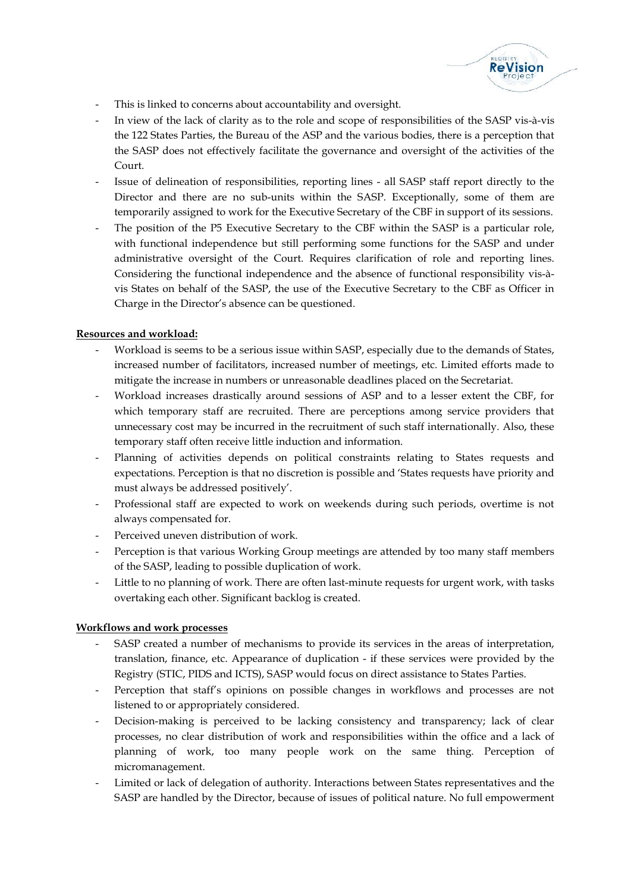- This is linked to concerns about accountability and oversight.
- In view of the lack of clarity as to the role and scope of responsibilities of the SASP vis-à-vis the 122 States Parties, the Bureau of the ASP and the various bodies, there is a perception that the SASP does not effectively facilitate the governance and oversight of the activities of the Court.
- Issue of delineation of responsibilities, reporting lines - all SASP staff report directly to the Director and there are no sub-units within the SASP. Exceptionally, some of them are temporarily assigned to work for the Executive Secretary of the CBF in support of its sessions.
- The position of the P5 Executive Secretary to the CBF within the SASP is a particular role, with functional independence but still performing some functions for the SASP and under administrative oversight of the Court. Requires clarification of role and reporting lines. Considering the functional independence and the absence of functional responsibility vis-à-vis States on behalf of the SASP, the use of the Executive Secretary to the CBF as Officer in Charge in the Director's absence can be questioned.

**Resources and workload:**

- Workload is seems to be a serious issue within SASP, especially due to the demands of States, increased number of facilitators, increased number of meetings, etc. Limited efforts made to mitigate the increase in numbers or unreasonable deadlines placed on the Secretariat.
- Workload increases drastically around sessions of ASP and to a lesser extent the CBF, for which temporary staff are recruited. There are perceptions among service providers that unnecessary cost may be incurred in the recruitment of such staff internationally. Also, these temporary staff often receive little induction and information.
- Planning of activities depends on political constraints relating to States requests and expectations. Perception is that no discretion is possible and 'States requests have priority and must always be addressed positively'.
- Professional staff are expected to work on weekends during such periods, overtime is not always compensated for.
- Perceived uneven distribution of work.
- Perception is that various Working Group meetings are attended by too many staff members of the SASP, leading to possible duplication of work.
- Little to no planning of work. There are often last-minute requests for urgent work, with tasks overtaking each other. Significant backlog is created.

**Workflows and work processes**

- SASP created a number of mechanisms to provide its services in the areas of interpretation, translation, finance, etc. Appearance of duplication - if these services were provided by the Registry (STIC, PIDS and ICTS), SASP would focus on direct assistance to States Parties.
- Perception that staff's opinions on possible changes in workflows and processes are not listened to or appropriately considered.
- Decision-making is perceived to be lacking consistency and transparency; lack of clear processes, no clear distribution of work and responsibilities within the office and a lack of planning of work, too many people work on the same thing. Perception of micromanagement.
- Limited or lack of delegation of authority. Interactions between States representatives and the SASP are handled by the Director, because of issues of political nature. No full empowerment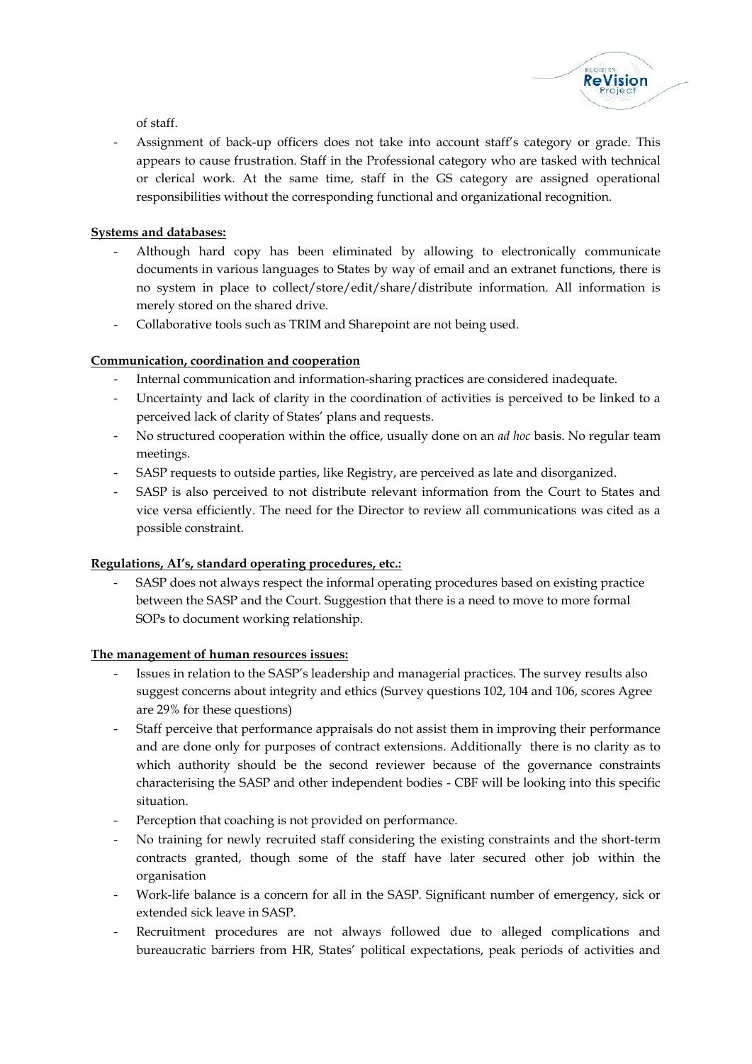of staff.

- Assignment of back-up officers does not take into account staff's category or grade. This appears to cause frustration. Staff in the Professional category who are tasked with technical or clerical work. At the same time, staff in the GS category are assigned operational responsibilities without the corresponding functional and organizational recognition.

**Systems and databases:**

- Although hard copy has been eliminated by allowing to electronically communicate documents in various languages to States by way of email and an extranet functions, there is no system in place to collect/store/edit/share/distribute information. All information is merely stored on the shared drive.
- Collaborative tools such as TRIM and Sharepoint are not being used.

**Communication, coordination and cooperation**

- Internal communication and information-sharing practices are considered inadequate.
- Uncertainty and lack of clarity in the coordination of activities is perceived to be linked to a perceived lack of clarity of States' plans and requests.
- No structured cooperation within the office, usually done on an *ad hoc* basis. No regular team meetings.
- SASP requests to outside parties, like Registry, are perceived as late and disorganized.
- SASP is also perceived to not distribute relevant information from the Court to States and vice versa efficiently. The need for the Director to review all communications was cited as a possible constraint.

**Regulations, AI's, standard operating procedures, etc.:**

- SASP does not always respect the informal operating procedures based on existing practice between the SASP and the Court. Suggestion that there is a need to move to more formal SOPs to document working relationship.

**The management of human resources issues:**

- Issues in relation to the SASP's leadership and managerial practices. The survey results also suggest concerns about integrity and ethics (Survey questions 102, 104 and 106, scores Agree are 29% for these questions)
- Staff perceive that performance appraisals do not assist them in improving their performance and are done only for purposes of contract extensions. Additionally there is no clarity as to which authority should be the second reviewer because of the governance constraints characterising the SASP and other independent bodies - CBF will be looking into this specific situation.
- Perception that coaching is not provided on performance.
- No training for newly recruited staff considering the existing constraints and the short-term contracts granted, though some of the staff have later secured other job within the organisation
- Work-life balance is a concern for all in the SASP. Significant number of emergency, sick or extended sick leave in SASP.
- Recruitment procedures are not always followed due to alleged complications and bureaucratic barriers from HR, States' political expectations, peak periods of activities and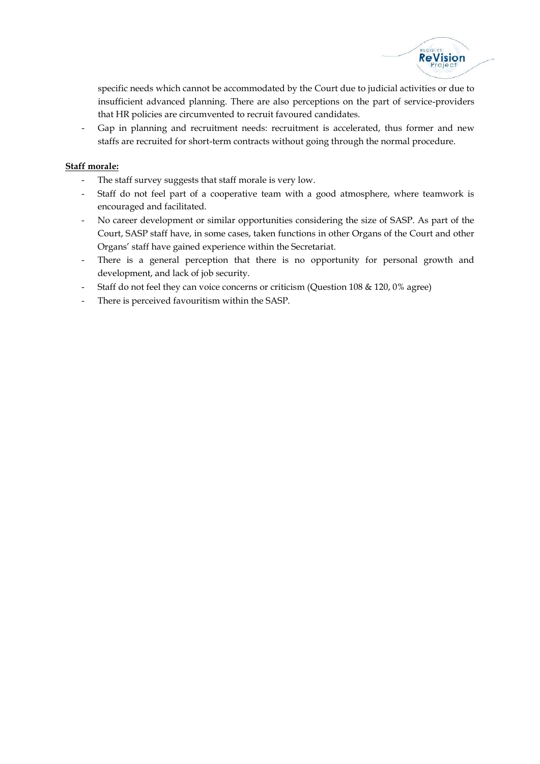specific needs which cannot be accommodated by the Court due to judicial activities or due to insufficient advanced planning. There are also perceptions on the part of service-providers that HR policies are circumvented to recruit favoured candidates.

- Gap in planning and recruitment needs: recruitment is accelerated, thus former and new staffs are recruited for short-term contracts without going through the normal procedure.

**Staff morale:**

- The staff survey suggests that staff morale is very low.
- Staff do not feel part of a cooperative team with a good atmosphere, where teamwork is encouraged and facilitated.
- No career development or similar opportunities considering the size of SASP. As part of the Court, SASP staff have, in some cases, taken functions in other Organs of the Court and other Organs' staff have gained experience within the Secretariat.
- There is a general perception that there is no opportunity for personal growth and development, and lack of job security.
- Staff do not feel they can voice concerns or criticism (Question 108 & 120, 0% agree)
- There is perceived favouritism within the SASP.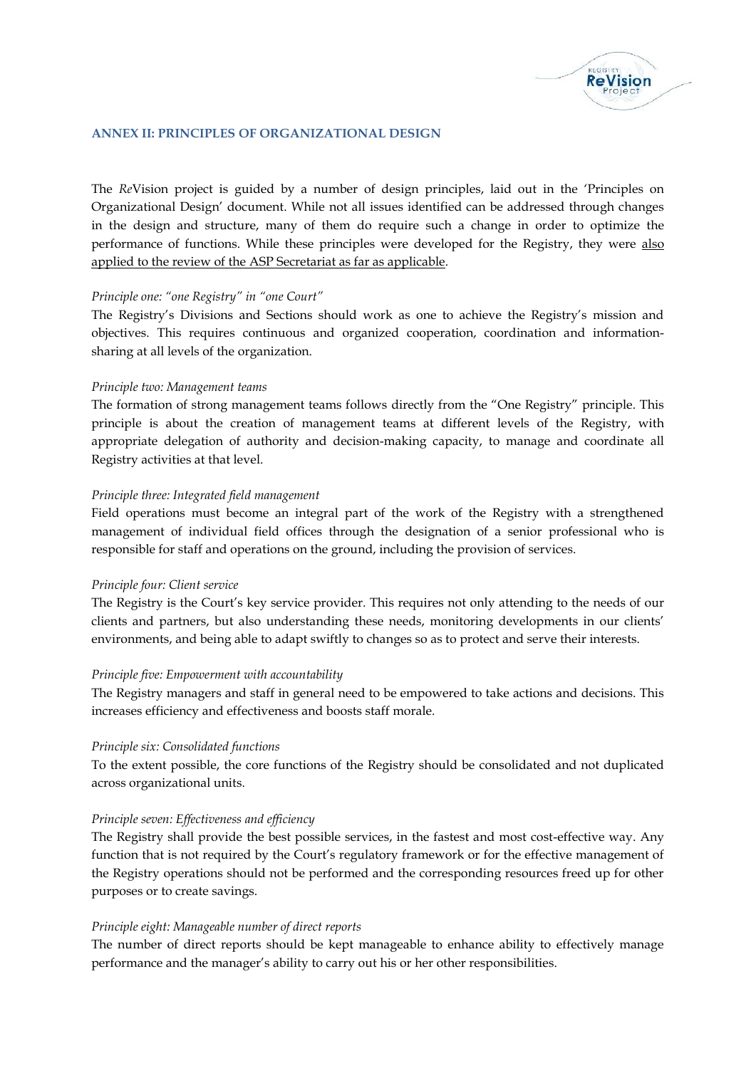## ANNEX II: PRINCIPLES OF ORGANIZATIONAL DESIGN

The *Re*Vision project is guided by a number of design principles, laid out in the 'Principles on Organizational Design' document. While not all issues identified can be addressed through changes in the design and structure, many of them do require such a change in order to optimize the performance of functions. While these principles were developed for the Registry, they were <u>also applied to the review of the ASP Secretariat as far as applicable</u>.

*Principle one: "one Registry" in "one Court"*

The Registry's Divisions and Sections should work as one to achieve the Registry's mission and objectives. This requires continuous and organized cooperation, coordination and information-sharing at all levels of the organization.

*Principle two: Management teams*

The formation of strong management teams follows directly from the "One Registry" principle. This principle is about the creation of management teams at different levels of the Registry, with appropriate delegation of authority and decision-making capacity, to manage and coordinate all Registry activities at that level.

*Principle three: Integrated field management*

Field operations must become an integral part of the work of the Registry with a strengthened management of individual field offices through the designation of a senior professional who is responsible for staff and operations on the ground, including the provision of services.

*Principle four: Client service*

The Registry is the Court's key service provider. This requires not only attending to the needs of our clients and partners, but also understanding these needs, monitoring developments in our clients' environments, and being able to adapt swiftly to changes so as to protect and serve their interests.

*Principle five: Empowerment with accountability*

The Registry managers and staff in general need to be empowered to take actions and decisions. This increases efficiency and effectiveness and boosts staff morale.

*Principle six: Consolidated functions*

To the extent possible, the core functions of the Registry should be consolidated and not duplicated across organizational units.

*Principle seven: Effectiveness and efficiency*

The Registry shall provide the best possible services, in the fastest and most cost-effective way. Any function that is not required by the Court's regulatory framework or for the effective management of the Registry operations should not be performed and the corresponding resources freed up for other purposes or to create savings.

*Principle eight: Manageable number of direct reports*

The number of direct reports should be kept manageable to enhance ability to effectively manage performance and the manager's ability to carry out his or her other responsibilities.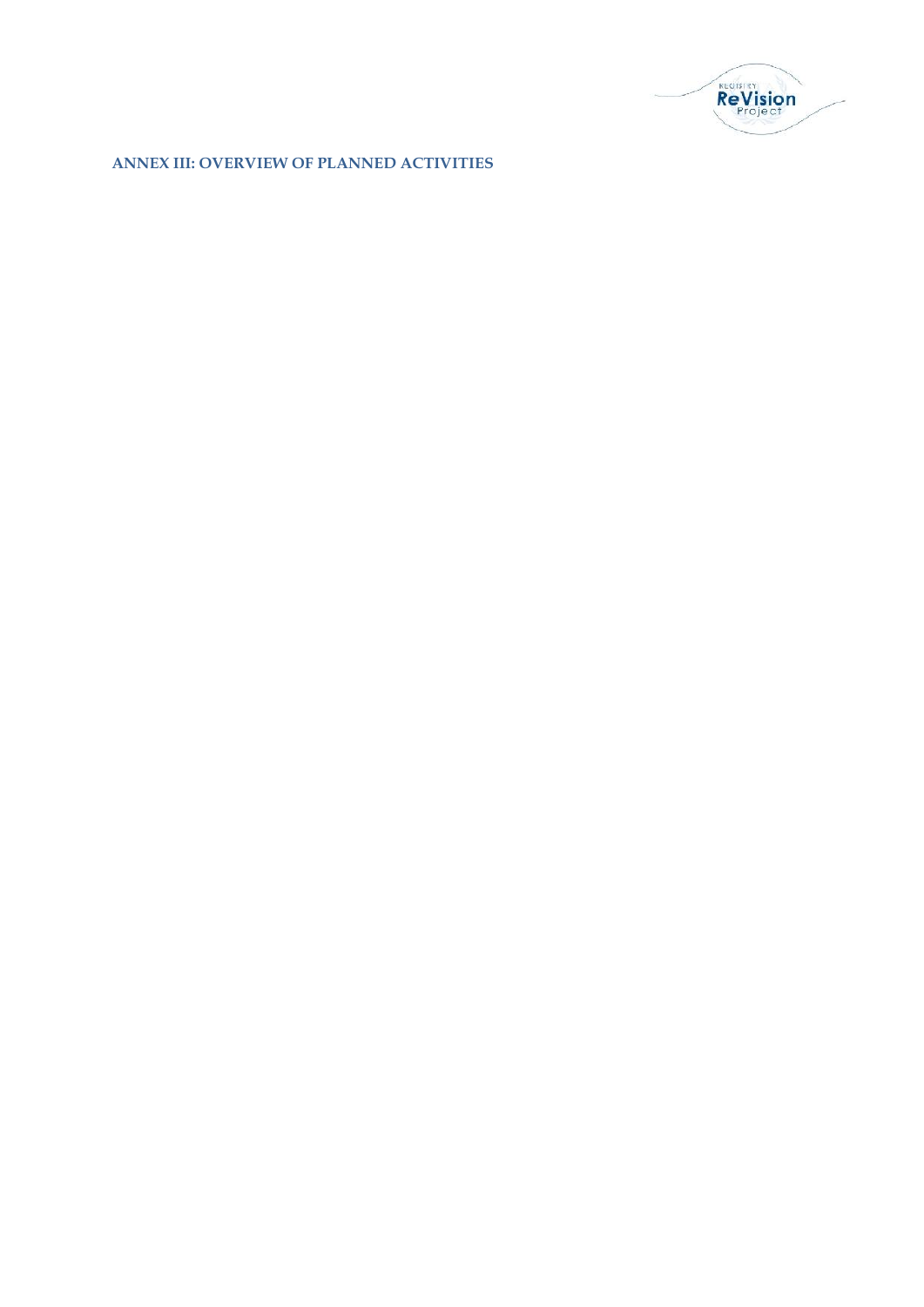## ANNEX III: OVERVIEW OF PLANNED ACTIVITIES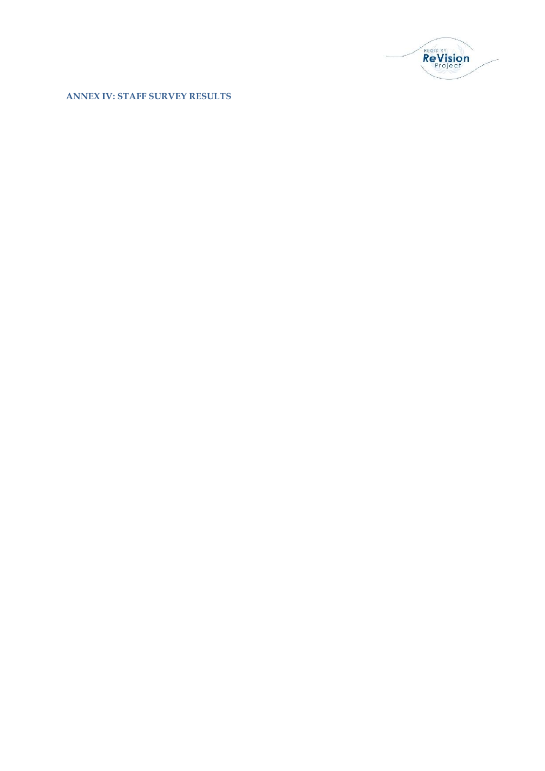## ANNEX IV: STAFF SURVEY RESULTS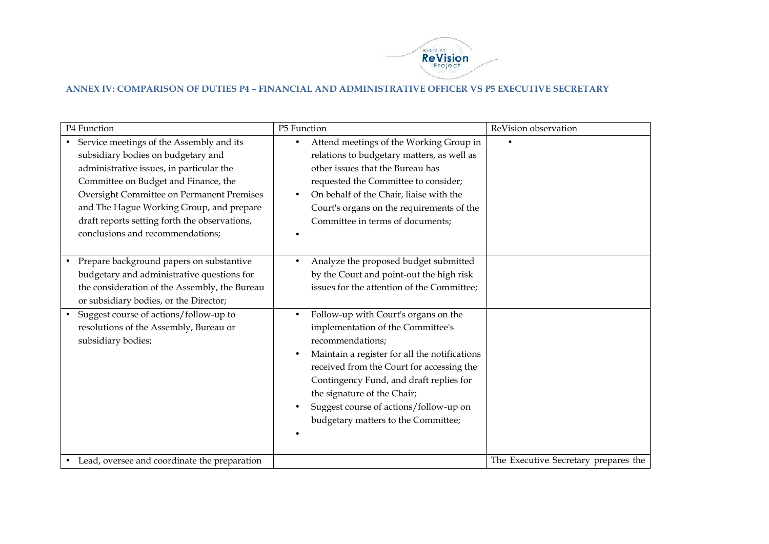## ANNEX IV: COMPARISON OF DUTIES P4 – FINANCIAL AND ADMINISTRATIVE OFFICER VS P5 EXECUTIVE SECRETARY

| P4 Function | P5 Function | ReVision observation |
|---|---|---|
| • Service meetings of the Assembly and its subsidiary bodies on budgetary and administrative issues, in particular the Committee on Budget and Finance, the Oversight Committee on Permanent Premises and The Hague Working Group, and prepare draft reports setting forth the observations, conclusions and recommendations; | • Attend meetings of the Working Group in relations to budgetary matters, as well as other issues that the Bureau has requested the Committee to consider;<br>• On behalf of the Chair, liaise with the Court's organs on the requirements of the Committee in terms of documents;<br>• | • |
| • Prepare background papers on substantive budgetary and administrative questions for the consideration of the Assembly, the Bureau or subsidiary bodies, or the Director; | • Analyze the proposed budget submitted by the Court and point-out the high risk issues for the attention of the Committee; | |
| • Suggest course of actions/follow-up to resolutions of the Assembly, Bureau or subsidiary bodies; | • Follow-up with Court's organs on the implementation of the Committee's recommendations;<br>• Maintain a register for all the notifications received from the Court for accessing the Contingency Fund, and draft replies for the signature of the Chair;<br>• Suggest course of actions/follow-up on budgetary matters to the Committee;<br>• | |
| • Lead, oversee and coordinate the preparation | | The Executive Secretary prepares the |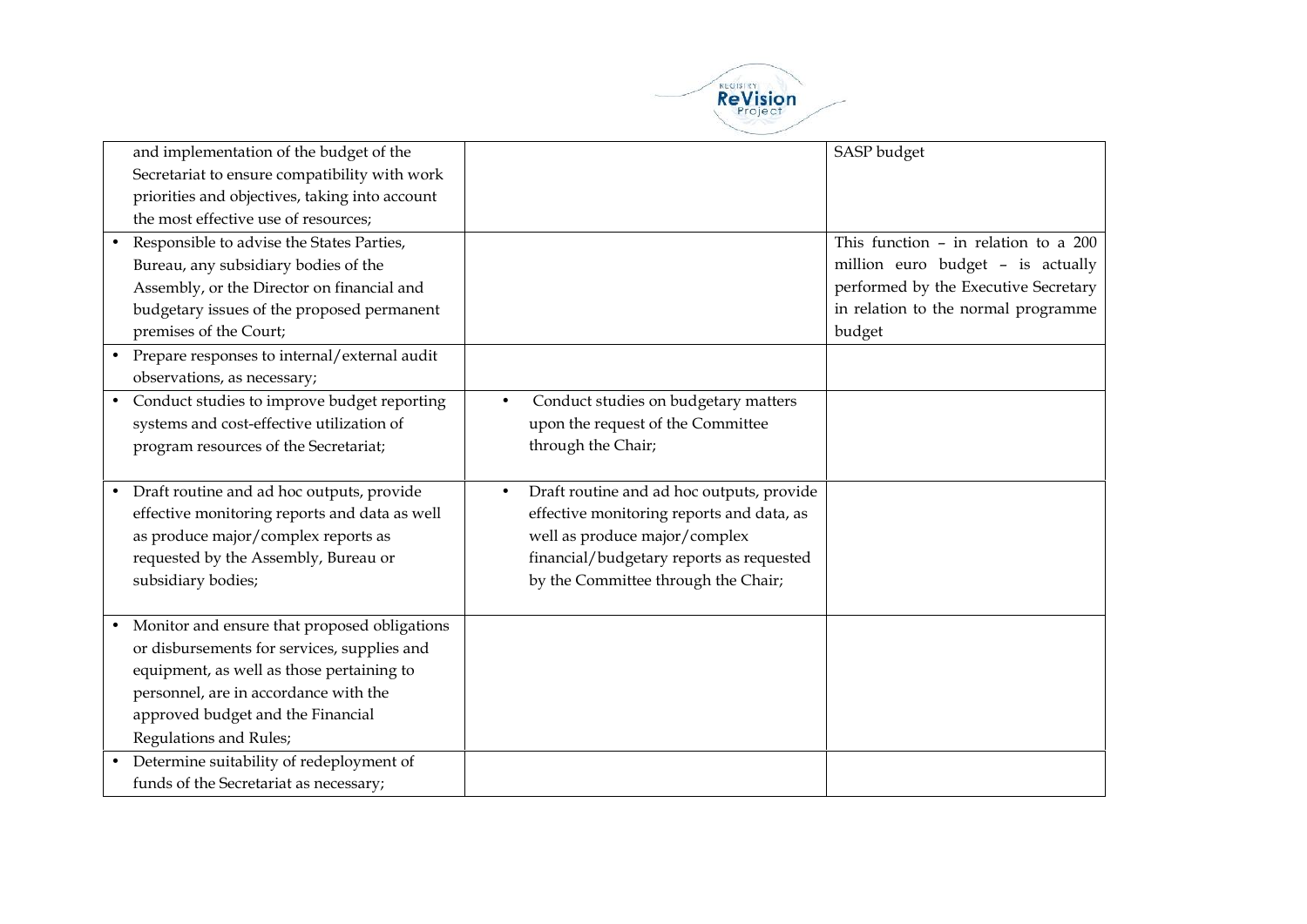| | | |
|---|---|---|
| and implementation of the budget of the Secretariat to ensure compatibility with work priorities and objectives, taking into account the most effective use of resources; | | SASP budget |
| • Responsible to advise the States Parties, Bureau, any subsidiary bodies of the Assembly, or the Director on financial and budgetary issues of the proposed permanent premises of the Court; | | This function – in relation to a 200 million euro budget – is actually performed by the Executive Secretary in relation to the normal programme budget |
| • Prepare responses to internal/external audit observations, as necessary; | | |
| • Conduct studies to improve budget reporting systems and cost-effective utilization of program resources of the Secretariat; | • Conduct studies on budgetary matters upon the request of the Committee through the Chair; | |
| • Draft routine and ad hoc outputs, provide effective monitoring reports and data as well as produce major/complex reports as requested by the Assembly, Bureau or subsidiary bodies; | • Draft routine and ad hoc outputs, provide effective monitoring reports and data, as well as produce major/complex financial/budgetary reports as requested by the Committee through the Chair; | |
| • Monitor and ensure that proposed obligations or disbursements for services, supplies and equipment, as well as those pertaining to personnel, are in accordance with the approved budget and the Financial Regulations and Rules; | | |
| • Determine suitability of redeployment of funds of the Secretariat as necessary; | | |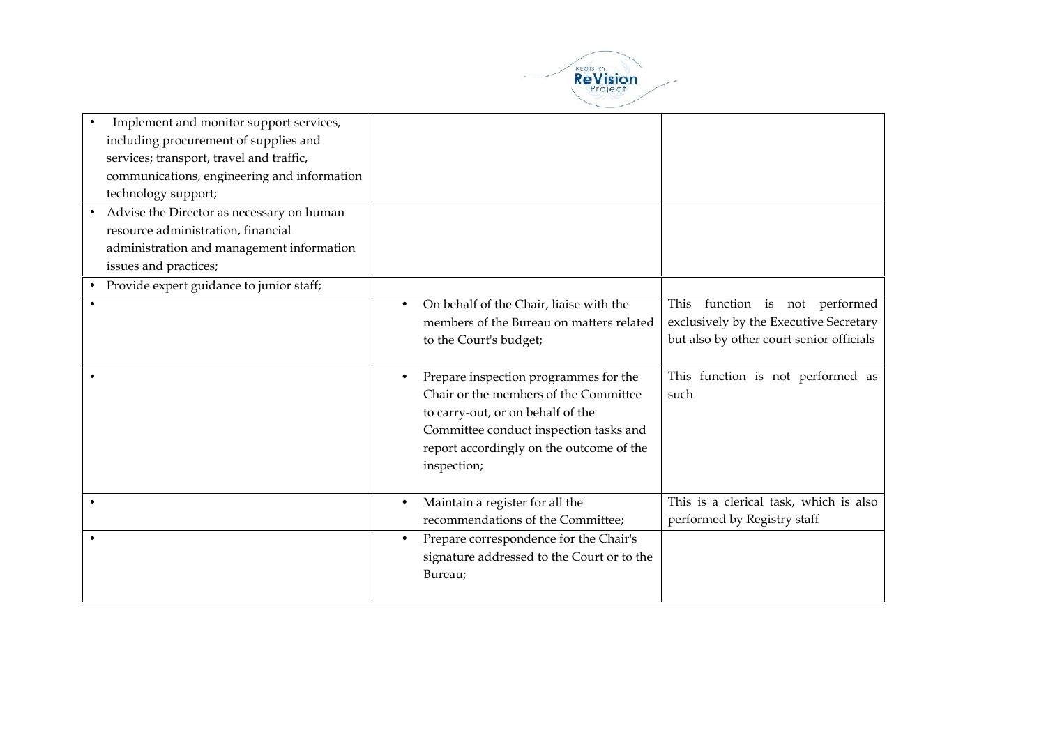| | | |
|---|---|---|
| • Implement and monitor support services, including procurement of supplies and services; transport, travel and traffic, communications, engineering and information technology support; | | |
| • Advise the Director as necessary on human resource administration, financial administration and management information issues and practices; | | |
| • Provide expert guidance to junior staff; | | |
| • | • On behalf of the Chair, liaise with the members of the Bureau on matters related to the Court's budget; | This function is not performed exclusively by the Executive Secretary but also by other court senior officials |
| • | • Prepare inspection programmes for the Chair or the members of the Committee to carry-out, or on behalf of the Committee conduct inspection tasks and report accordingly on the outcome of the inspection; | This function is not performed as such |
| • | • Maintain a register for all the recommendations of the Committee; | This is a clerical task, which is also performed by Registry staff |
| • | • Prepare correspondence for the Chair's signature addressed to the Court or to the Bureau; | |